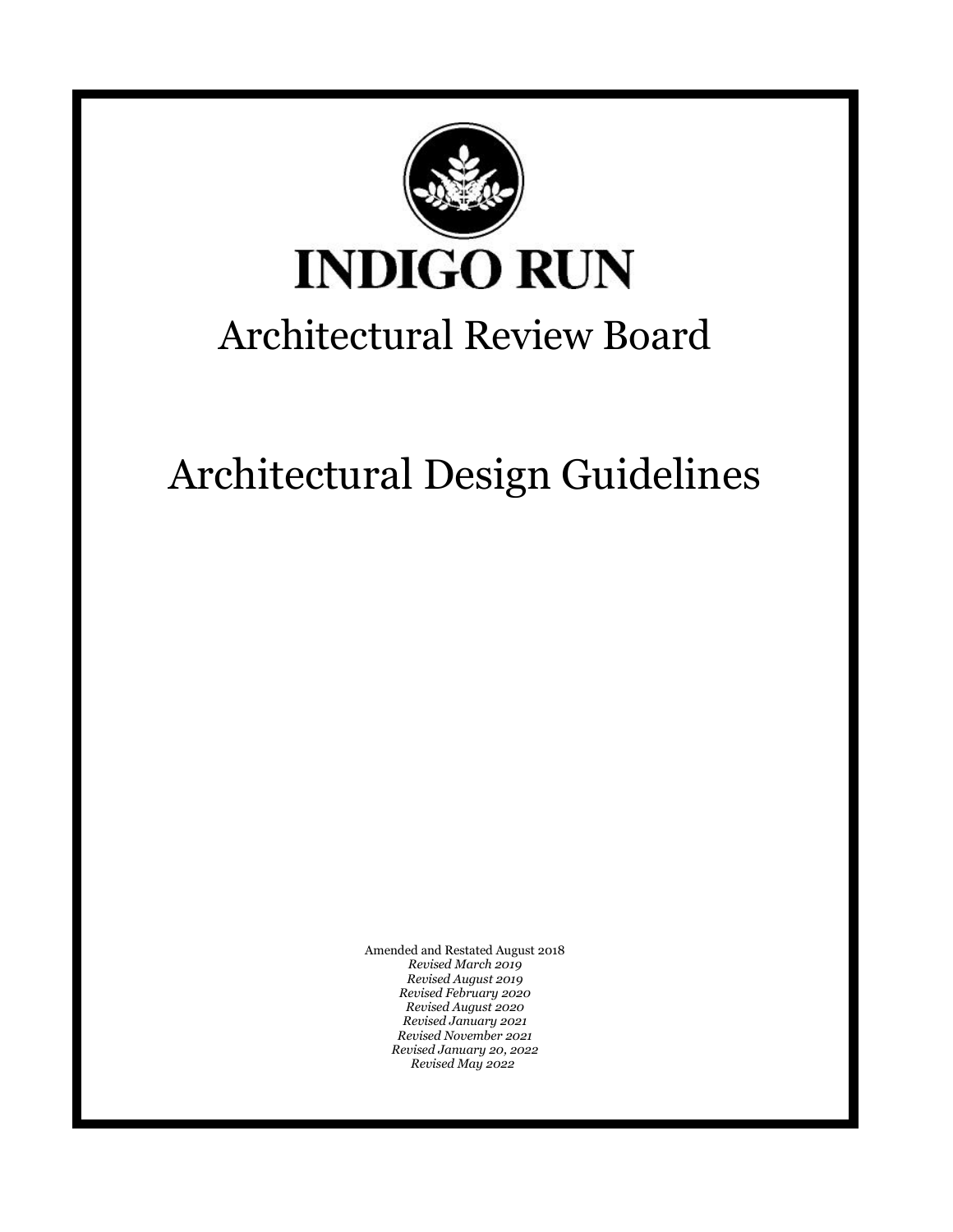# INDIGO RUN

## Architectural Review Board

## Architectural Design Guidelines

Amended and Restated August 2018
*Revised March 2019*
*Revised August 2019*
*Revised February 2020*
*Revised August 2020*
*Revised January 2021*
*Revised November 2021*
*Revised January 20, 2022*
*Revised May 2022*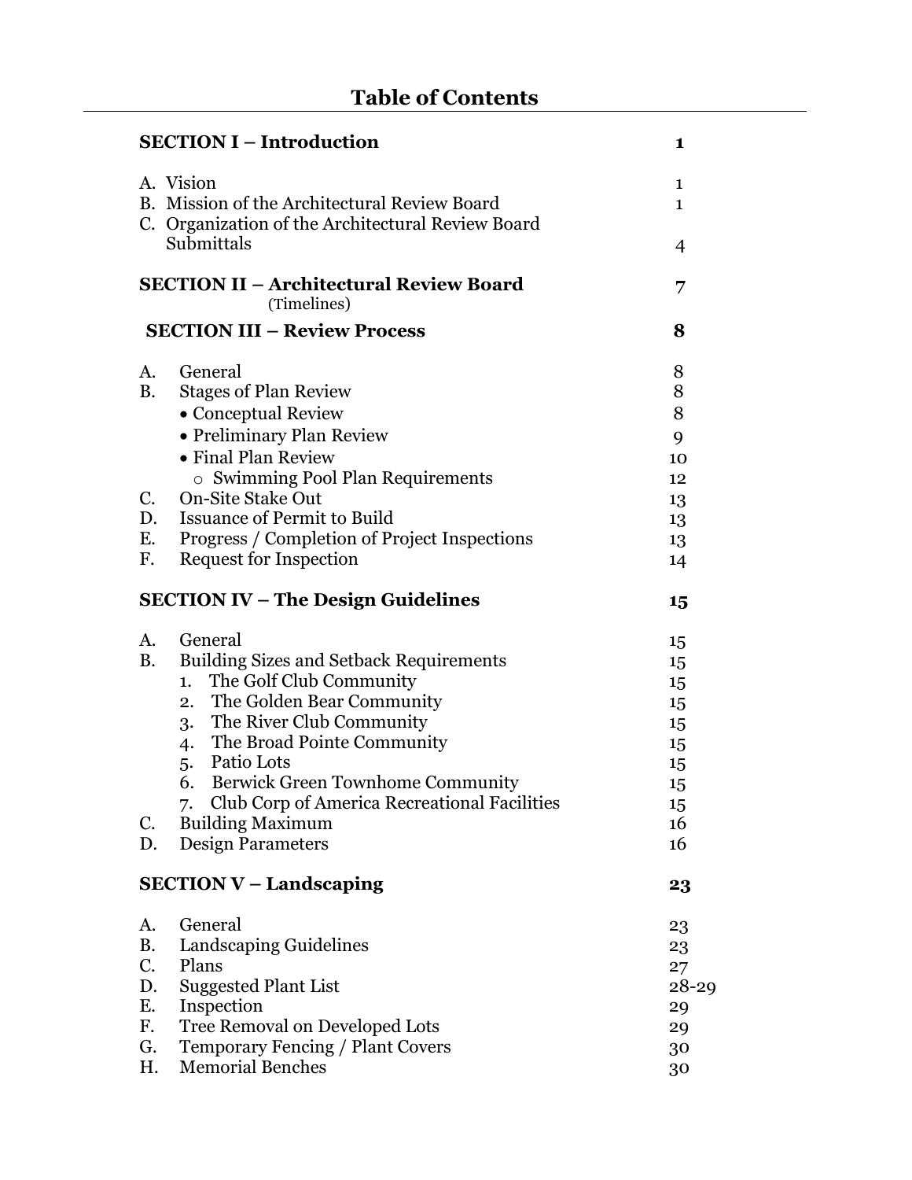# Table of Contents

| | |
|---|---|
| **SECTION I – Introduction** | **1** |
| A. Vision | 1 |
| B. Mission of the Architectural Review Board | 1 |
| C. Organization of the Architectural Review Board Submittals | 4 |
| **SECTION II – Architectural Review Board** (Timelines) | **7** |
| **SECTION III – Review Process** | **8** |
| A. General | 8 |
| B. Stages of Plan Review | 8 |
| • Conceptual Review | 8 |
| • Preliminary Plan Review | 9 |
| • Final Plan Review | 10 |
| o Swimming Pool Plan Requirements | 12 |
| C. On-Site Stake Out | 13 |
| D. Issuance of Permit to Build | 13 |
| E. Progress / Completion of Project Inspections | 13 |
| F. Request for Inspection | 14 |
| **SECTION IV – The Design Guidelines** | **15** |
| A. General | 15 |
| B. Building Sizes and Setback Requirements | 15 |
| 1. The Golf Club Community | 15 |
| 2. The Golden Bear Community | 15 |
| 3. The River Club Community | 15 |
| 4. The Broad Pointe Community | 15 |
| 5. Patio Lots | 15 |
| 6. Berwick Green Townhome Community | 15 |
| 7. Club Corp of America Recreational Facilities | 15 |
| C. Building Maximum | 16 |
| D. Design Parameters | 16 |
| **SECTION V – Landscaping** | **23** |
| A. General | 23 |
| B. Landscaping Guidelines | 23 |
| C. Plans | 27 |
| D. Suggested Plant List | 28-29 |
| E. Inspection | 29 |
| F. Tree Removal on Developed Lots | 29 |
| G. Temporary Fencing / Plant Covers | 30 |
| H. Memorial Benches | 30 |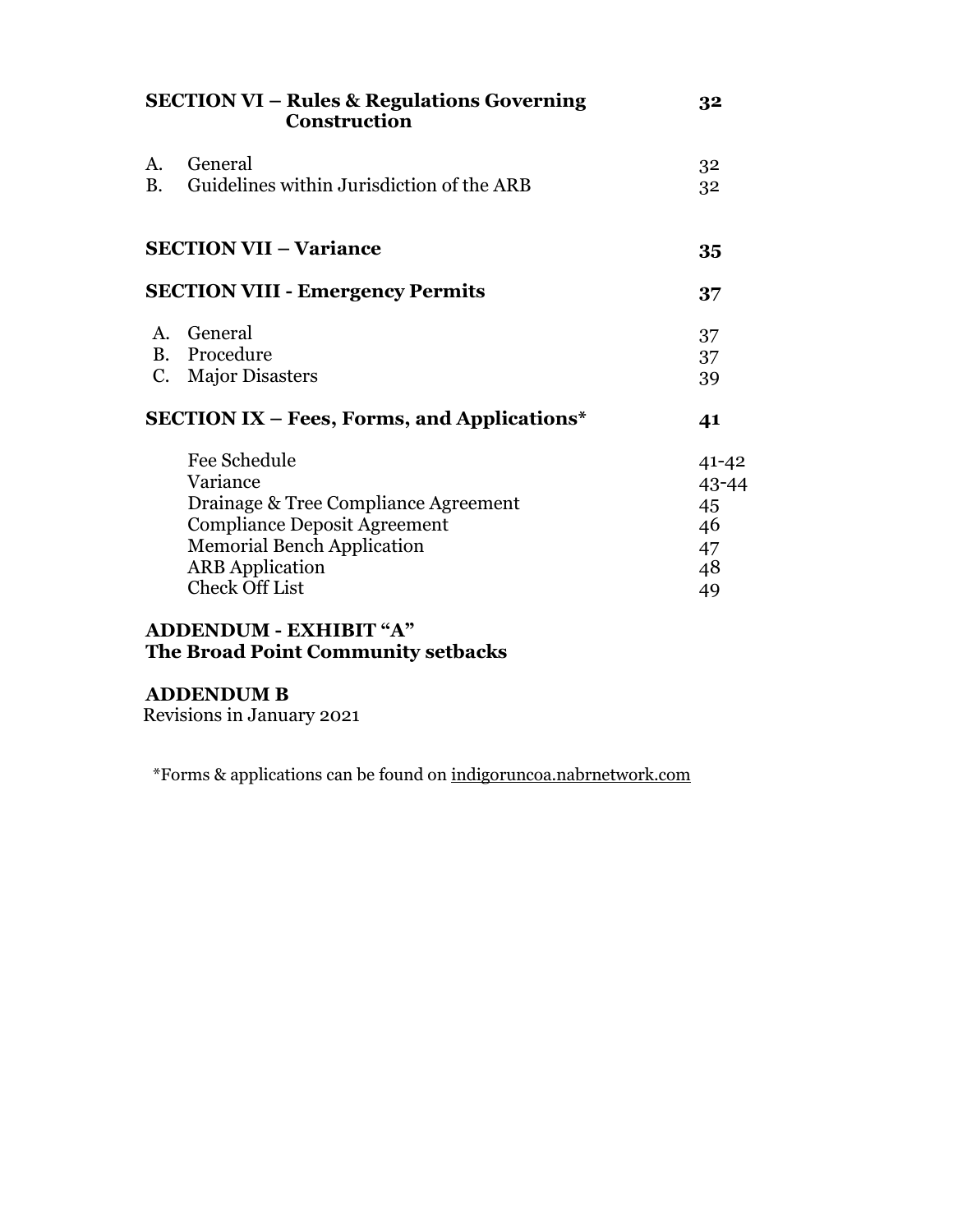| | | |
|---|---|---|
| **SECTION VI – Rules & Regulations Governing Construction** | | **32** |
| A. | General | 32 |
| B. | Guidelines within Jurisdiction of the ARB | 32 |
| **SECTION VII – Variance** | | **35** |
| **SECTION VIII - Emergency Permits** | | **37** |
| A. | General | 37 |
| B. | Procedure | 37 |
| C. | Major Disasters | 39 |
| **SECTION IX – Fees, Forms, and Applications*** | | **41** |
| | Fee Schedule | 41-42 |
| | Variance | 43-44 |
| | Drainage & Tree Compliance Agreement | 45 |
| | Compliance Deposit Agreement | 46 |
| | Memorial Bench Application | 47 |
| | ARB Application | 48 |
| | Check Off List | 49 |

**ADDENDUM - EXHIBIT "A"**
**The Broad Point Community setbacks**

**ADDENDUM B**
Revisions in January 2021

*Forms & applications can be found on indigoruncoa.nabrnetwork.com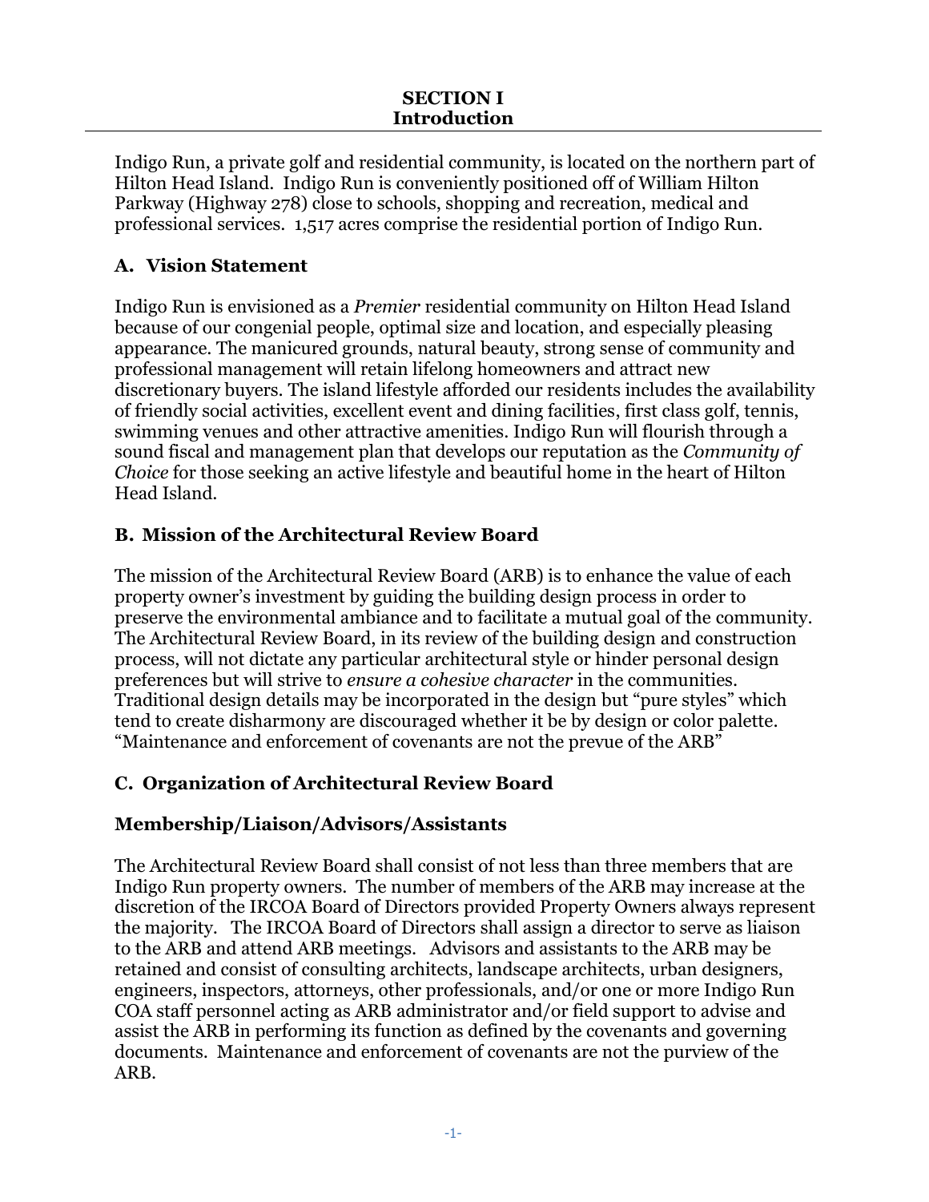# SECTION I
# Introduction

Indigo Run, a private golf and residential community, is located on the northern part of Hilton Head Island. Indigo Run is conveniently positioned off of William Hilton Parkway (Highway 278) close to schools, shopping and recreation, medical and professional services. 1,517 acres comprise the residential portion of Indigo Run.

## A. Vision Statement

Indigo Run is envisioned as a *Premier* residential community on Hilton Head Island because of our congenial people, optimal size and location, and especially pleasing appearance. The manicured grounds, natural beauty, strong sense of community and professional management will retain lifelong homeowners and attract new discretionary buyers. The island lifestyle afforded our residents includes the availability of friendly social activities, excellent event and dining facilities, first class golf, tennis, swimming venues and other attractive amenities. Indigo Run will flourish through a sound fiscal and management plan that develops our reputation as the *Community of Choice* for those seeking an active lifestyle and beautiful home in the heart of Hilton Head Island.

## B. Mission of the Architectural Review Board

The mission of the Architectural Review Board (ARB) is to enhance the value of each property owner's investment by guiding the building design process in order to preserve the environmental ambiance and to facilitate a mutual goal of the community. The Architectural Review Board, in its review of the building design and construction process, will not dictate any particular architectural style or hinder personal design preferences but will strive to *ensure a cohesive character* in the communities. Traditional design details may be incorporated in the design but "pure styles" which tend to create disharmony are discouraged whether it be by design or color palette. "Maintenance and enforcement of covenants are not the prevue of the ARB"

## C. Organization of Architectural Review Board

### Membership/Liaison/Advisors/Assistants

The Architectural Review Board shall consist of not less than three members that are Indigo Run property owners. The number of members of the ARB may increase at the discretion of the IRCOA Board of Directors provided Property Owners always represent the majority. The IRCOA Board of Directors shall assign a director to serve as liaison to the ARB and attend ARB meetings. Advisors and assistants to the ARB may be retained and consist of consulting architects, landscape architects, urban designers, engineers, inspectors, attorneys, other professionals, and/or one or more Indigo Run COA staff personnel acting as ARB administrator and/or field support to advise and assist the ARB in performing its function as defined by the covenants and governing documents. Maintenance and enforcement of covenants are not the purview of the ARB.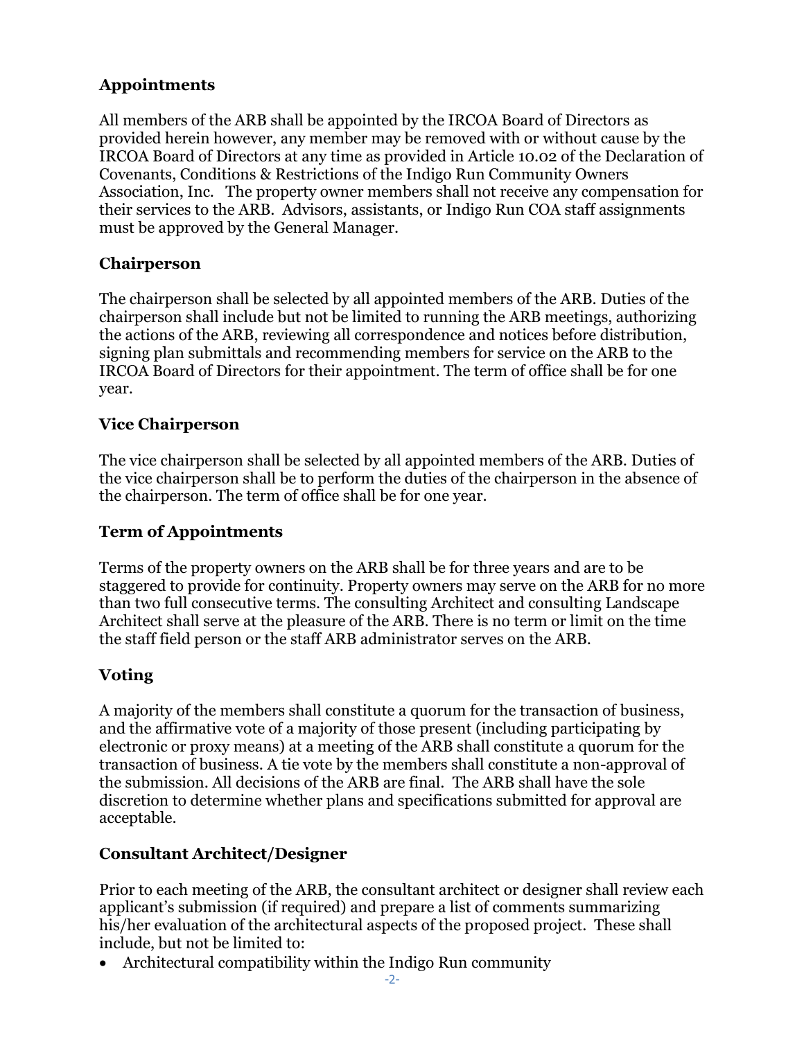### Appointments

All members of the ARB shall be appointed by the IRCOA Board of Directors as provided herein however, any member may be removed with or without cause by the IRCOA Board of Directors at any time as provided in Article 10.02 of the Declaration of Covenants, Conditions & Restrictions of the Indigo Run Community Owners Association, Inc. The property owner members shall not receive any compensation for their services to the ARB. Advisors, assistants, or Indigo Run COA staff assignments must be approved by the General Manager.

### Chairperson

The chairperson shall be selected by all appointed members of the ARB. Duties of the chairperson shall include but not be limited to running the ARB meetings, authorizing the actions of the ARB, reviewing all correspondence and notices before distribution, signing plan submittals and recommending members for service on the ARB to the IRCOA Board of Directors for their appointment. The term of office shall be for one year.

### Vice Chairperson

The vice chairperson shall be selected by all appointed members of the ARB. Duties of the vice chairperson shall be to perform the duties of the chairperson in the absence of the chairperson. The term of office shall be for one year.

### Term of Appointments

Terms of the property owners on the ARB shall be for three years and are to be staggered to provide for continuity. Property owners may serve on the ARB for no more than two full consecutive terms. The consulting Architect and consulting Landscape Architect shall serve at the pleasure of the ARB. There is no term or limit on the time the staff field person or the staff ARB administrator serves on the ARB.

### Voting

A majority of the members shall constitute a quorum for the transaction of business, and the affirmative vote of a majority of those present (including participating by electronic or proxy means) at a meeting of the ARB shall constitute a quorum for the transaction of business. A tie vote by the members shall constitute a non-approval of the submission. All decisions of the ARB are final. The ARB shall have the sole discretion to determine whether plans and specifications submitted for approval are acceptable.

### Consultant Architect/Designer

Prior to each meeting of the ARB, the consultant architect or designer shall review each applicant's submission (if required) and prepare a list of comments summarizing his/her evaluation of the architectural aspects of the proposed project. These shall include, but not be limited to:

- Architectural compatibility within the Indigo Run community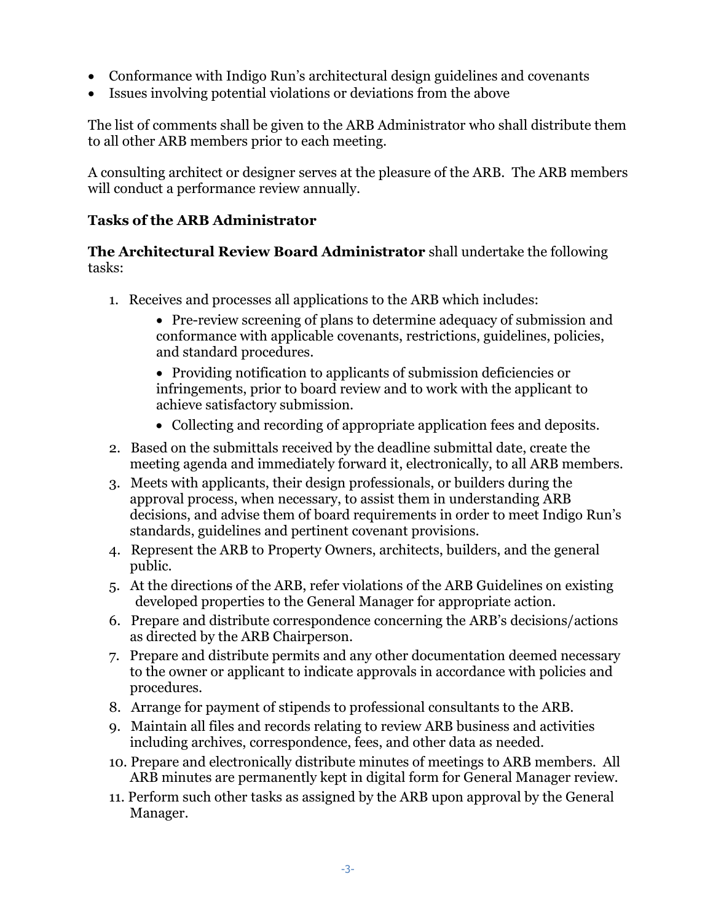- Conformance with Indigo Run's architectural design guidelines and covenants
- Issues involving potential violations or deviations from the above

The list of comments shall be given to the ARB Administrator who shall distribute them to all other ARB members prior to each meeting.

A consulting architect or designer serves at the pleasure of the ARB. The ARB members will conduct a performance review annually.

### Tasks of the ARB Administrator

**The Architectural Review Board Administrator** shall undertake the following tasks:

1. Receives and processes all applications to the ARB which includes:
   - Pre-review screening of plans to determine adequacy of submission and conformance with applicable covenants, restrictions, guidelines, policies, and standard procedures.
   - Providing notification to applicants of submission deficiencies or infringements, prior to board review and to work with the applicant to achieve satisfactory submission.
   - Collecting and recording of appropriate application fees and deposits.
2. Based on the submittals received by the deadline submittal date, create the meeting agenda and immediately forward it, electronically, to all ARB members.
3. Meets with applicants, their design professionals, or builders during the approval process, when necessary, to assist them in understanding ARB decisions, and advise them of board requirements in order to meet Indigo Run's standards, guidelines and pertinent covenant provisions.
4. Represent the ARB to Property Owners, architects, builders, and the general public.
5. At the directions of the ARB, refer violations of the ARB Guidelines on existing developed properties to the General Manager for appropriate action.
6. Prepare and distribute correspondence concerning the ARB's decisions/actions as directed by the ARB Chairperson.
7. Prepare and distribute permits and any other documentation deemed necessary to the owner or applicant to indicate approvals in accordance with policies and procedures.
8. Arrange for payment of stipends to professional consultants to the ARB.
9. Maintain all files and records relating to review ARB business and activities including archives, correspondence, fees, and other data as needed.
10. Prepare and electronically distribute minutes of meetings to ARB members. All ARB minutes are permanently kept in digital form for General Manager review.
11. Perform such other tasks as assigned by the ARB upon approval by the General Manager.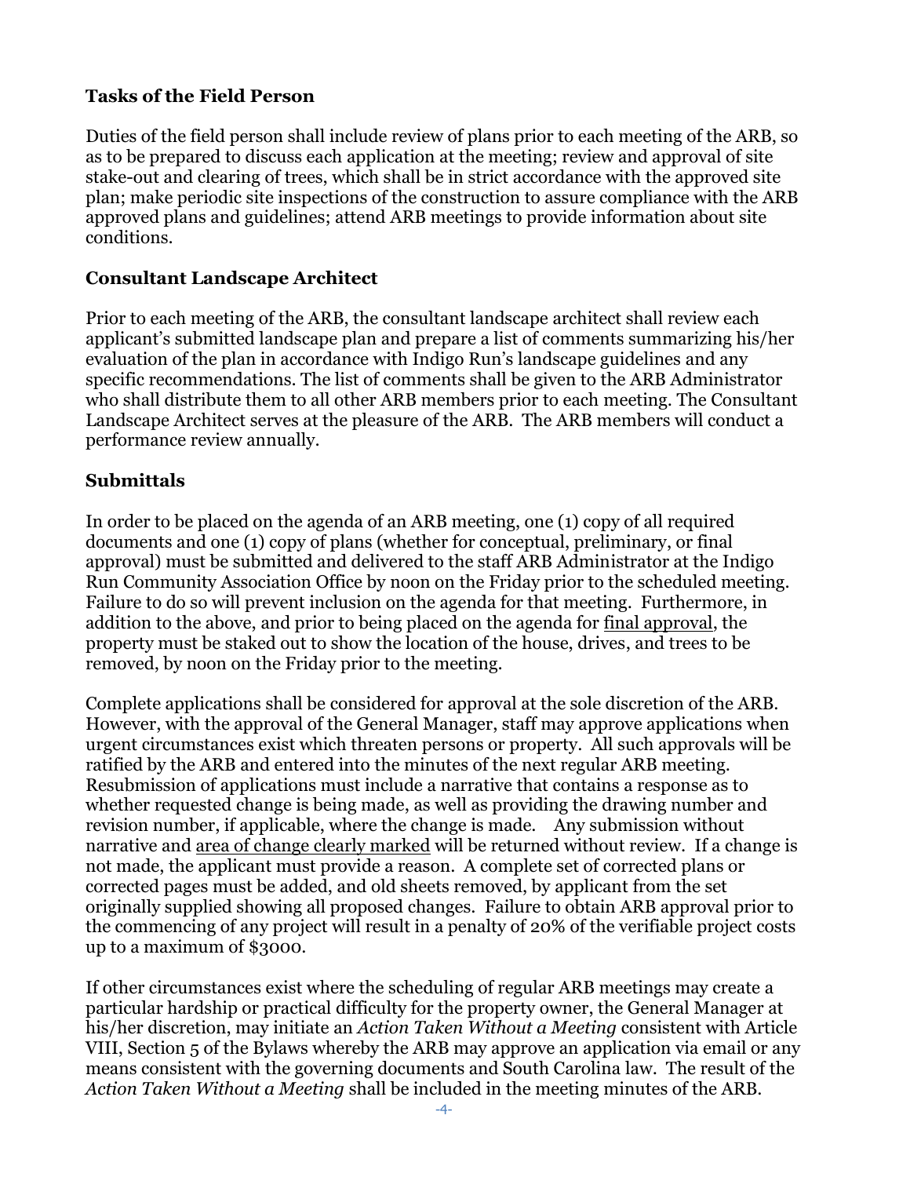### Tasks of the Field Person

Duties of the field person shall include review of plans prior to each meeting of the ARB, so as to be prepared to discuss each application at the meeting; review and approval of site stake-out and clearing of trees, which shall be in strict accordance with the approved site plan; make periodic site inspections of the construction to assure compliance with the ARB approved plans and guidelines; attend ARB meetings to provide information about site conditions.

### Consultant Landscape Architect

Prior to each meeting of the ARB, the consultant landscape architect shall review each applicant's submitted landscape plan and prepare a list of comments summarizing his/her evaluation of the plan in accordance with Indigo Run's landscape guidelines and any specific recommendations. The list of comments shall be given to the ARB Administrator who shall distribute them to all other ARB members prior to each meeting. The Consultant Landscape Architect serves at the pleasure of the ARB. The ARB members will conduct a performance review annually.

### Submittals

In order to be placed on the agenda of an ARB meeting, one (1) copy of all required documents and one (1) copy of plans (whether for conceptual, preliminary, or final approval) must be submitted and delivered to the staff ARB Administrator at the Indigo Run Community Association Office by noon on the Friday prior to the scheduled meeting. Failure to do so will prevent inclusion on the agenda for that meeting. Furthermore, in addition to the above, and prior to being placed on the agenda for <u>final approval</u>, the property must be staked out to show the location of the house, drives, and trees to be removed, by noon on the Friday prior to the meeting.

Complete applications shall be considered for approval at the sole discretion of the ARB. However, with the approval of the General Manager, staff may approve applications when urgent circumstances exist which threaten persons or property. All such approvals will be ratified by the ARB and entered into the minutes of the next regular ARB meeting. Resubmission of applications must include a narrative that contains a response as to whether requested change is being made, as well as providing the drawing number and revision number, if applicable, where the change is made. Any submission without narrative and <u>area of change clearly marked</u> will be returned without review. If a change is not made, the applicant must provide a reason. A complete set of corrected plans or corrected pages must be added, and old sheets removed, by applicant from the set originally supplied showing all proposed changes. Failure to obtain ARB approval prior to the commencing of any project will result in a penalty of 20% of the verifiable project costs up to a maximum of $3000.

If other circumstances exist where the scheduling of regular ARB meetings may create a particular hardship or practical difficulty for the property owner, the General Manager at his/her discretion, may initiate an *Action Taken Without a Meeting* consistent with Article VIII, Section 5 of the Bylaws whereby the ARB may approve an application via email or any means consistent with the governing documents and South Carolina law. The result of the *Action Taken Without a Meeting* shall be included in the meeting minutes of the ARB.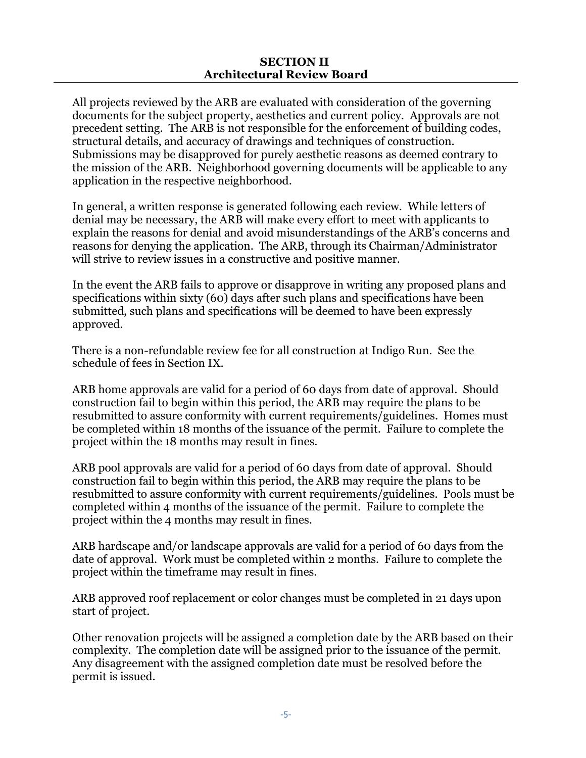## SECTION II
## Architectural Review Board

All projects reviewed by the ARB are evaluated with consideration of the governing documents for the subject property, aesthetics and current policy. Approvals are not precedent setting. The ARB is not responsible for the enforcement of building codes, structural details, and accuracy of drawings and techniques of construction. Submissions may be disapproved for purely aesthetic reasons as deemed contrary to the mission of the ARB. Neighborhood governing documents will be applicable to any application in the respective neighborhood.

In general, a written response is generated following each review. While letters of denial may be necessary, the ARB will make every effort to meet with applicants to explain the reasons for denial and avoid misunderstandings of the ARB's concerns and reasons for denying the application. The ARB, through its Chairman/Administrator will strive to review issues in a constructive and positive manner.

In the event the ARB fails to approve or disapprove in writing any proposed plans and specifications within sixty (60) days after such plans and specifications have been submitted, such plans and specifications will be deemed to have been expressly approved.

There is a non-refundable review fee for all construction at Indigo Run. See the schedule of fees in Section IX.

ARB home approvals are valid for a period of 60 days from date of approval. Should construction fail to begin within this period, the ARB may require the plans to be resubmitted to assure conformity with current requirements/guidelines. Homes must be completed within 18 months of the issuance of the permit. Failure to complete the project within the 18 months may result in fines.

ARB pool approvals are valid for a period of 60 days from date of approval. Should construction fail to begin within this period, the ARB may require the plans to be resubmitted to assure conformity with current requirements/guidelines. Pools must be completed within 4 months of the issuance of the permit. Failure to complete the project within the 4 months may result in fines.

ARB hardscape and/or landscape approvals are valid for a period of 60 days from the date of approval. Work must be completed within 2 months. Failure to complete the project within the timeframe may result in fines.

ARB approved roof replacement or color changes must be completed in 21 days upon start of project.

Other renovation projects will be assigned a completion date by the ARB based on their complexity. The completion date will be assigned prior to the issuance of the permit. Any disagreement with the assigned completion date must be resolved before the permit is issued.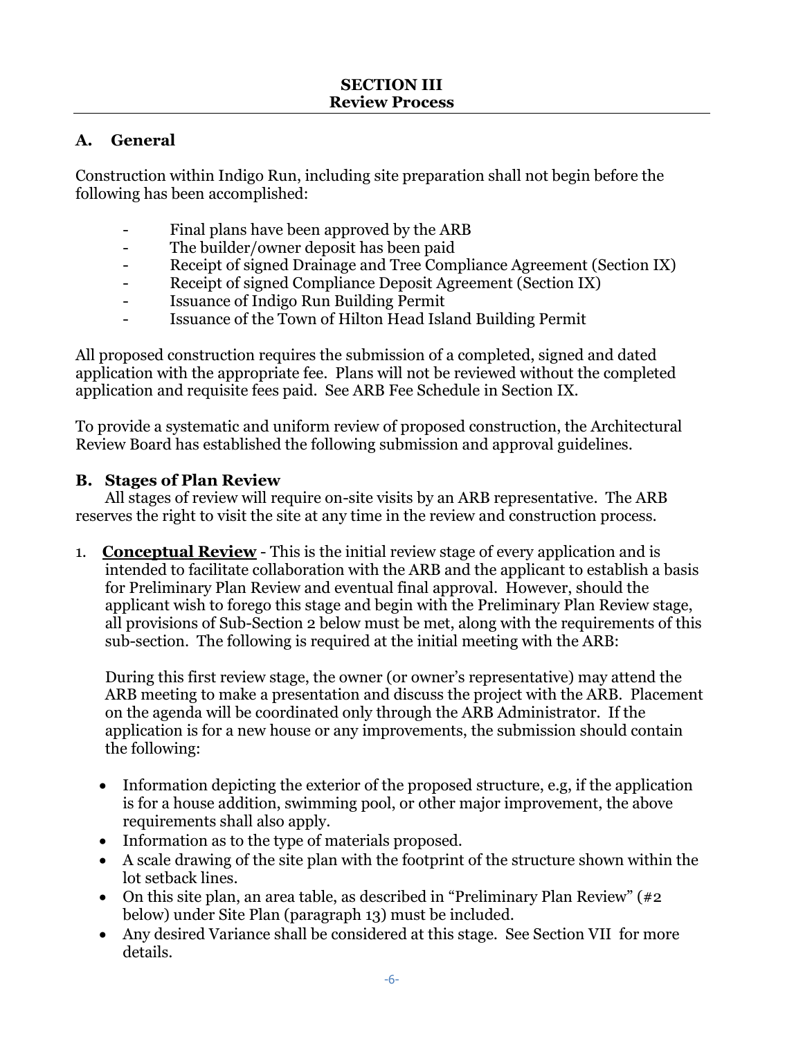## SECTION III
## Review Process

### A. General

Construction within Indigo Run, including site preparation shall not begin before the following has been accomplished:

- Final plans have been approved by the ARB
- The builder/owner deposit has been paid
- Receipt of signed Drainage and Tree Compliance Agreement (Section IX)
- Receipt of signed Compliance Deposit Agreement (Section IX)
- Issuance of Indigo Run Building Permit
- Issuance of the Town of Hilton Head Island Building Permit

All proposed construction requires the submission of a completed, signed and dated application with the appropriate fee. Plans will not be reviewed without the completed application and requisite fees paid. See ARB Fee Schedule in Section IX.

To provide a systematic and uniform review of proposed construction, the Architectural Review Board has established the following submission and approval guidelines.

### B. Stages of Plan Review

All stages of review will require on-site visits by an ARB representative. The ARB reserves the right to visit the site at any time in the review and construction process.

1. **<u>Conceptual Review</u>** - This is the initial review stage of every application and is intended to facilitate collaboration with the ARB and the applicant to establish a basis for Preliminary Plan Review and eventual final approval. However, should the applicant wish to forego this stage and begin with the Preliminary Plan Review stage, all provisions of Sub-Section 2 below must be met, along with the requirements of this sub-section. The following is required at the initial meeting with the ARB:

   During this first review stage, the owner (or owner's representative) may attend the ARB meeting to make a presentation and discuss the project with the ARB. Placement on the agenda will be coordinated only through the ARB Administrator. If the application is for a new house or any improvements, the submission should contain the following:

   - Information depicting the exterior of the proposed structure, e.g, if the application is for a house addition, swimming pool, or other major improvement, the above requirements shall also apply.
   - Information as to the type of materials proposed.
   - A scale drawing of the site plan with the footprint of the structure shown within the lot setback lines.
   - On this site plan, an area table, as described in "Preliminary Plan Review" (#2 below) under Site Plan (paragraph 13) must be included.
   - Any desired Variance shall be considered at this stage. See Section VII for more details.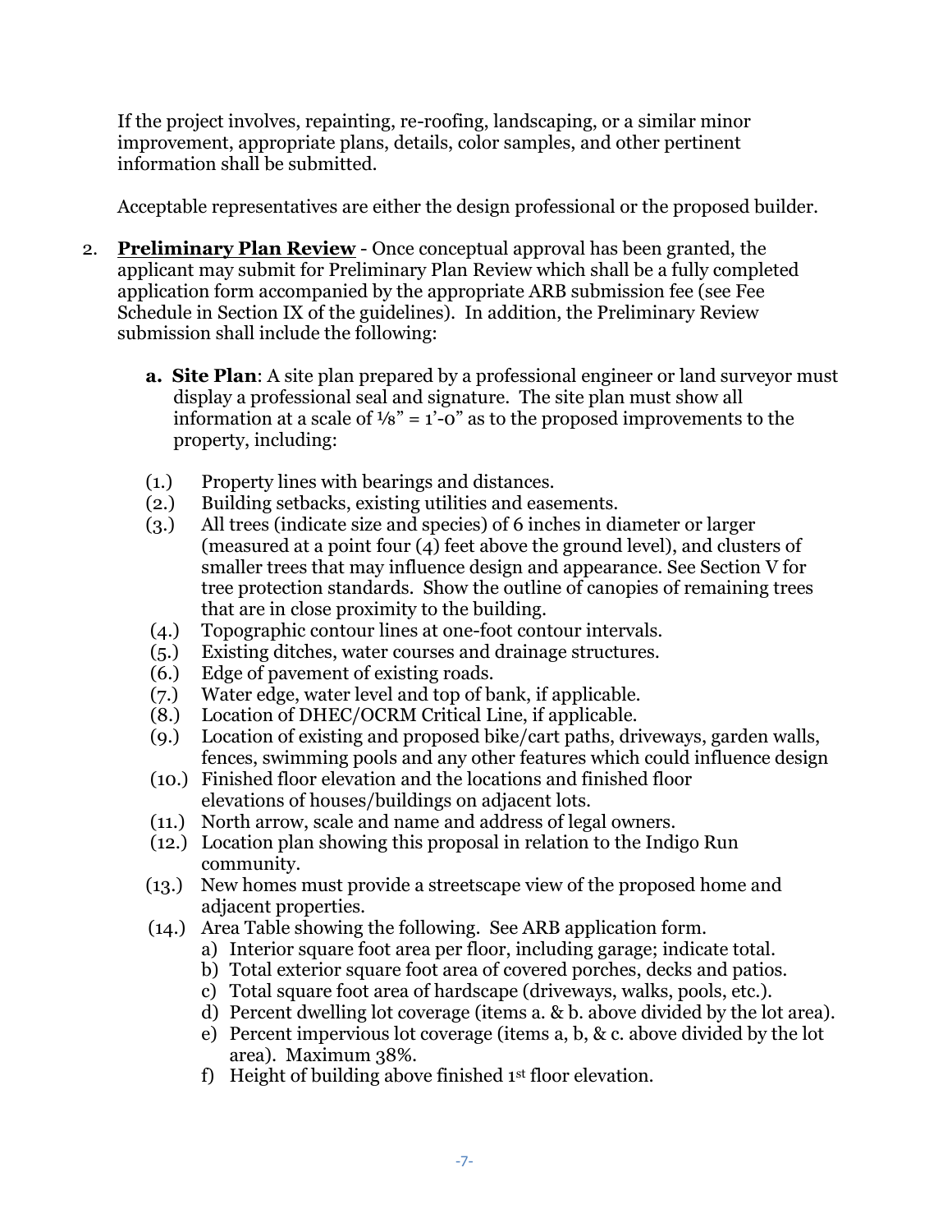If the project involves, repainting, re-roofing, landscaping, or a similar minor improvement, appropriate plans, details, color samples, and other pertinent information shall be submitted.

Acceptable representatives are either the design professional or the proposed builder.

2. **Preliminary Plan Review** - Once conceptual approval has been granted, the applicant may submit for Preliminary Plan Review which shall be a fully completed application form accompanied by the appropriate ARB submission fee (see Fee Schedule in Section IX of the guidelines). In addition, the Preliminary Review submission shall include the following:

   **a. Site Plan**: A site plan prepared by a professional engineer or land surveyor must display a professional seal and signature. The site plan must show all information at a scale of ⅛" = 1'-0" as to the proposed improvements to the property, including:

   (1.) Property lines with bearings and distances.
   (2.) Building setbacks, existing utilities and easements.
   (3.) All trees (indicate size and species) of 6 inches in diameter or larger (measured at a point four (4) feet above the ground level), and clusters of smaller trees that may influence design and appearance. See Section V for tree protection standards. Show the outline of canopies of remaining trees that are in close proximity to the building.
   (4.) Topographic contour lines at one-foot contour intervals.
   (5.) Existing ditches, water courses and drainage structures.
   (6.) Edge of pavement of existing roads.
   (7.) Water edge, water level and top of bank, if applicable.
   (8.) Location of DHEC/OCRM Critical Line, if applicable.
   (9.) Location of existing and proposed bike/cart paths, driveways, garden walls, fences, swimming pools and any other features which could influence design
   (10.) Finished floor elevation and the locations and finished floor elevations of houses/buildings on adjacent lots.
   (11.) North arrow, scale and name and address of legal owners.
   (12.) Location plan showing this proposal in relation to the Indigo Run community.
   (13.) New homes must provide a streetscape view of the proposed home and adjacent properties.
   (14.) Area Table showing the following. See ARB application form.
      a) Interior square foot area per floor, including garage; indicate total.
      b) Total exterior square foot area of covered porches, decks and patios.
      c) Total square foot area of hardscape (driveways, walks, pools, etc.).
      d) Percent dwelling lot coverage (items a. & b. above divided by the lot area).
      e) Percent impervious lot coverage (items a, b, & c. above divided by the lot area). Maximum 38%.
      f) Height of building above finished 1st floor elevation.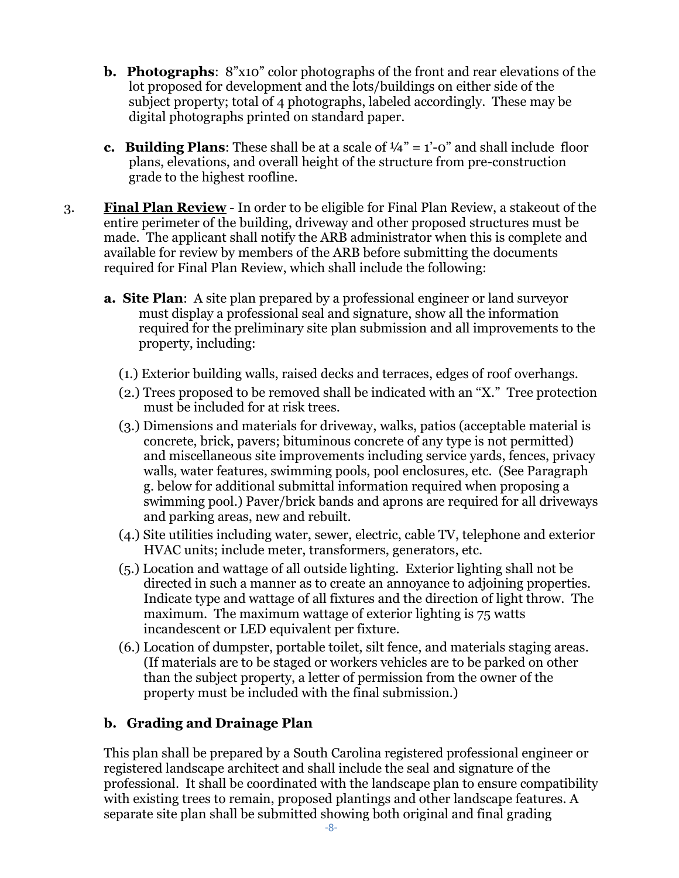**b. Photographs**: 8"x10" color photographs of the front and rear elevations of the lot proposed for development and the lots/buildings on either side of the subject property; total of 4 photographs, labeled accordingly. These may be digital photographs printed on standard paper.

**c. Building Plans**: These shall be at a scale of ¼" = 1'-0" and shall include floor plans, elevations, and overall height of the structure from pre-construction grade to the highest roofline.

3. **Final Plan Review** - In order to be eligible for Final Plan Review, a stakeout of the entire perimeter of the building, driveway and other proposed structures must be made. The applicant shall notify the ARB administrator when this is complete and available for review by members of the ARB before submitting the documents required for Final Plan Review, which shall include the following:

**a. Site Plan**: A site plan prepared by a professional engineer or land surveyor must display a professional seal and signature, show all the information required for the preliminary site plan submission and all improvements to the property, including:

(1.) Exterior building walls, raised decks and terraces, edges of roof overhangs.

(2.) Trees proposed to be removed shall be indicated with an "X." Tree protection must be included for at risk trees.

(3.) Dimensions and materials for driveway, walks, patios (acceptable material is concrete, brick, pavers; bituminous concrete of any type is not permitted) and miscellaneous site improvements including service yards, fences, privacy walls, water features, swimming pools, pool enclosures, etc. (See Paragraph g. below for additional submittal information required when proposing a swimming pool.) Paver/brick bands and aprons are required for all driveways and parking areas, new and rebuilt.

(4.) Site utilities including water, sewer, electric, cable TV, telephone and exterior HVAC units; include meter, transformers, generators, etc.

(5.) Location and wattage of all outside lighting. Exterior lighting shall not be directed in such a manner as to create an annoyance to adjoining properties. Indicate type and wattage of all fixtures and the direction of light throw. The maximum. The maximum wattage of exterior lighting is 75 watts incandescent or LED equivalent per fixture.

(6.) Location of dumpster, portable toilet, silt fence, and materials staging areas. (If materials are to be staged or workers vehicles are to be parked on other than the subject property, a letter of permission from the owner of the property must be included with the final submission.)

**b. Grading and Drainage Plan**

This plan shall be prepared by a South Carolina registered professional engineer or registered landscape architect and shall include the seal and signature of the professional. It shall be coordinated with the landscape plan to ensure compatibility with existing trees to remain, proposed plantings and other landscape features. A separate site plan shall be submitted showing both original and final grading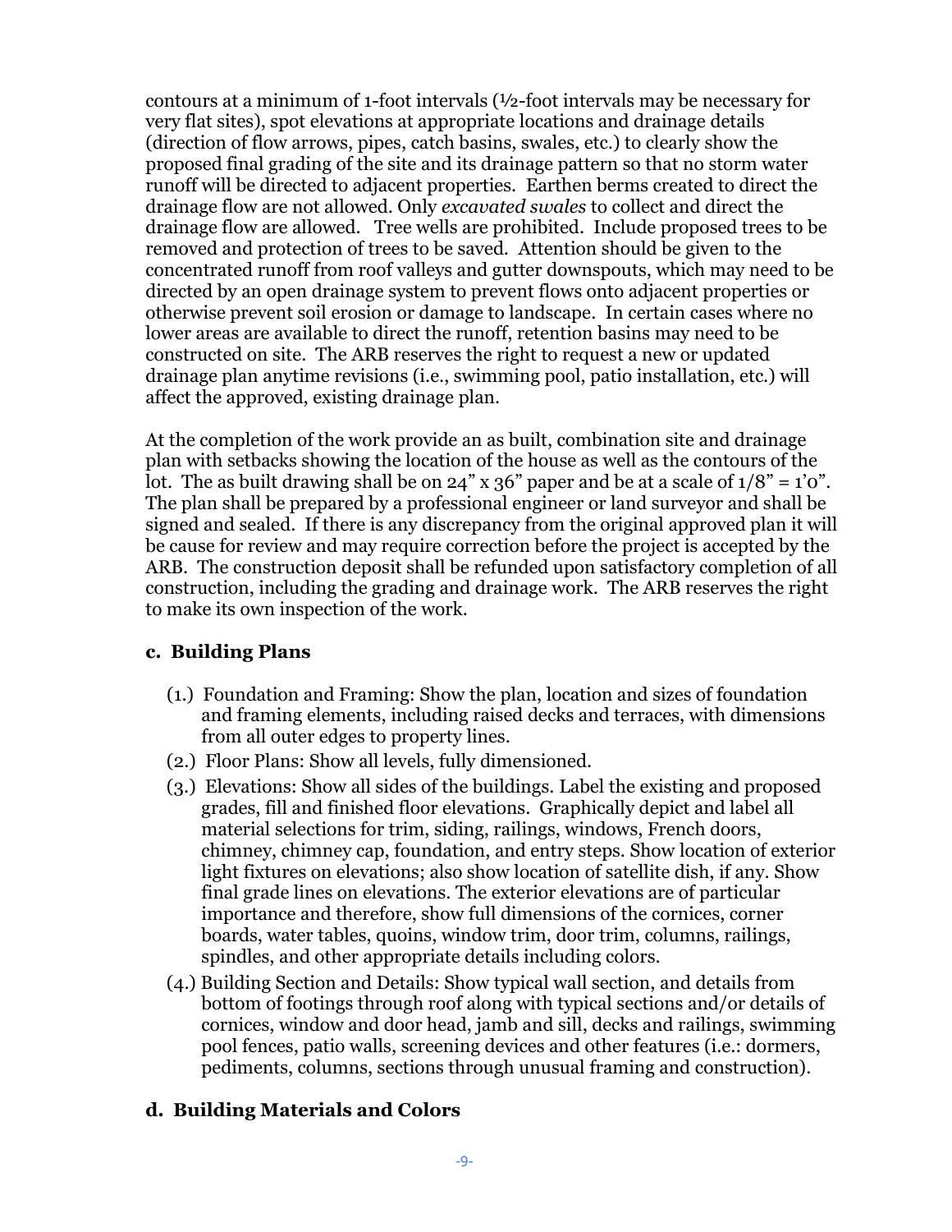contours at a minimum of 1-foot intervals (½-foot intervals may be necessary for very flat sites), spot elevations at appropriate locations and drainage details (direction of flow arrows, pipes, catch basins, swales, etc.) to clearly show the proposed final grading of the site and its drainage pattern so that no storm water runoff will be directed to adjacent properties. Earthen berms created to direct the drainage flow are not allowed. Only *excavated swales* to collect and direct the drainage flow are allowed. Tree wells are prohibited. Include proposed trees to be removed and protection of trees to be saved. Attention should be given to the concentrated runoff from roof valleys and gutter downspouts, which may need to be directed by an open drainage system to prevent flows onto adjacent properties or otherwise prevent soil erosion or damage to landscape. In certain cases where no lower areas are available to direct the runoff, retention basins may need to be constructed on site. The ARB reserves the right to request a new or updated drainage plan anytime revisions (i.e., swimming pool, patio installation, etc.) will affect the approved, existing drainage plan.

At the completion of the work provide an as built, combination site and drainage plan with setbacks showing the location of the house as well as the contours of the lot. The as built drawing shall be on 24" x 36" paper and be at a scale of 1/8" = 1'0". The plan shall be prepared by a professional engineer or land surveyor and shall be signed and sealed. If there is any discrepancy from the original approved plan it will be cause for review and may require correction before the project is accepted by the ARB. The construction deposit shall be refunded upon satisfactory completion of all construction, including the grading and drainage work. The ARB reserves the right to make its own inspection of the work.

### c. Building Plans

(1.) Foundation and Framing: Show the plan, location and sizes of foundation and framing elements, including raised decks and terraces, with dimensions from all outer edges to property lines.

(2.) Floor Plans: Show all levels, fully dimensioned.

(3.) Elevations: Show all sides of the buildings. Label the existing and proposed grades, fill and finished floor elevations. Graphically depict and label all material selections for trim, siding, railings, windows, French doors, chimney, chimney cap, foundation, and entry steps. Show location of exterior light fixtures on elevations; also show location of satellite dish, if any. Show final grade lines on elevations. The exterior elevations are of particular importance and therefore, show full dimensions of the cornices, corner boards, water tables, quoins, window trim, door trim, columns, railings, spindles, and other appropriate details including colors.

(4.) Building Section and Details: Show typical wall section, and details from bottom of footings through roof along with typical sections and/or details of cornices, window and door head, jamb and sill, decks and railings, swimming pool fences, patio walls, screening devices and other features (i.e.: dormers, pediments, columns, sections through unusual framing and construction).

### d. Building Materials and Colors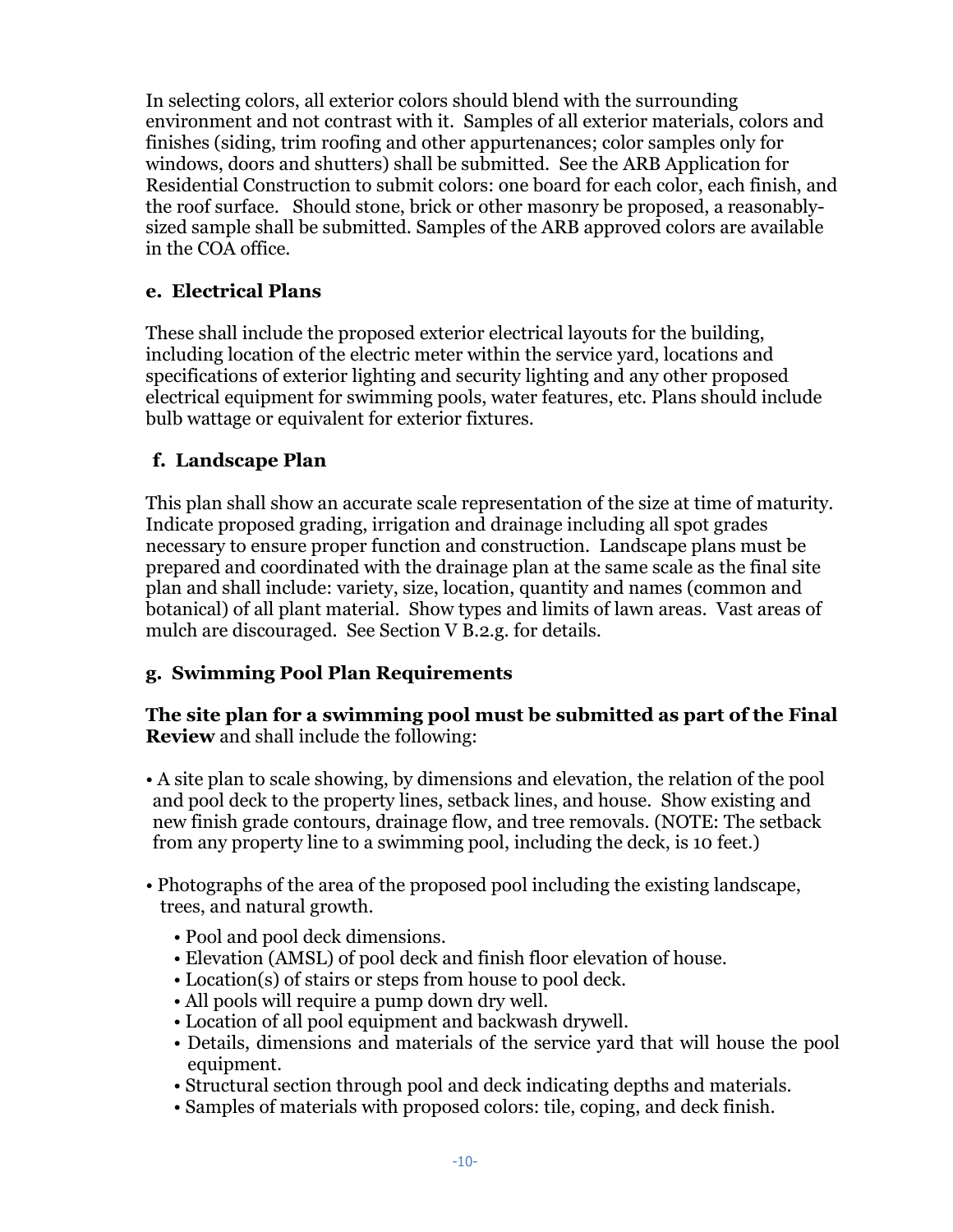In selecting colors, all exterior colors should blend with the surrounding environment and not contrast with it. Samples of all exterior materials, colors and finishes (siding, trim roofing and other appurtenances; color samples only for windows, doors and shutters) shall be submitted. See the ARB Application for Residential Construction to submit colors: one board for each color, each finish, and the roof surface. Should stone, brick or other masonry be proposed, a reasonably-sized sample shall be submitted. Samples of the ARB approved colors are available in the COA office.

### e. Electrical Plans

These shall include the proposed exterior electrical layouts for the building, including location of the electric meter within the service yard, locations and specifications of exterior lighting and security lighting and any other proposed electrical equipment for swimming pools, water features, etc. Plans should include bulb wattage or equivalent for exterior fixtures.

### f. Landscape Plan

This plan shall show an accurate scale representation of the size at time of maturity. Indicate proposed grading, irrigation and drainage including all spot grades necessary to ensure proper function and construction. Landscape plans must be prepared and coordinated with the drainage plan at the same scale as the final site plan and shall include: variety, size, location, quantity and names (common and botanical) of all plant material. Show types and limits of lawn areas. Vast areas of mulch are discouraged. See Section V B.2.g. for details.

### g. Swimming Pool Plan Requirements

**The site plan for a swimming pool must be submitted as part of the Final Review** and shall include the following:

- A site plan to scale showing, by dimensions and elevation, the relation of the pool and pool deck to the property lines, setback lines, and house. Show existing and new finish grade contours, drainage flow, and tree removals. (NOTE: The setback from any property line to a swimming pool, including the deck, is 10 feet.)

- Photographs of the area of the proposed pool including the existing landscape, trees, and natural growth.
  - Pool and pool deck dimensions.
  - Elevation (AMSL) of pool deck and finish floor elevation of house.
  - Location(s) of stairs or steps from house to pool deck.
  - All pools will require a pump down dry well.
  - Location of all pool equipment and backwash drywell.
  - Details, dimensions and materials of the service yard that will house the pool equipment.
  - Structural section through pool and deck indicating depths and materials.
  - Samples of materials with proposed colors: tile, coping, and deck finish.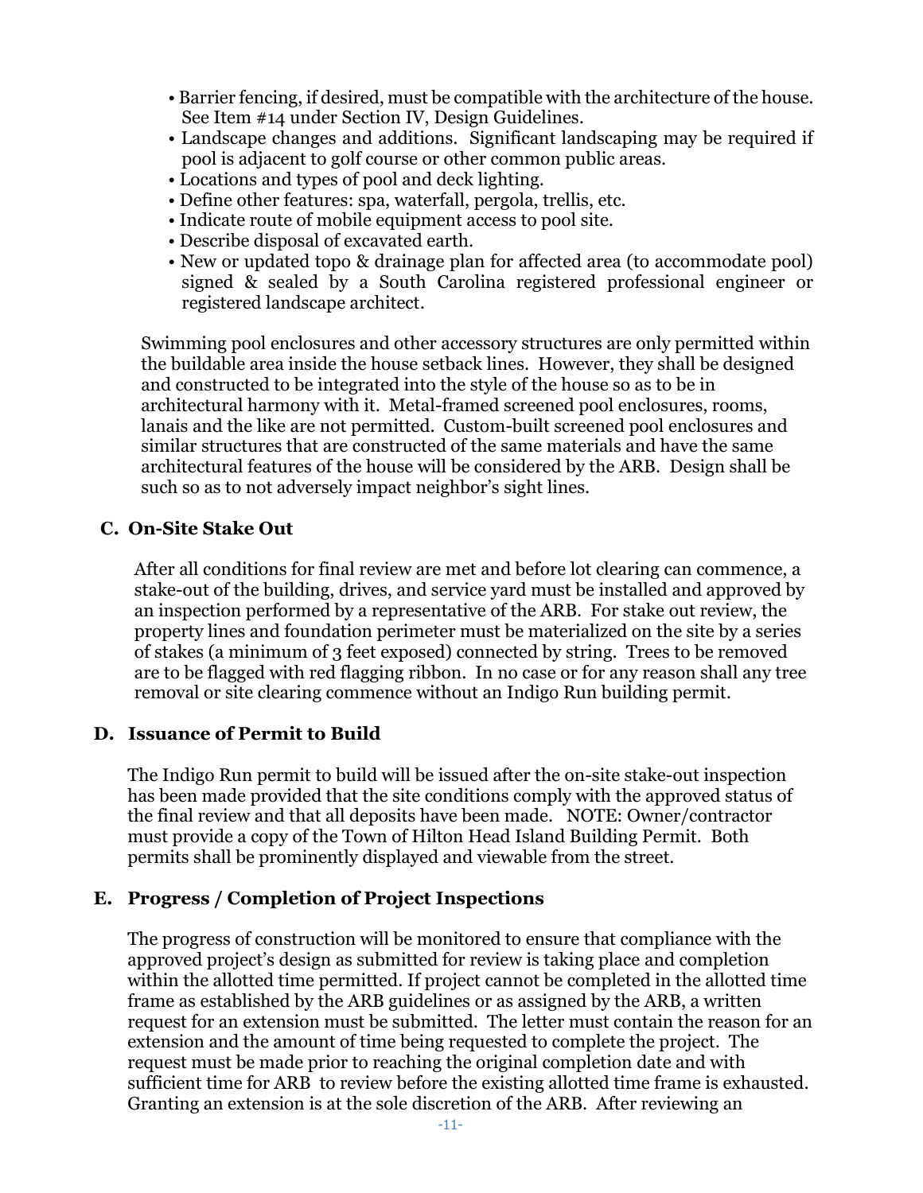- Barrier fencing, if desired, must be compatible with the architecture of the house. See Item #14 under Section IV, Design Guidelines.
- Landscape changes and additions. Significant landscaping may be required if pool is adjacent to golf course or other common public areas.
- Locations and types of pool and deck lighting.
- Define other features: spa, waterfall, pergola, trellis, etc.
- Indicate route of mobile equipment access to pool site.
- Describe disposal of excavated earth.
- New or updated topo & drainage plan for affected area (to accommodate pool) signed & sealed by a South Carolina registered professional engineer or registered landscape architect.

Swimming pool enclosures and other accessory structures are only permitted within the buildable area inside the house setback lines. However, they shall be designed and constructed to be integrated into the style of the house so as to be in architectural harmony with it. Metal-framed screened pool enclosures, rooms, lanais and the like are not permitted. Custom-built screened pool enclosures and similar structures that are constructed of the same materials and have the same architectural features of the house will be considered by the ARB. Design shall be such so as to not adversely impact neighbor's sight lines.

### C. On-Site Stake Out

After all conditions for final review are met and before lot clearing can commence, a stake-out of the building, drives, and service yard must be installed and approved by an inspection performed by a representative of the ARB. For stake out review, the property lines and foundation perimeter must be materialized on the site by a series of stakes (a minimum of 3 feet exposed) connected by string. Trees to be removed are to be flagged with red flagging ribbon. In no case or for any reason shall any tree removal or site clearing commence without an Indigo Run building permit.

### D. Issuance of Permit to Build

The Indigo Run permit to build will be issued after the on-site stake-out inspection has been made provided that the site conditions comply with the approved status of the final review and that all deposits have been made. NOTE: Owner/contractor must provide a copy of the Town of Hilton Head Island Building Permit. Both permits shall be prominently displayed and viewable from the street.

### E. Progress / Completion of Project Inspections

The progress of construction will be monitored to ensure that compliance with the approved project's design as submitted for review is taking place and completion within the allotted time permitted. If project cannot be completed in the allotted time frame as established by the ARB guidelines or as assigned by the ARB, a written request for an extension must be submitted. The letter must contain the reason for an extension and the amount of time being requested to complete the project. The request must be made prior to reaching the original completion date and with sufficient time for ARB to review before the existing allotted time frame is exhausted. Granting an extension is at the sole discretion of the ARB. After reviewing an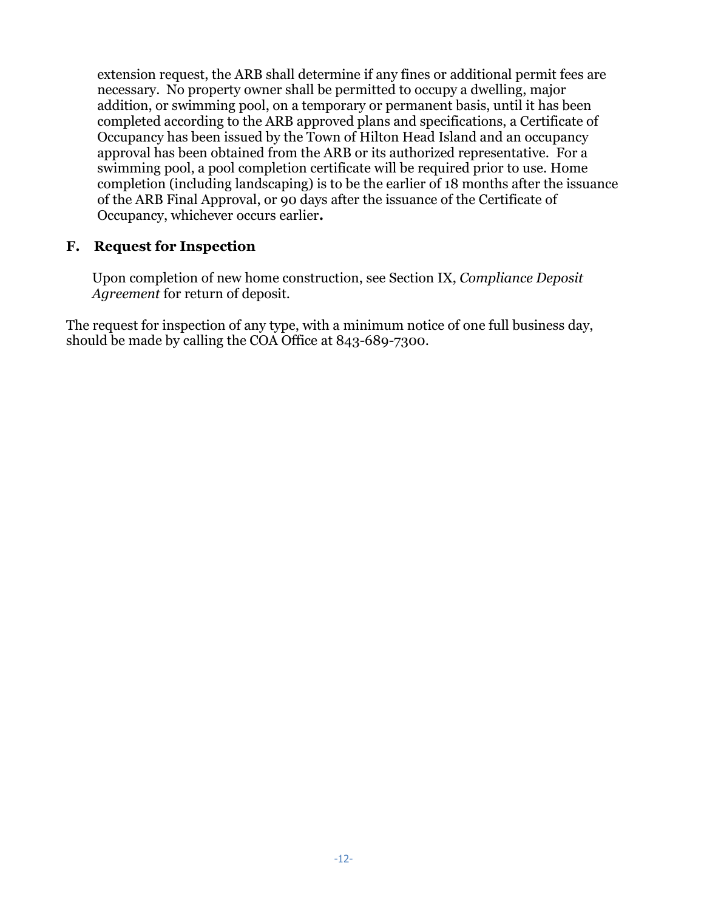extension request, the ARB shall determine if any fines or additional permit fees are necessary. No property owner shall be permitted to occupy a dwelling, major addition, or swimming pool, on a temporary or permanent basis, until it has been completed according to the ARB approved plans and specifications, a Certificate of Occupancy has been issued by the Town of Hilton Head Island and an occupancy approval has been obtained from the ARB or its authorized representative. For a swimming pool, a pool completion certificate will be required prior to use. Home completion (including landscaping) is to be the earlier of 18 months after the issuance of the ARB Final Approval, or 90 days after the issuance of the Certificate of Occupancy, whichever occurs earlier**.**

### F. Request for Inspection

Upon completion of new home construction, see Section IX, *Compliance Deposit Agreement* for return of deposit.

The request for inspection of any type, with a minimum notice of one full business day, should be made by calling the COA Office at 843-689-7300.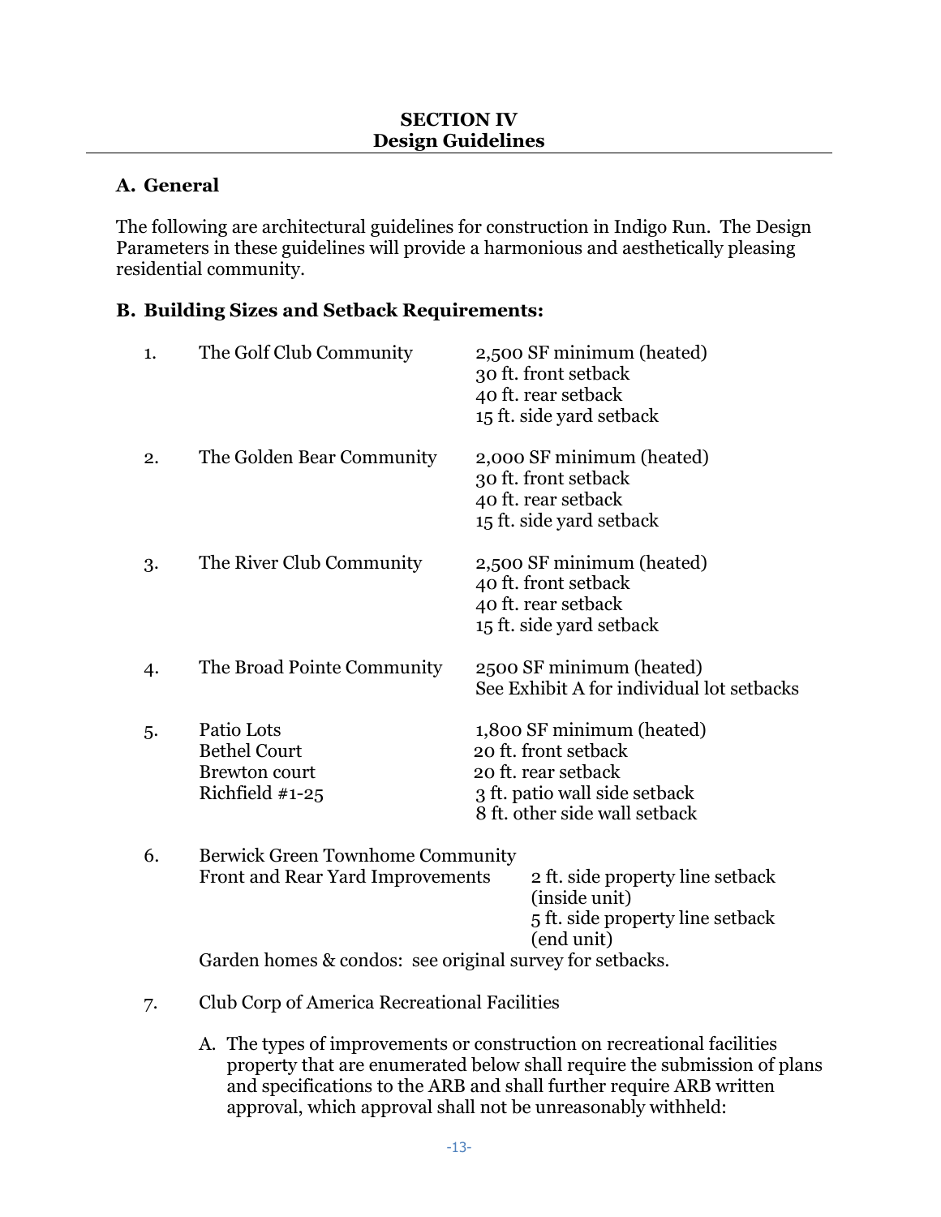## SECTION IV
## Design Guidelines

### A. General

The following are architectural guidelines for construction in Indigo Run. The Design Parameters in these guidelines will provide a harmonious and aesthetically pleasing residential community.

### B. Building Sizes and Setback Requirements:

1. The Golf Club Community
   - 2,500 SF minimum (heated)
   - 30 ft. front setback
   - 40 ft. rear setback
   - 15 ft. side yard setback

2. The Golden Bear Community
   - 2,000 SF minimum (heated)
   - 30 ft. front setback
   - 40 ft. rear setback
   - 15 ft. side yard setback

3. The River Club Community
   - 2,500 SF minimum (heated)
   - 40 ft. front setback
   - 40 ft. rear setback
   - 15 ft. side yard setback

4. The Broad Pointe Community
   - 2500 SF minimum (heated)
   - See Exhibit A for individual lot setbacks

5. Patio Lots
   Bethel Court
   Brewton court
   Richfield #1-25
   - 1,800 SF minimum (heated)
   - 20 ft. front setback
   - 20 ft. rear setback
   - 3 ft. patio wall side setback
   - 8 ft. other side wall setback

6. Berwick Green Townhome Community
   Front and Rear Yard Improvements
   - 2 ft. side property line setback (inside unit)
   - 5 ft. side property line setback (end unit)

   Garden homes & condos: see original survey for setbacks.

7. Club Corp of America Recreational Facilities

   A. The types of improvements or construction on recreational facilities property that are enumerated below shall require the submission of plans and specifications to the ARB and shall further require ARB written approval, which approval shall not be unreasonably withheld: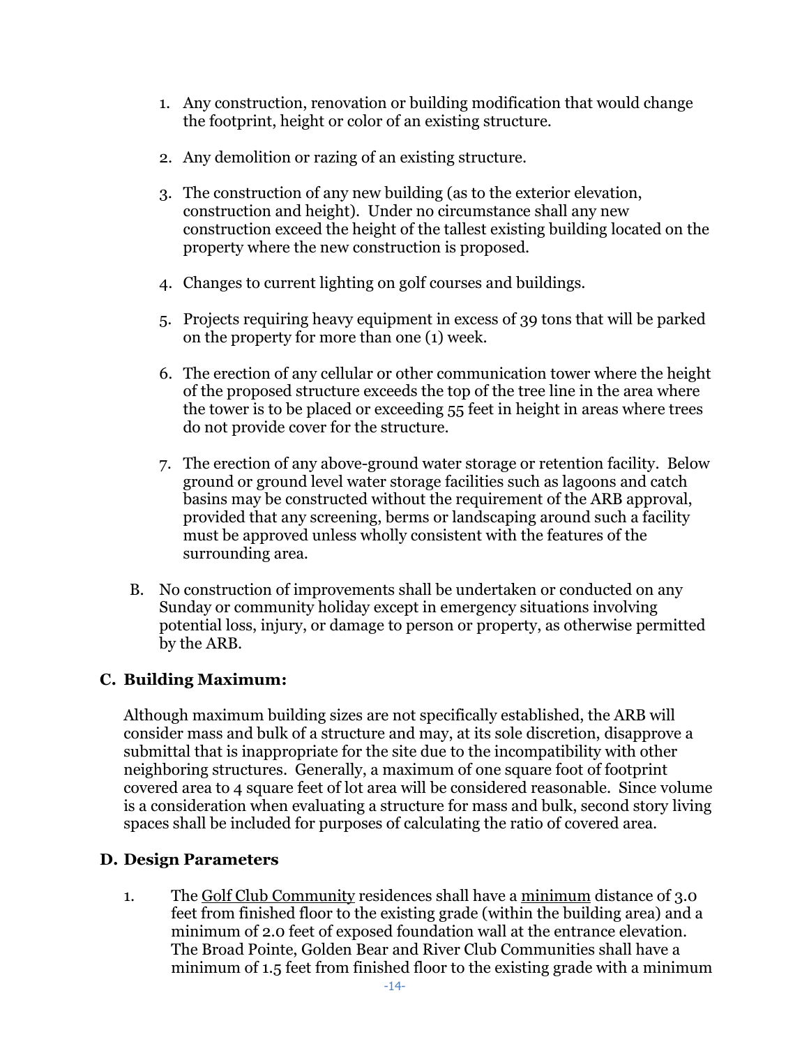1. Any construction, renovation or building modification that would change the footprint, height or color of an existing structure.

2. Any demolition or razing of an existing structure.

3. The construction of any new building (as to the exterior elevation, construction and height). Under no circumstance shall any new construction exceed the height of the tallest existing building located on the property where the new construction is proposed.

4. Changes to current lighting on golf courses and buildings.

5. Projects requiring heavy equipment in excess of 39 tons that will be parked on the property for more than one (1) week.

6. The erection of any cellular or other communication tower where the height of the proposed structure exceeds the top of the tree line in the area where the tower is to be placed or exceeding 55 feet in height in areas where trees do not provide cover for the structure.

7. The erection of any above-ground water storage or retention facility. Below ground or ground level water storage facilities such as lagoons and catch basins may be constructed without the requirement of the ARB approval, provided that any screening, berms or landscaping around such a facility must be approved unless wholly consistent with the features of the surrounding area.

B. No construction of improvements shall be undertaken or conducted on any Sunday or community holiday except in emergency situations involving potential loss, injury, or damage to person or property, as otherwise permitted by the ARB.

### C. Building Maximum:

Although maximum building sizes are not specifically established, the ARB will consider mass and bulk of a structure and may, at its sole discretion, disapprove a submittal that is inappropriate for the site due to the incompatibility with other neighboring structures. Generally, a maximum of one square foot of footprint covered area to 4 square feet of lot area will be considered reasonable. Since volume is a consideration when evaluating a structure for mass and bulk, second story living spaces shall be included for purposes of calculating the ratio of covered area.

### D. Design Parameters

1. The <u>Golf Club Community</u> residences shall have a <u>minimum</u> distance of 3.0 feet from finished floor to the existing grade (within the building area) and a minimum of 2.0 feet of exposed foundation wall at the entrance elevation. The Broad Pointe, Golden Bear and River Club Communities shall have a minimum of 1.5 feet from finished floor to the existing grade with a minimum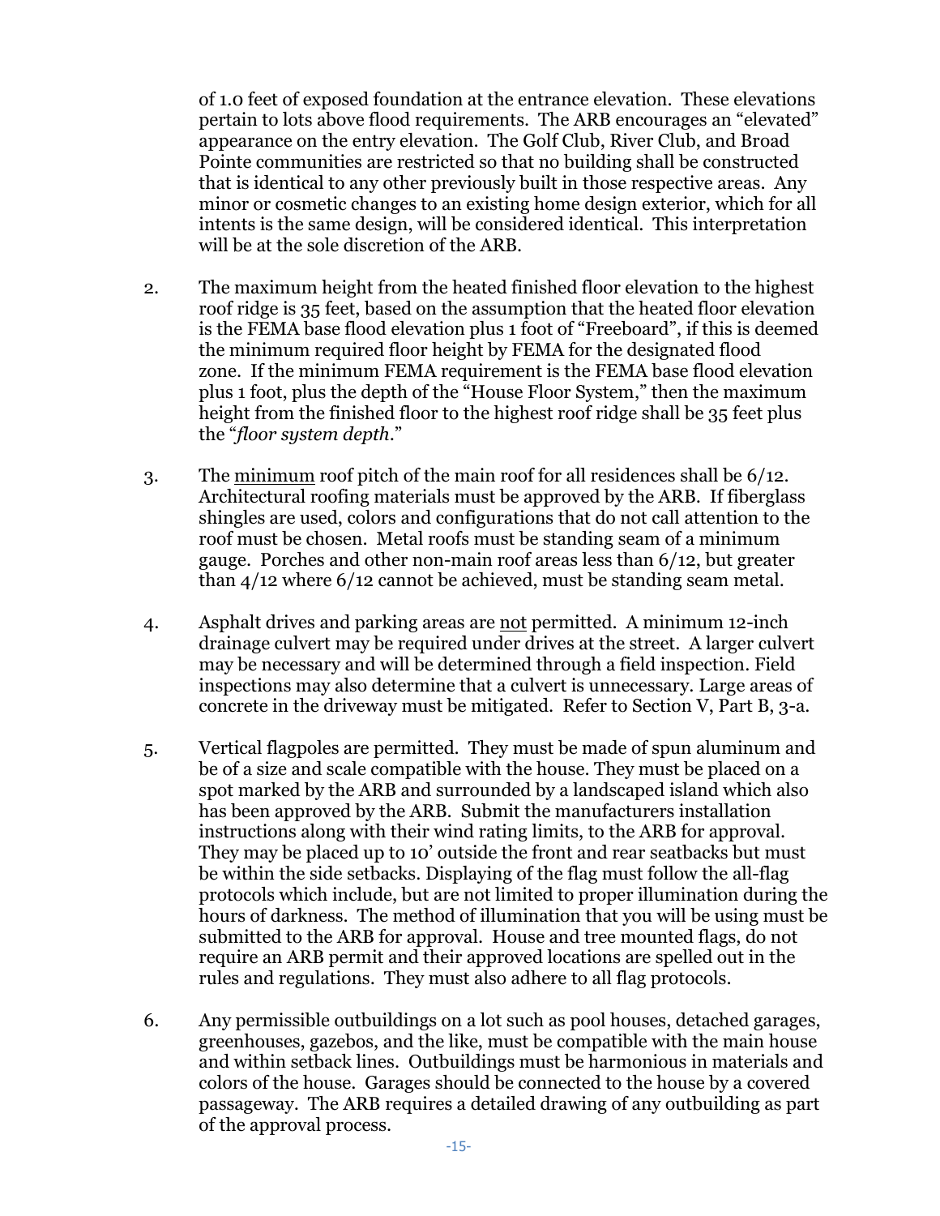of 1.0 feet of exposed foundation at the entrance elevation. These elevations pertain to lots above flood requirements. The ARB encourages an "elevated" appearance on the entry elevation. The Golf Club, River Club, and Broad Pointe communities are restricted so that no building shall be constructed that is identical to any other previously built in those respective areas. Any minor or cosmetic changes to an existing home design exterior, which for all intents is the same design, will be considered identical. This interpretation will be at the sole discretion of the ARB.

2. The maximum height from the heated finished floor elevation to the highest roof ridge is 35 feet, based on the assumption that the heated floor elevation is the FEMA base flood elevation plus 1 foot of "Freeboard", if this is deemed the minimum required floor height by FEMA for the designated flood zone. If the minimum FEMA requirement is the FEMA base flood elevation plus 1 foot, plus the depth of the "House Floor System," then the maximum height from the finished floor to the highest roof ridge shall be 35 feet plus the "*floor system depth*."

3. The <u>minimum</u> roof pitch of the main roof for all residences shall be 6/12. Architectural roofing materials must be approved by the ARB. If fiberglass shingles are used, colors and configurations that do not call attention to the roof must be chosen. Metal roofs must be standing seam of a minimum gauge. Porches and other non-main roof areas less than 6/12, but greater than 4/12 where 6/12 cannot be achieved, must be standing seam metal.

4. Asphalt drives and parking areas are <u>not</u> permitted. A minimum 12-inch drainage culvert may be required under drives at the street. A larger culvert may be necessary and will be determined through a field inspection. Field inspections may also determine that a culvert is unnecessary. Large areas of concrete in the driveway must be mitigated. Refer to Section V, Part B, 3-a.

5. Vertical flagpoles are permitted. They must be made of spun aluminum and be of a size and scale compatible with the house. They must be placed on a spot marked by the ARB and surrounded by a landscaped island which also has been approved by the ARB. Submit the manufacturers installation instructions along with their wind rating limits, to the ARB for approval. They may be placed up to 10' outside the front and rear seatbacks but must be within the side setbacks. Displaying of the flag must follow the all-flag protocols which include, but are not limited to proper illumination during the hours of darkness. The method of illumination that you will be using must be submitted to the ARB for approval. House and tree mounted flags, do not require an ARB permit and their approved locations are spelled out in the rules and regulations. They must also adhere to all flag protocols.

6. Any permissible outbuildings on a lot such as pool houses, detached garages, greenhouses, gazebos, and the like, must be compatible with the main house and within setback lines. Outbuildings must be harmonious in materials and colors of the house. Garages should be connected to the house by a covered passageway. The ARB requires a detailed drawing of any outbuilding as part of the approval process.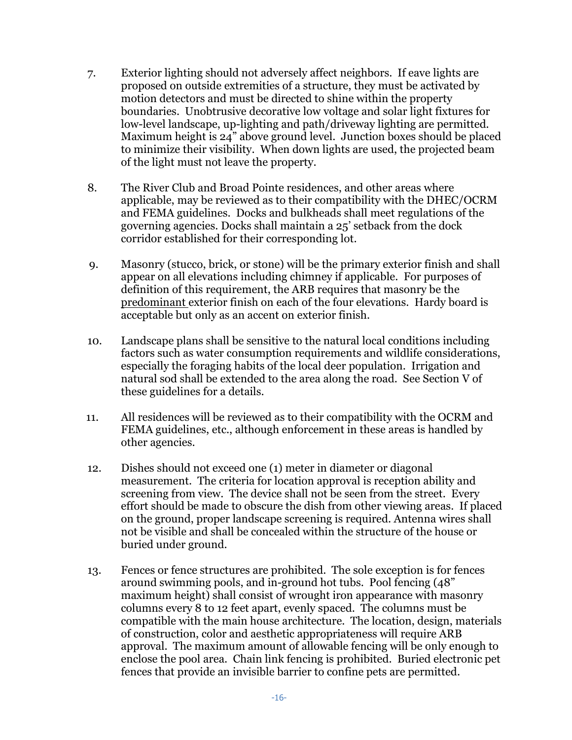7. Exterior lighting should not adversely affect neighbors. If eave lights are proposed on outside extremities of a structure, they must be activated by motion detectors and must be directed to shine within the property boundaries. Unobtrusive decorative low voltage and solar light fixtures for low-level landscape, up-lighting and path/driveway lighting are permitted. Maximum height is 24" above ground level. Junction boxes should be placed to minimize their visibility. When down lights are used, the projected beam of the light must not leave the property.

8. The River Club and Broad Pointe residences, and other areas where applicable, may be reviewed as to their compatibility with the DHEC/OCRM and FEMA guidelines. Docks and bulkheads shall meet regulations of the governing agencies. Docks shall maintain a 25' setback from the dock corridor established for their corresponding lot.

9. Masonry (stucco, brick, or stone) will be the primary exterior finish and shall appear on all elevations including chimney if applicable. For purposes of definition of this requirement, the ARB requires that masonry be the <u>predominant</u> exterior finish on each of the four elevations. Hardy board is acceptable but only as an accent on exterior finish.

10. Landscape plans shall be sensitive to the natural local conditions including factors such as water consumption requirements and wildlife considerations, especially the foraging habits of the local deer population. Irrigation and natural sod shall be extended to the area along the road. See Section V of these guidelines for a details.

11. All residences will be reviewed as to their compatibility with the OCRM and FEMA guidelines, etc., although enforcement in these areas is handled by other agencies.

12. Dishes should not exceed one (1) meter in diameter or diagonal measurement. The criteria for location approval is reception ability and screening from view. The device shall not be seen from the street. Every effort should be made to obscure the dish from other viewing areas. If placed on the ground, proper landscape screening is required. Antenna wires shall not be visible and shall be concealed within the structure of the house or buried under ground.

13. Fences or fence structures are prohibited. The sole exception is for fences around swimming pools, and in-ground hot tubs. Pool fencing (48" maximum height) shall consist of wrought iron appearance with masonry columns every 8 to 12 feet apart, evenly spaced. The columns must be compatible with the main house architecture. The location, design, materials of construction, color and aesthetic appropriateness will require ARB approval. The maximum amount of allowable fencing will be only enough to enclose the pool area. Chain link fencing is prohibited. Buried electronic pet fences that provide an invisible barrier to confine pets are permitted.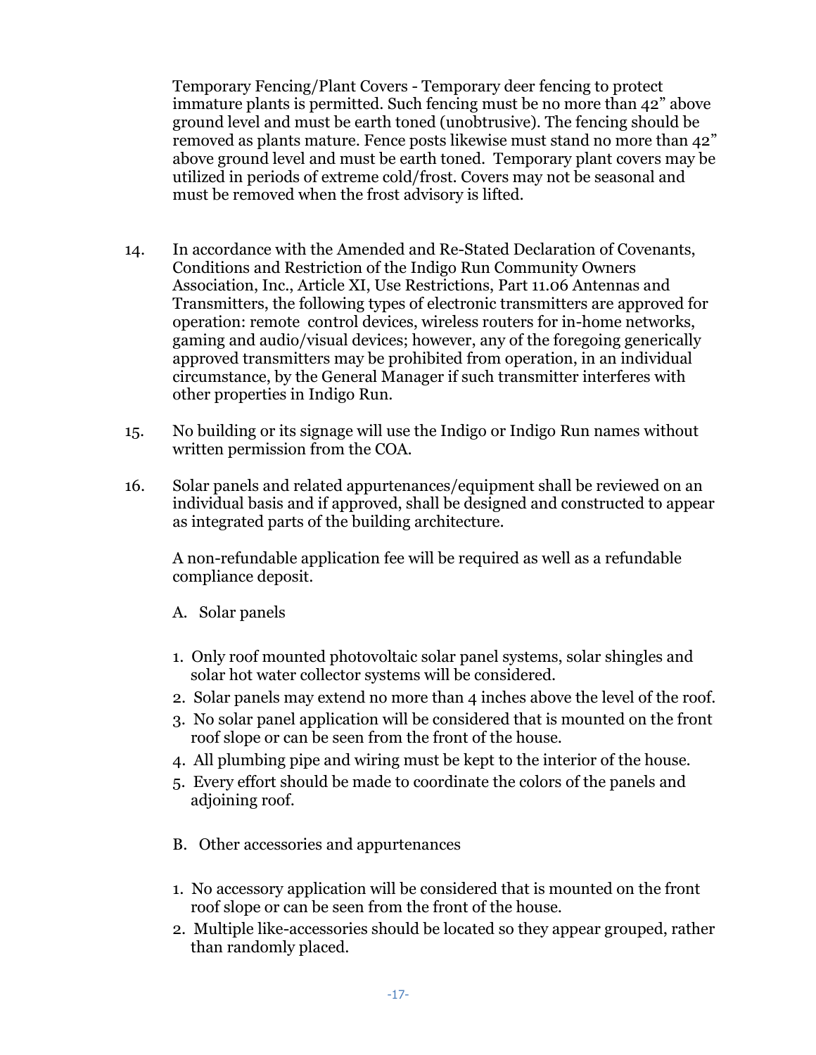Temporary Fencing/Plant Covers - Temporary deer fencing to protect immature plants is permitted. Such fencing must be no more than 42" above ground level and must be earth toned (unobtrusive). The fencing should be removed as plants mature. Fence posts likewise must stand no more than 42" above ground level and must be earth toned. Temporary plant covers may be utilized in periods of extreme cold/frost. Covers may not be seasonal and must be removed when the frost advisory is lifted.

14. In accordance with the Amended and Re-Stated Declaration of Covenants, Conditions and Restriction of the Indigo Run Community Owners Association, Inc., Article XI, Use Restrictions, Part 11.06 Antennas and Transmitters, the following types of electronic transmitters are approved for operation: remote control devices, wireless routers for in-home networks, gaming and audio/visual devices; however, any of the foregoing generically approved transmitters may be prohibited from operation, in an individual circumstance, by the General Manager if such transmitter interferes with other properties in Indigo Run.

15. No building or its signage will use the Indigo or Indigo Run names without written permission from the COA.

16. Solar panels and related appurtenances/equipment shall be reviewed on an individual basis and if approved, shall be designed and constructed to appear as integrated parts of the building architecture.

    A non-refundable application fee will be required as well as a refundable compliance deposit.

    A. Solar panels

    1. Only roof mounted photovoltaic solar panel systems, solar shingles and solar hot water collector systems will be considered.
    2. Solar panels may extend no more than 4 inches above the level of the roof.
    3. No solar panel application will be considered that is mounted on the front roof slope or can be seen from the front of the house.
    4. All plumbing pipe and wiring must be kept to the interior of the house.
    5. Every effort should be made to coordinate the colors of the panels and adjoining roof.

    B. Other accessories and appurtenances

    1. No accessory application will be considered that is mounted on the front roof slope or can be seen from the front of the house.
    2. Multiple like-accessories should be located so they appear grouped, rather than randomly placed.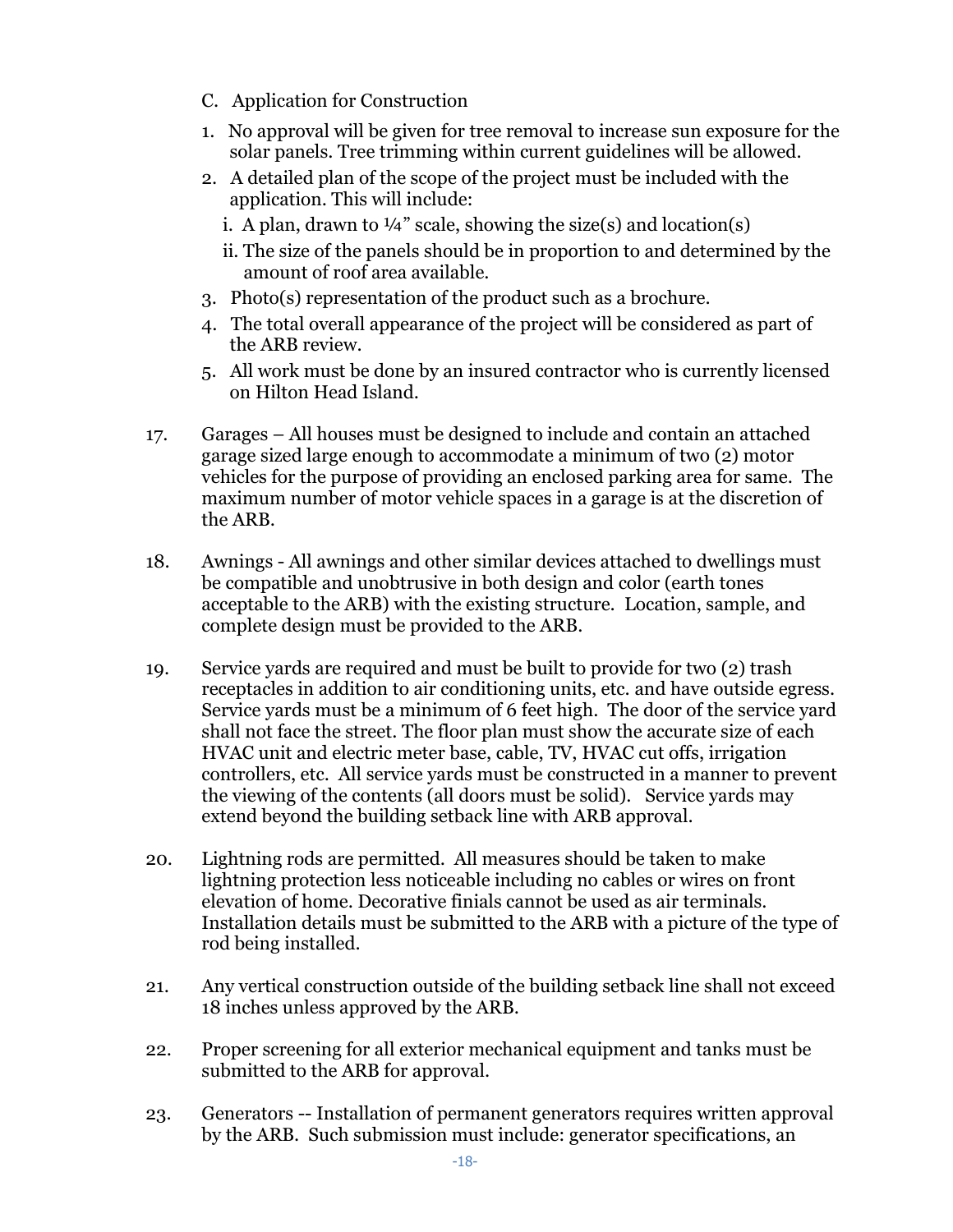C. Application for Construction

1. No approval will be given for tree removal to increase sun exposure for the solar panels. Tree trimming within current guidelines will be allowed.
2. A detailed plan of the scope of the project must be included with the application. This will include:
   i. A plan, drawn to ¼" scale, showing the size(s) and location(s)
   ii. The size of the panels should be in proportion to and determined by the amount of roof area available.
3. Photo(s) representation of the product such as a brochure.
4. The total overall appearance of the project will be considered as part of the ARB review.
5. All work must be done by an insured contractor who is currently licensed on Hilton Head Island.

17. Garages – All houses must be designed to include and contain an attached garage sized large enough to accommodate a minimum of two (2) motor vehicles for the purpose of providing an enclosed parking area for same. The maximum number of motor vehicle spaces in a garage is at the discretion of the ARB.

18. Awnings - All awnings and other similar devices attached to dwellings must be compatible and unobtrusive in both design and color (earth tones acceptable to the ARB) with the existing structure. Location, sample, and complete design must be provided to the ARB.

19. Service yards are required and must be built to provide for two (2) trash receptacles in addition to air conditioning units, etc. and have outside egress. Service yards must be a minimum of 6 feet high. The door of the service yard shall not face the street. The floor plan must show the accurate size of each HVAC unit and electric meter base, cable, TV, HVAC cut offs, irrigation controllers, etc. All service yards must be constructed in a manner to prevent the viewing of the contents (all doors must be solid). Service yards may extend beyond the building setback line with ARB approval.

20. Lightning rods are permitted. All measures should be taken to make lightning protection less noticeable including no cables or wires on front elevation of home. Decorative finials cannot be used as air terminals. Installation details must be submitted to the ARB with a picture of the type of rod being installed.

21. Any vertical construction outside of the building setback line shall not exceed 18 inches unless approved by the ARB.

22. Proper screening for all exterior mechanical equipment and tanks must be submitted to the ARB for approval.

23. Generators -- Installation of permanent generators requires written approval by the ARB. Such submission must include: generator specifications, an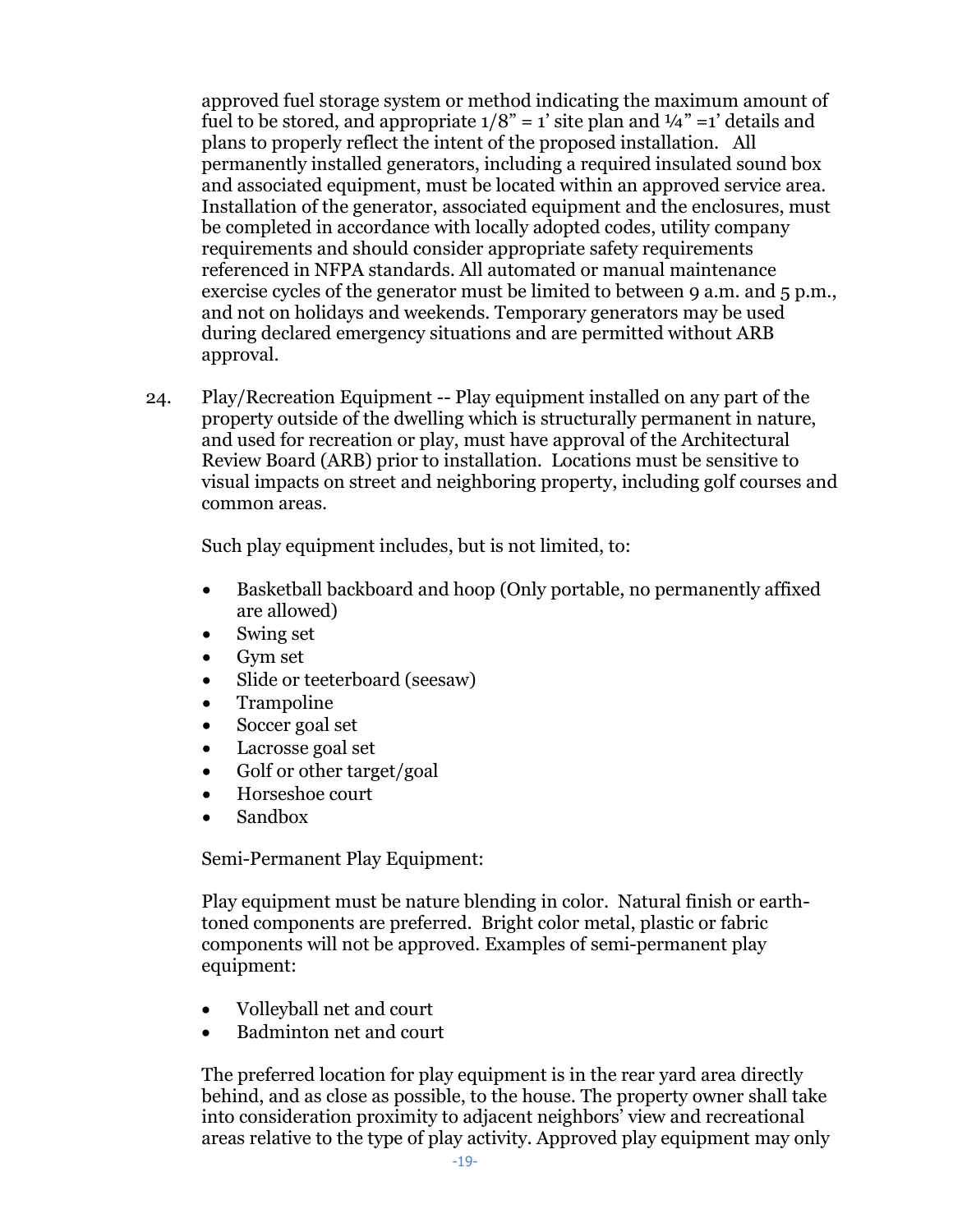approved fuel storage system or method indicating the maximum amount of fuel to be stored, and appropriate 1/8" = 1' site plan and ¼" =1' details and plans to properly reflect the intent of the proposed installation. All permanently installed generators, including a required insulated sound box and associated equipment, must be located within an approved service area. Installation of the generator, associated equipment and the enclosures, must be completed in accordance with locally adopted codes, utility company requirements and should consider appropriate safety requirements referenced in NFPA standards. All automated or manual maintenance exercise cycles of the generator must be limited to between 9 a.m. and 5 p.m., and not on holidays and weekends. Temporary generators may be used during declared emergency situations and are permitted without ARB approval.

24. Play/Recreation Equipment -- Play equipment installed on any part of the property outside of the dwelling which is structurally permanent in nature, and used for recreation or play, must have approval of the Architectural Review Board (ARB) prior to installation. Locations must be sensitive to visual impacts on street and neighboring property, including golf courses and common areas.

    Such play equipment includes, but is not limited, to:

    - Basketball backboard and hoop (Only portable, no permanently affixed are allowed)
    - Swing set
    - Gym set
    - Slide or teeterboard (seesaw)
    - Trampoline
    - Soccer goal set
    - Lacrosse goal set
    - Golf or other target/goal
    - Horseshoe court
    - Sandbox

    Semi-Permanent Play Equipment:

    Play equipment must be nature blending in color. Natural finish or earth-toned components are preferred. Bright color metal, plastic or fabric components will not be approved. Examples of semi-permanent play equipment:

    - Volleyball net and court
    - Badminton net and court

    The preferred location for play equipment is in the rear yard area directly behind, and as close as possible, to the house. The property owner shall take into consideration proximity to adjacent neighbors' view and recreational areas relative to the type of play activity. Approved play equipment may only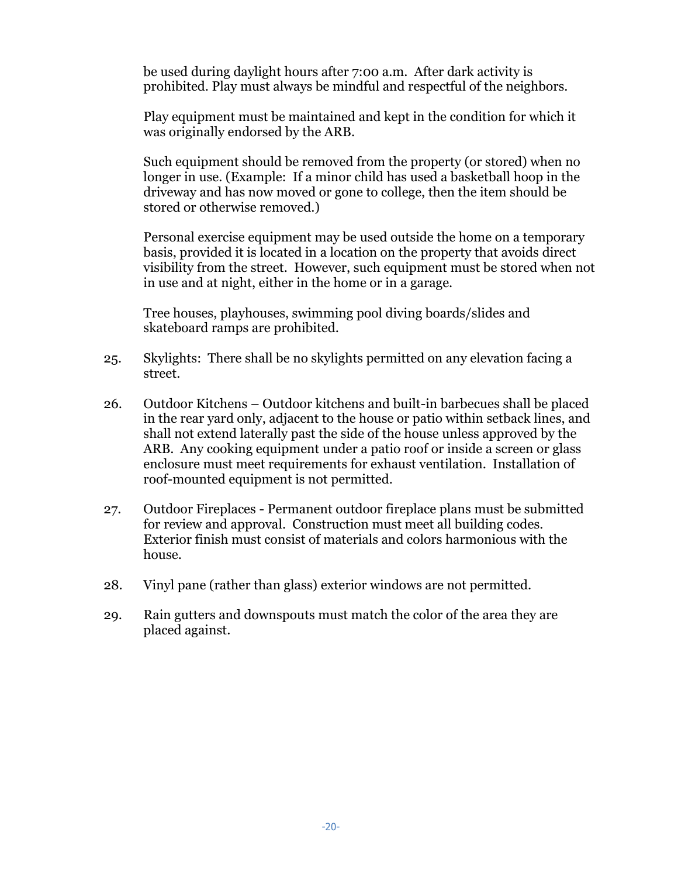be used during daylight hours after 7:00 a.m. After dark activity is prohibited. Play must always be mindful and respectful of the neighbors.

Play equipment must be maintained and kept in the condition for which it was originally endorsed by the ARB.

Such equipment should be removed from the property (or stored) when no longer in use. (Example: If a minor child has used a basketball hoop in the driveway and has now moved or gone to college, then the item should be stored or otherwise removed.)

Personal exercise equipment may be used outside the home on a temporary basis, provided it is located in a location on the property that avoids direct visibility from the street. However, such equipment must be stored when not in use and at night, either in the home or in a garage.

Tree houses, playhouses, swimming pool diving boards/slides and skateboard ramps are prohibited.

25. Skylights: There shall be no skylights permitted on any elevation facing a street.

26. Outdoor Kitchens – Outdoor kitchens and built-in barbecues shall be placed in the rear yard only, adjacent to the house or patio within setback lines, and shall not extend laterally past the side of the house unless approved by the ARB. Any cooking equipment under a patio roof or inside a screen or glass enclosure must meet requirements for exhaust ventilation. Installation of roof-mounted equipment is not permitted.

27. Outdoor Fireplaces - Permanent outdoor fireplace plans must be submitted for review and approval. Construction must meet all building codes. Exterior finish must consist of materials and colors harmonious with the house.

28. Vinyl pane (rather than glass) exterior windows are not permitted.

29. Rain gutters and downspouts must match the color of the area they are placed against.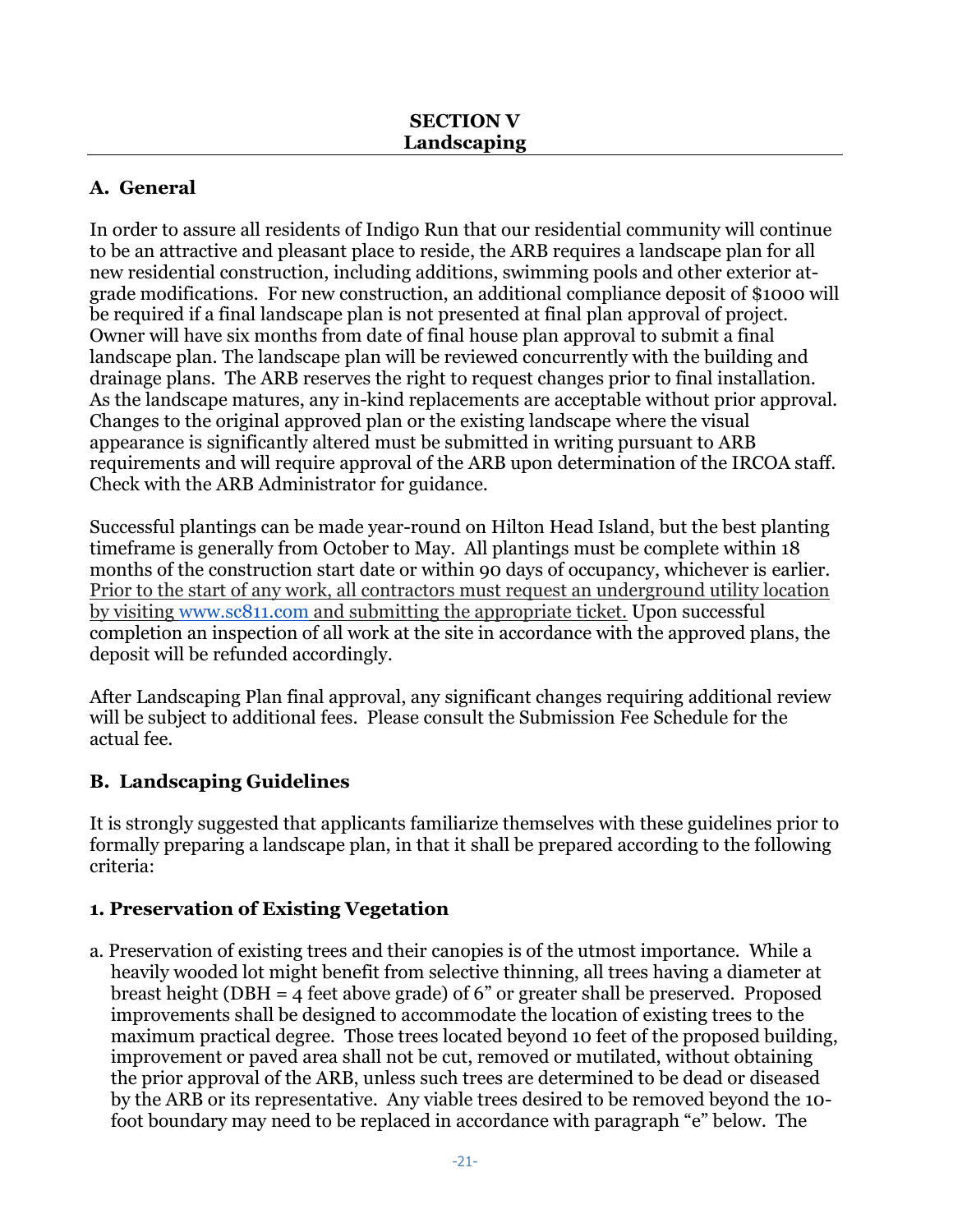## SECTION V
## Landscaping

### A. General

In order to assure all residents of Indigo Run that our residential community will continue to be an attractive and pleasant place to reside, the ARB requires a landscape plan for all new residential construction, including additions, swimming pools and other exterior at-grade modifications. For new construction, an additional compliance deposit of $1000 will be required if a final landscape plan is not presented at final plan approval of project. Owner will have six months from date of final house plan approval to submit a final landscape plan. The landscape plan will be reviewed concurrently with the building and drainage plans. The ARB reserves the right to request changes prior to final installation. As the landscape matures, any in-kind replacements are acceptable without prior approval. Changes to the original approved plan or the existing landscape where the visual appearance is significantly altered must be submitted in writing pursuant to ARB requirements and will require approval of the ARB upon determination of the IRCOA staff. Check with the ARB Administrator for guidance.

Successful plantings can be made year-round on Hilton Head Island, but the best planting timeframe is generally from October to May. All plantings must be complete within 18 months of the construction start date or within 90 days of occupancy, whichever is earlier. Prior to the start of any work, all contractors must request an underground utility location by visiting www.sc811.com and submitting the appropriate ticket. Upon successful completion an inspection of all work at the site in accordance with the approved plans, the deposit will be refunded accordingly.

After Landscaping Plan final approval, any significant changes requiring additional review will be subject to additional fees. Please consult the Submission Fee Schedule for the actual fee.

### B. Landscaping Guidelines

It is strongly suggested that applicants familiarize themselves with these guidelines prior to formally preparing a landscape plan, in that it shall be prepared according to the following criteria:

#### 1. Preservation of Existing Vegetation

a. Preservation of existing trees and their canopies is of the utmost importance. While a heavily wooded lot might benefit from selective thinning, all trees having a diameter at breast height (DBH = 4 feet above grade) of 6" or greater shall be preserved. Proposed improvements shall be designed to accommodate the location of existing trees to the maximum practical degree. Those trees located beyond 10 feet of the proposed building, improvement or paved area shall not be cut, removed or mutilated, without obtaining the prior approval of the ARB, unless such trees are determined to be dead or diseased by the ARB or its representative. Any viable trees desired to be removed beyond the 10-foot boundary may need to be replaced in accordance with paragraph "e" below. The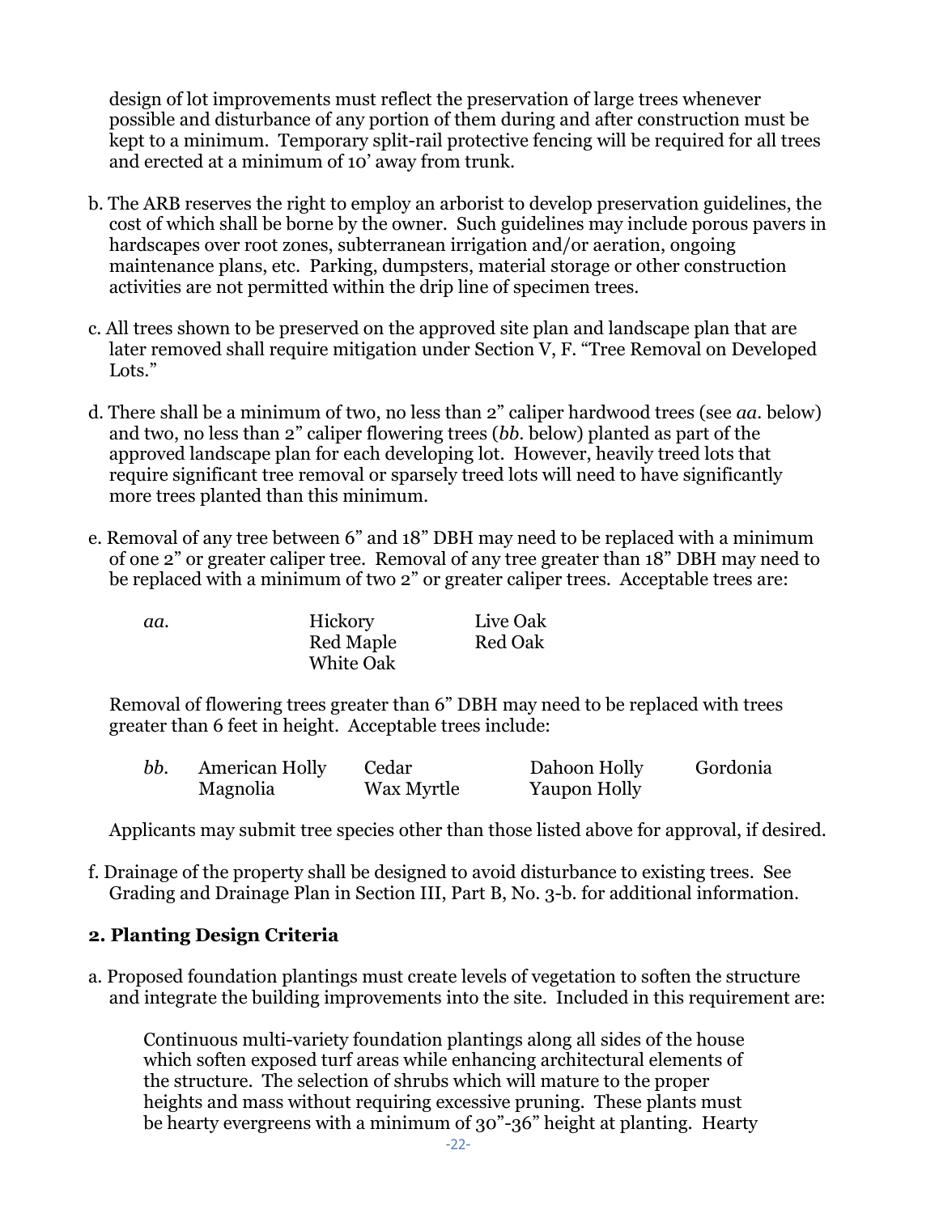design of lot improvements must reflect the preservation of large trees whenever possible and disturbance of any portion of them during and after construction must be kept to a minimum. Temporary split-rail protective fencing will be required for all trees and erected at a minimum of 10' away from trunk.

b. The ARB reserves the right to employ an arborist to develop preservation guidelines, the cost of which shall be borne by the owner. Such guidelines may include porous pavers in hardscapes over root zones, subterranean irrigation and/or aeration, ongoing maintenance plans, etc. Parking, dumpsters, material storage or other construction activities are not permitted within the drip line of specimen trees.

c. All trees shown to be preserved on the approved site plan and landscape plan that are later removed shall require mitigation under Section V, F. "Tree Removal on Developed Lots."

d. There shall be a minimum of two, no less than 2" caliper hardwood trees (see *aa*. below) and two, no less than 2" caliper flowering trees (*bb*. below) planted as part of the approved landscape plan for each developing lot. However, heavily treed lots that require significant tree removal or sparsely treed lots will need to have significantly more trees planted than this minimum.

e. Removal of any tree between 6" and 18" DBH may need to be replaced with a minimum of one 2" or greater caliper tree. Removal of any tree greater than 18" DBH may need to be replaced with a minimum of two 2" or greater caliper trees. Acceptable trees are:

| | | |
|---|---|---|
| *aa.* | Hickory | Live Oak |
| | Red Maple | Red Oak |
| | White Oak | |

Removal of flowering trees greater than 6" DBH may need to be replaced with trees greater than 6 feet in height. Acceptable trees include:

| | | | | |
|---|---|---|---|---|
| *bb.* | American Holly | Cedar | Dahoon Holly | Gordonia |
| | Magnolia | Wax Myrtle | Yaupon Holly | |

Applicants may submit tree species other than those listed above for approval, if desired.

f. Drainage of the property shall be designed to avoid disturbance to existing trees. See Grading and Drainage Plan in Section III, Part B, No. 3-b. for additional information.

### 2. Planting Design Criteria

a. Proposed foundation plantings must create levels of vegetation to soften the structure and integrate the building improvements into the site. Included in this requirement are:

Continuous multi-variety foundation plantings along all sides of the house which soften exposed turf areas while enhancing architectural elements of the structure. The selection of shrubs which will mature to the proper heights and mass without requiring excessive pruning. These plants must be hearty evergreens with a minimum of 30"-36" height at planting. Hearty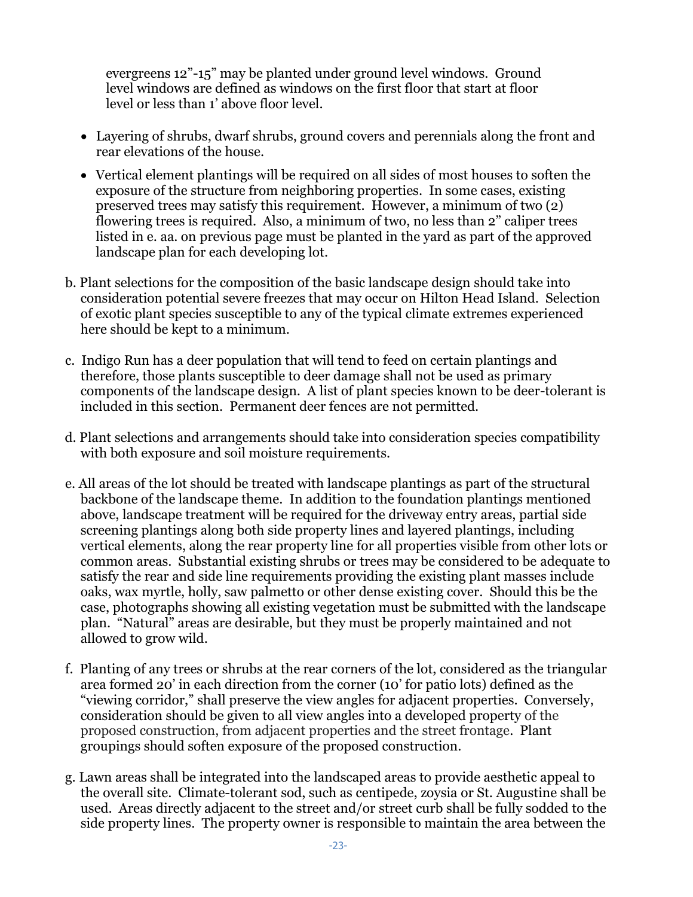evergreens 12"-15" may be planted under ground level windows. Ground level windows are defined as windows on the first floor that start at floor level or less than 1' above floor level.

- Layering of shrubs, dwarf shrubs, ground covers and perennials along the front and rear elevations of the house.
- Vertical element plantings will be required on all sides of most houses to soften the exposure of the structure from neighboring properties. In some cases, existing preserved trees may satisfy this requirement. However, a minimum of two (2) flowering trees is required. Also, a minimum of two, no less than 2" caliper trees listed in e. aa. on previous page must be planted in the yard as part of the approved landscape plan for each developing lot.

b. Plant selections for the composition of the basic landscape design should take into consideration potential severe freezes that may occur on Hilton Head Island. Selection of exotic plant species susceptible to any of the typical climate extremes experienced here should be kept to a minimum.

c. Indigo Run has a deer population that will tend to feed on certain plantings and therefore, those plants susceptible to deer damage shall not be used as primary components of the landscape design. A list of plant species known to be deer-tolerant is included in this section. Permanent deer fences are not permitted.

d. Plant selections and arrangements should take into consideration species compatibility with both exposure and soil moisture requirements.

e. All areas of the lot should be treated with landscape plantings as part of the structural backbone of the landscape theme. In addition to the foundation plantings mentioned above, landscape treatment will be required for the driveway entry areas, partial side screening plantings along both side property lines and layered plantings, including vertical elements, along the rear property line for all properties visible from other lots or common areas. Substantial existing shrubs or trees may be considered to be adequate to satisfy the rear and side line requirements providing the existing plant masses include oaks, wax myrtle, holly, saw palmetto or other dense existing cover. Should this be the case, photographs showing all existing vegetation must be submitted with the landscape plan. "Natural" areas are desirable, but they must be properly maintained and not allowed to grow wild.

f. Planting of any trees or shrubs at the rear corners of the lot, considered as the triangular area formed 20' in each direction from the corner (10' for patio lots) defined as the "viewing corridor," shall preserve the view angles for adjacent properties. Conversely, consideration should be given to all view angles into a developed property of the proposed construction, from adjacent properties and the street frontage. Plant groupings should soften exposure of the proposed construction.

g. Lawn areas shall be integrated into the landscaped areas to provide aesthetic appeal to the overall site. Climate-tolerant sod, such as centipede, zoysia or St. Augustine shall be used. Areas directly adjacent to the street and/or street curb shall be fully sodded to the side property lines. The property owner is responsible to maintain the area between the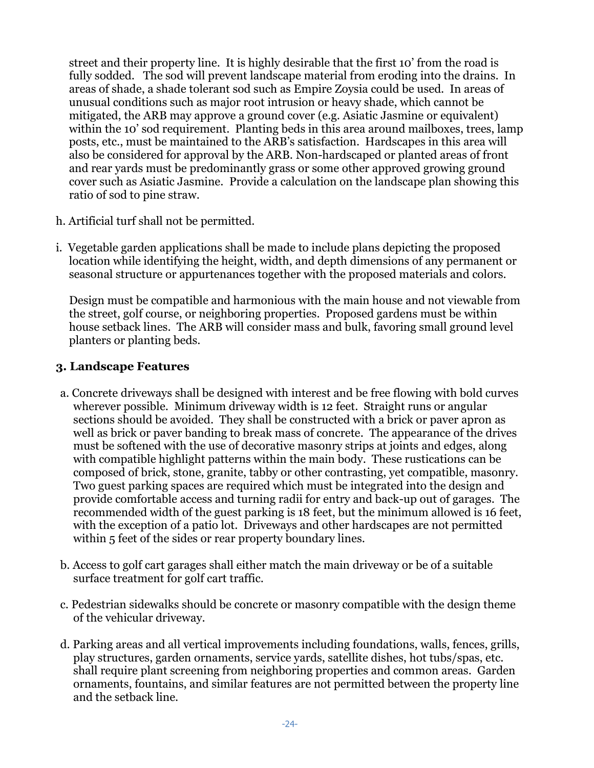street and their property line. It is highly desirable that the first 10' from the road is fully sodded. The sod will prevent landscape material from eroding into the drains. In areas of shade, a shade tolerant sod such as Empire Zoysia could be used. In areas of unusual conditions such as major root intrusion or heavy shade, which cannot be mitigated, the ARB may approve a ground cover (e.g. Asiatic Jasmine or equivalent) within the 10' sod requirement. Planting beds in this area around mailboxes, trees, lamp posts, etc., must be maintained to the ARB's satisfaction. Hardscapes in this area will also be considered for approval by the ARB. Non-hardscaped or planted areas of front and rear yards must be predominantly grass or some other approved growing ground cover such as Asiatic Jasmine. Provide a calculation on the landscape plan showing this ratio of sod to pine straw.

h. Artificial turf shall not be permitted.

i. Vegetable garden applications shall be made to include plans depicting the proposed location while identifying the height, width, and depth dimensions of any permanent or seasonal structure or appurtenances together with the proposed materials and colors.

Design must be compatible and harmonious with the main house and not viewable from the street, golf course, or neighboring properties. Proposed gardens must be within house setback lines. The ARB will consider mass and bulk, favoring small ground level planters or planting beds.

### 3. Landscape Features

a. Concrete driveways shall be designed with interest and be free flowing with bold curves wherever possible. Minimum driveway width is 12 feet. Straight runs or angular sections should be avoided. They shall be constructed with a brick or paver apron as well as brick or paver banding to break mass of concrete. The appearance of the drives must be softened with the use of decorative masonry strips at joints and edges, along with compatible highlight patterns within the main body. These rustications can be composed of brick, stone, granite, tabby or other contrasting, yet compatible, masonry. Two guest parking spaces are required which must be integrated into the design and provide comfortable access and turning radii for entry and back-up out of garages. The recommended width of the guest parking is 18 feet, but the minimum allowed is 16 feet, with the exception of a patio lot. Driveways and other hardscapes are not permitted within 5 feet of the sides or rear property boundary lines.

b. Access to golf cart garages shall either match the main driveway or be of a suitable surface treatment for golf cart traffic.

c. Pedestrian sidewalks should be concrete or masonry compatible with the design theme of the vehicular driveway.

d. Parking areas and all vertical improvements including foundations, walls, fences, grills, play structures, garden ornaments, service yards, satellite dishes, hot tubs/spas, etc. shall require plant screening from neighboring properties and common areas. Garden ornaments, fountains, and similar features are not permitted between the property line and the setback line.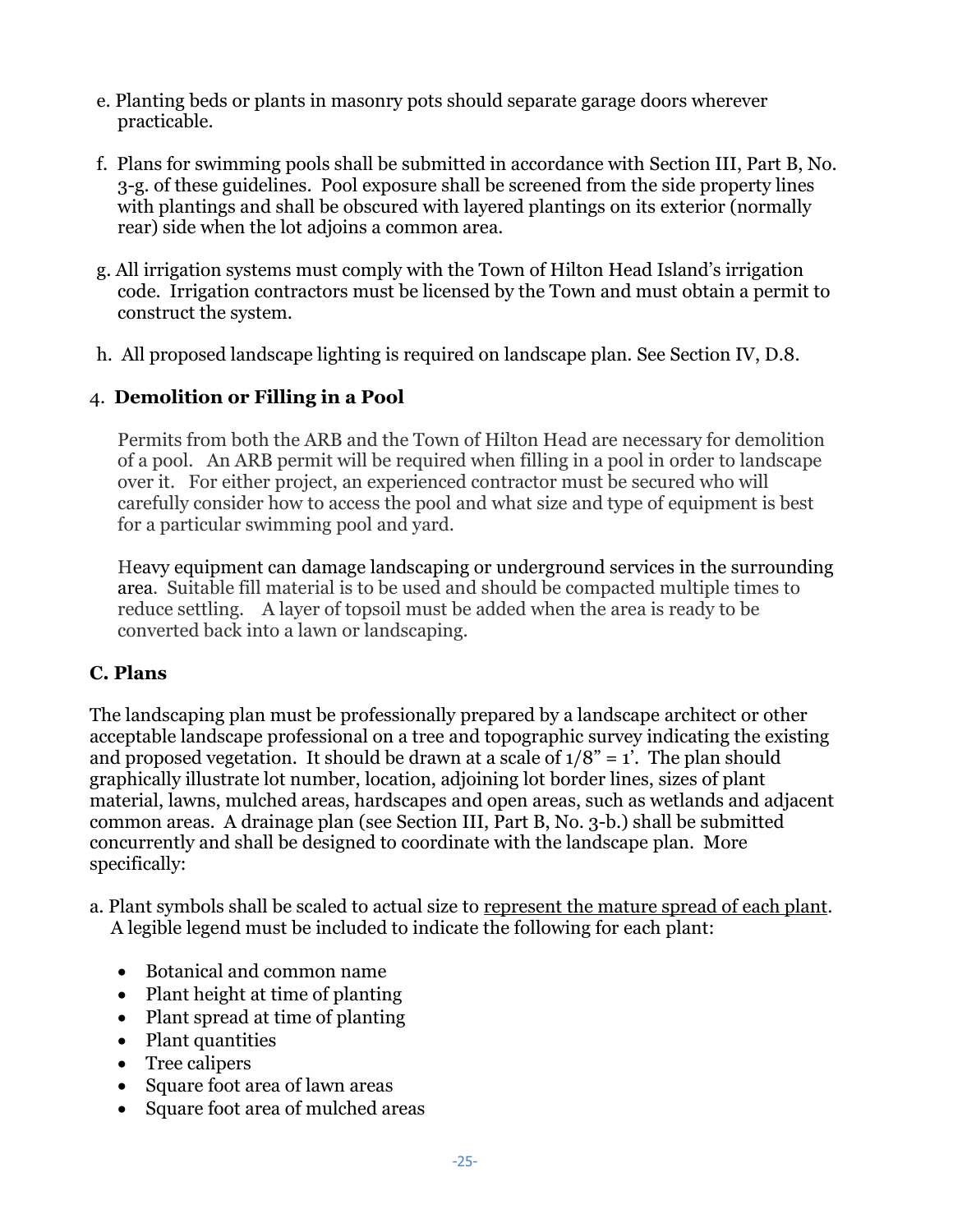e. Planting beds or plants in masonry pots should separate garage doors wherever practicable.

f. Plans for swimming pools shall be submitted in accordance with Section III, Part B, No. 3-g. of these guidelines. Pool exposure shall be screened from the side property lines with plantings and shall be obscured with layered plantings on its exterior (normally rear) side when the lot adjoins a common area.

g. All irrigation systems must comply with the Town of Hilton Head Island's irrigation code. Irrigation contractors must be licensed by the Town and must obtain a permit to construct the system.

h. All proposed landscape lighting is required on landscape plan. See Section IV, D.8.

4. **Demolition or Filling in a Pool**

Permits from both the ARB and the Town of Hilton Head are necessary for demolition of a pool. An ARB permit will be required when filling in a pool in order to landscape over it. For either project, an experienced contractor must be secured who will carefully consider how to access the pool and what size and type of equipment is best for a particular swimming pool and yard.

Heavy equipment can damage landscaping or underground services in the surrounding area. Suitable fill material is to be used and should be compacted multiple times to reduce settling. A layer of topsoil must be added when the area is ready to be converted back into a lawn or landscaping.

## C. Plans

The landscaping plan must be professionally prepared by a landscape architect or other acceptable landscape professional on a tree and topographic survey indicating the existing and proposed vegetation. It should be drawn at a scale of 1/8" = 1'. The plan should graphically illustrate lot number, location, adjoining lot border lines, sizes of plant material, lawns, mulched areas, hardscapes and open areas, such as wetlands and adjacent common areas. A drainage plan (see Section III, Part B, No. 3-b.) shall be submitted concurrently and shall be designed to coordinate with the landscape plan. More specifically:

a. Plant symbols shall be scaled to actual size to <u>represent the mature spread of each plant</u>. A legible legend must be included to indicate the following for each plant:

- Botanical and common name
- Plant height at time of planting
- Plant spread at time of planting
- Plant quantities
- Tree calipers
- Square foot area of lawn areas
- Square foot area of mulched areas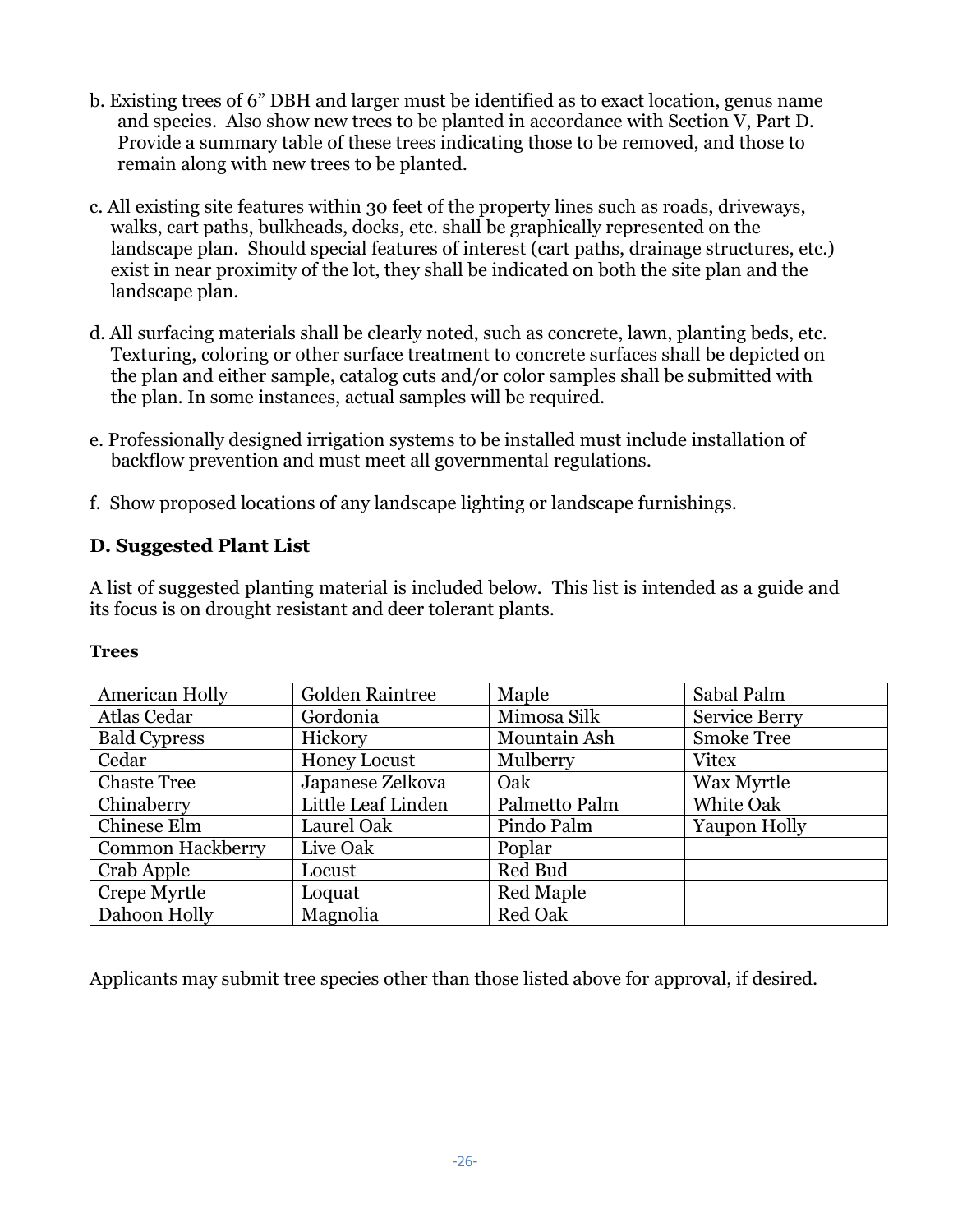b. Existing trees of 6" DBH and larger must be identified as to exact location, genus name and species. Also show new trees to be planted in accordance with Section V, Part D. Provide a summary table of these trees indicating those to be removed, and those to remain along with new trees to be planted.

c. All existing site features within 30 feet of the property lines such as roads, driveways, walks, cart paths, bulkheads, docks, etc. shall be graphically represented on the landscape plan. Should special features of interest (cart paths, drainage structures, etc.) exist in near proximity of the lot, they shall be indicated on both the site plan and the landscape plan.

d. All surfacing materials shall be clearly noted, such as concrete, lawn, planting beds, etc. Texturing, coloring or other surface treatment to concrete surfaces shall be depicted on the plan and either sample, catalog cuts and/or color samples shall be submitted with the plan. In some instances, actual samples will be required.

e. Professionally designed irrigation systems to be installed must include installation of backflow prevention and must meet all governmental regulations.

f. Show proposed locations of any landscape lighting or landscape furnishings.

### D. Suggested Plant List

A list of suggested planting material is included below. This list is intended as a guide and its focus is on drought resistant and deer tolerant plants.

**Trees**

| | | | |
|---|---|---|---|
| American Holly | Golden Raintree | Maple | Sabal Palm |
| Atlas Cedar | Gordonia | Mimosa Silk | Service Berry |
| Bald Cypress | Hickory | Mountain Ash | Smoke Tree |
| Cedar | Honey Locust | Mulberry | Vitex |
| Chaste Tree | Japanese Zelkova | Oak | Wax Myrtle |
| Chinaberry | Little Leaf Linden | Palmetto Palm | White Oak |
| Chinese Elm | Laurel Oak | Pindo Palm | Yaupon Holly |
| Common Hackberry | Live Oak | Poplar | |
| Crab Apple | Locust | Red Bud | |
| Crepe Myrtle | Loquat | Red Maple | |
| Dahoon Holly | Magnolia | Red Oak | |

Applicants may submit tree species other than those listed above for approval, if desired.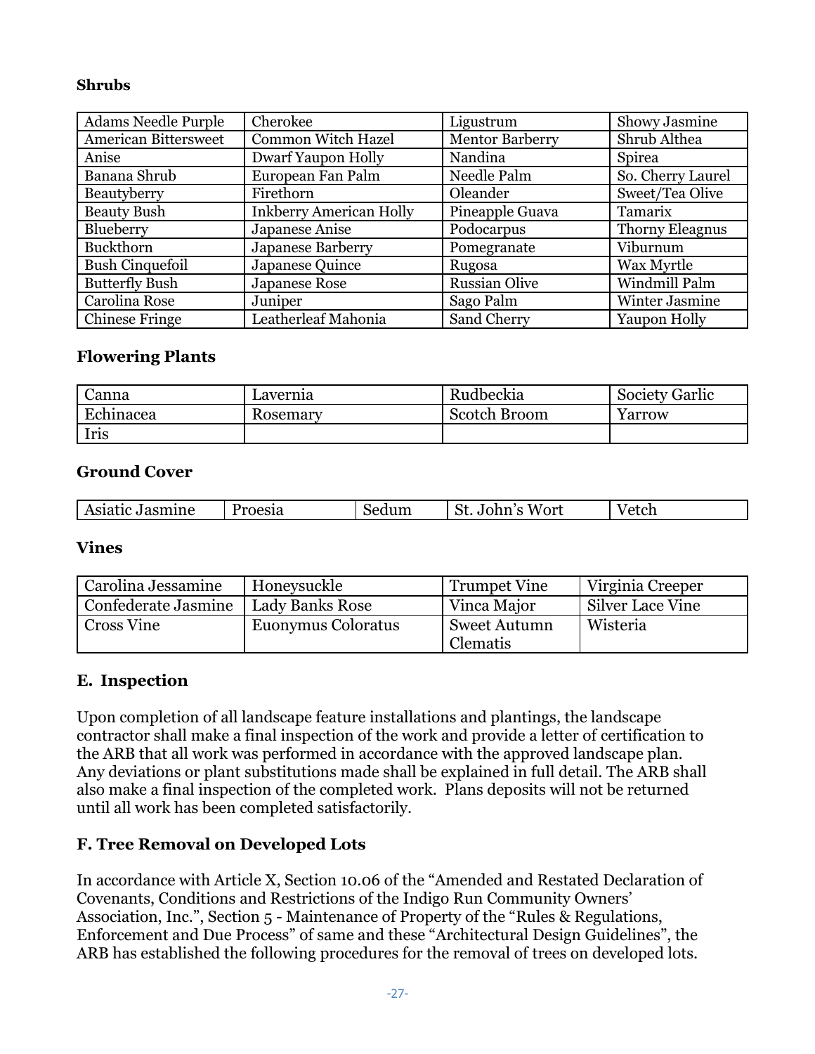**Shrubs**

| Adams Needle Purple | Cherokee | Ligustrum | Showy Jasmine |
|---|---|---|---|
| American Bittersweet | Common Witch Hazel | Mentor Barberry | Shrub Althea |
| Anise | Dwarf Yaupon Holly | Nandina | Spirea |
| Banana Shrub | European Fan Palm | Needle Palm | So. Cherry Laurel |
| Beautyberry | Firethorn | Oleander | Sweet/Tea Olive |
| Beauty Bush | Inkberry American Holly | Pineapple Guava | Tamarix |
| Blueberry | Japanese Anise | Podocarpus | Thorny Eleagnus |
| Buckthorn | Japanese Barberry | Pomegranate | Viburnum |
| Bush Cinquefoil | Japanese Quince | Rugosa | Wax Myrtle |
| Butterfly Bush | Japanese Rose | Russian Olive | Windmill Palm |
| Carolina Rose | Juniper | Sago Palm | Winter Jasmine |
| Chinese Fringe | Leatherleaf Mahonia | Sand Cherry | Yaupon Holly |

## Flowering Plants

| Canna | Lavernia | Rudbeckia | Society Garlic |
|---|---|---|---|
| Echinacea | Rosemary | Scotch Broom | Yarrow |
| Iris | | | |

## Ground Cover

| Asiatic Jasmine | Proesia | Sedum | St. John's Wort | Vetch |
|---|---|---|---|---|

## Vines

| Carolina Jessamine | Honeysuckle | Trumpet Vine | Virginia Creeper |
|---|---|---|---|
| Confederate Jasmine | Lady Banks Rose | Vinca Major | Silver Lace Vine |
| Cross Vine | Euonymus Coloratus | Sweet Autumn Clematis | Wisteria |

## E. Inspection

Upon completion of all landscape feature installations and plantings, the landscape contractor shall make a final inspection of the work and provide a letter of certification to the ARB that all work was performed in accordance with the approved landscape plan. Any deviations or plant substitutions made shall be explained in full detail. The ARB shall also make a final inspection of the completed work. Plans deposits will not be returned until all work has been completed satisfactorily.

## F. Tree Removal on Developed Lots

In accordance with Article X, Section 10.06 of the "Amended and Restated Declaration of Covenants, Conditions and Restrictions of the Indigo Run Community Owners' Association, Inc.", Section 5 - Maintenance of Property of the "Rules & Regulations, Enforcement and Due Process" of same and these "Architectural Design Guidelines", the ARB has established the following procedures for the removal of trees on developed lots.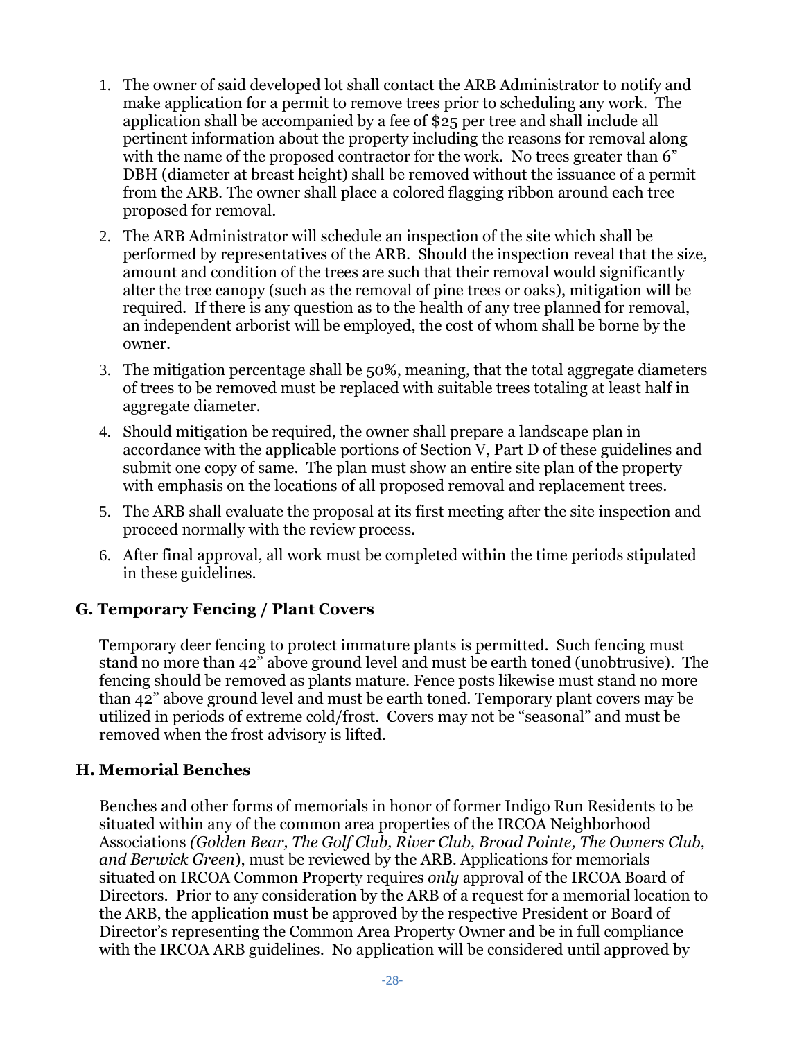1. The owner of said developed lot shall contact the ARB Administrator to notify and make application for a permit to remove trees prior to scheduling any work. The application shall be accompanied by a fee of $25 per tree and shall include all pertinent information about the property including the reasons for removal along with the name of the proposed contractor for the work. No trees greater than 6" DBH (diameter at breast height) shall be removed without the issuance of a permit from the ARB. The owner shall place a colored flagging ribbon around each tree proposed for removal.
2. The ARB Administrator will schedule an inspection of the site which shall be performed by representatives of the ARB. Should the inspection reveal that the size, amount and condition of the trees are such that their removal would significantly alter the tree canopy (such as the removal of pine trees or oaks), mitigation will be required. If there is any question as to the health of any tree planned for removal, an independent arborist will be employed, the cost of whom shall be borne by the owner.
3. The mitigation percentage shall be 50%, meaning, that the total aggregate diameters of trees to be removed must be replaced with suitable trees totaling at least half in aggregate diameter.
4. Should mitigation be required, the owner shall prepare a landscape plan in accordance with the applicable portions of Section V, Part D of these guidelines and submit one copy of same. The plan must show an entire site plan of the property with emphasis on the locations of all proposed removal and replacement trees.
5. The ARB shall evaluate the proposal at its first meeting after the site inspection and proceed normally with the review process.
6. After final approval, all work must be completed within the time periods stipulated in these guidelines.

## G. Temporary Fencing / Plant Covers

Temporary deer fencing to protect immature plants is permitted. Such fencing must stand no more than 42" above ground level and must be earth toned (unobtrusive). The fencing should be removed as plants mature. Fence posts likewise must stand no more than 42" above ground level and must be earth toned. Temporary plant covers may be utilized in periods of extreme cold/frost. Covers may not be "seasonal" and must be removed when the frost advisory is lifted.

## H. Memorial Benches

Benches and other forms of memorials in honor of former Indigo Run Residents to be situated within any of the common area properties of the IRCOA Neighborhood Associations *(Golden Bear, The Golf Club, River Club, Broad Pointe, The Owners Club, and Berwick Green*), must be reviewed by the ARB. Applications for memorials situated on IRCOA Common Property requires *only* approval of the IRCOA Board of Directors. Prior to any consideration by the ARB of a request for a memorial location to the ARB, the application must be approved by the respective President or Board of Director's representing the Common Area Property Owner and be in full compliance with the IRCOA ARB guidelines. No application will be considered until approved by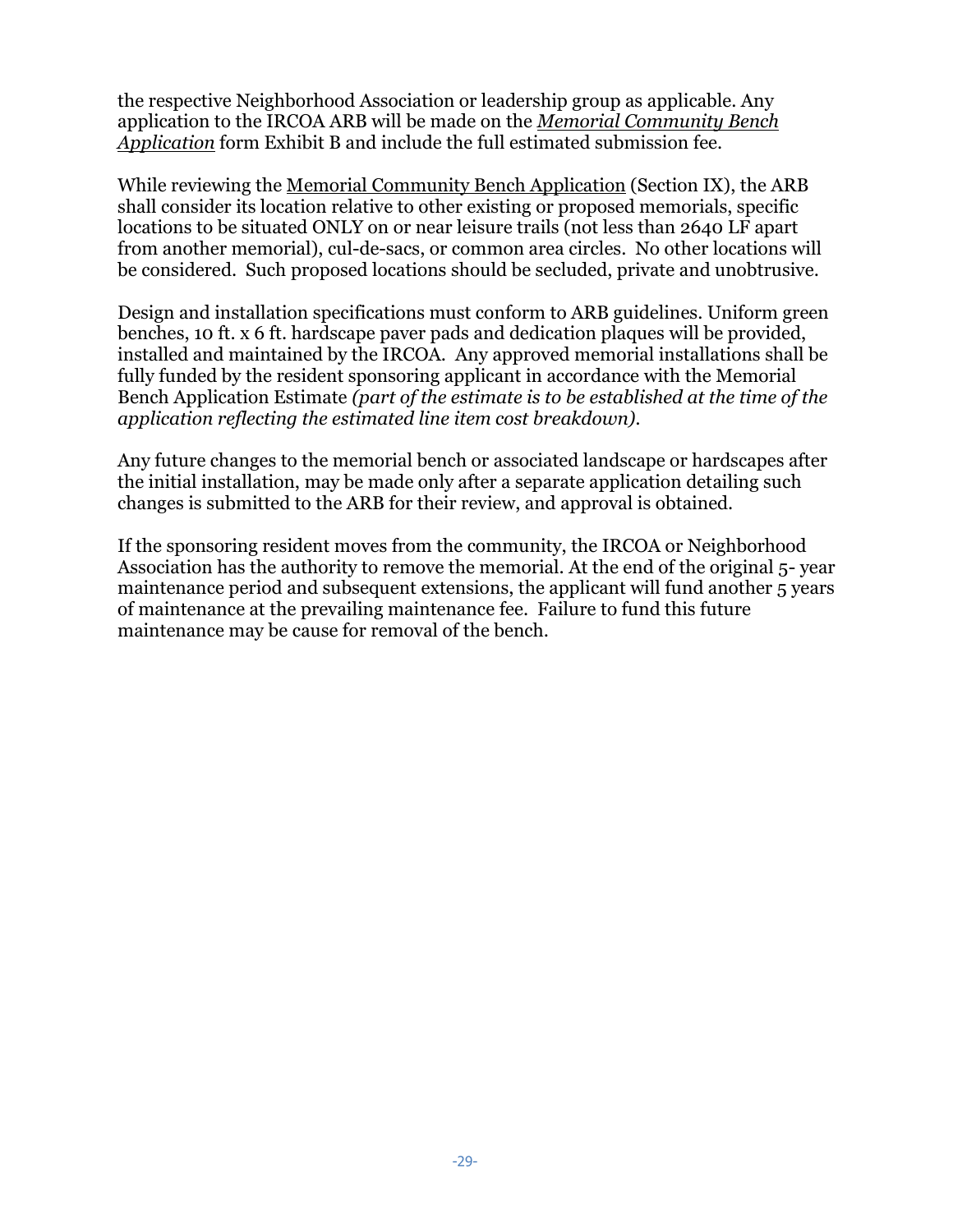the respective Neighborhood Association or leadership group as applicable. Any application to the IRCOA ARB will be made on the *Memorial Community Bench Application* form Exhibit B and include the full estimated submission fee.

While reviewing the Memorial Community Bench Application (Section IX), the ARB shall consider its location relative to other existing or proposed memorials, specific locations to be situated ONLY on or near leisure trails (not less than 2640 LF apart from another memorial), cul-de-sacs, or common area circles. No other locations will be considered. Such proposed locations should be secluded, private and unobtrusive.

Design and installation specifications must conform to ARB guidelines. Uniform green benches, 10 ft. x 6 ft. hardscape paver pads and dedication plaques will be provided, installed and maintained by the IRCOA. Any approved memorial installations shall be fully funded by the resident sponsoring applicant in accordance with the Memorial Bench Application Estimate *(part of the estimate is to be established at the time of the application reflecting the estimated line item cost breakdown).*

Any future changes to the memorial bench or associated landscape or hardscapes after the initial installation, may be made only after a separate application detailing such changes is submitted to the ARB for their review, and approval is obtained.

If the sponsoring resident moves from the community, the IRCOA or Neighborhood Association has the authority to remove the memorial. At the end of the original 5- year maintenance period and subsequent extensions, the applicant will fund another 5 years of maintenance at the prevailing maintenance fee. Failure to fund this future maintenance may be cause for removal of the bench.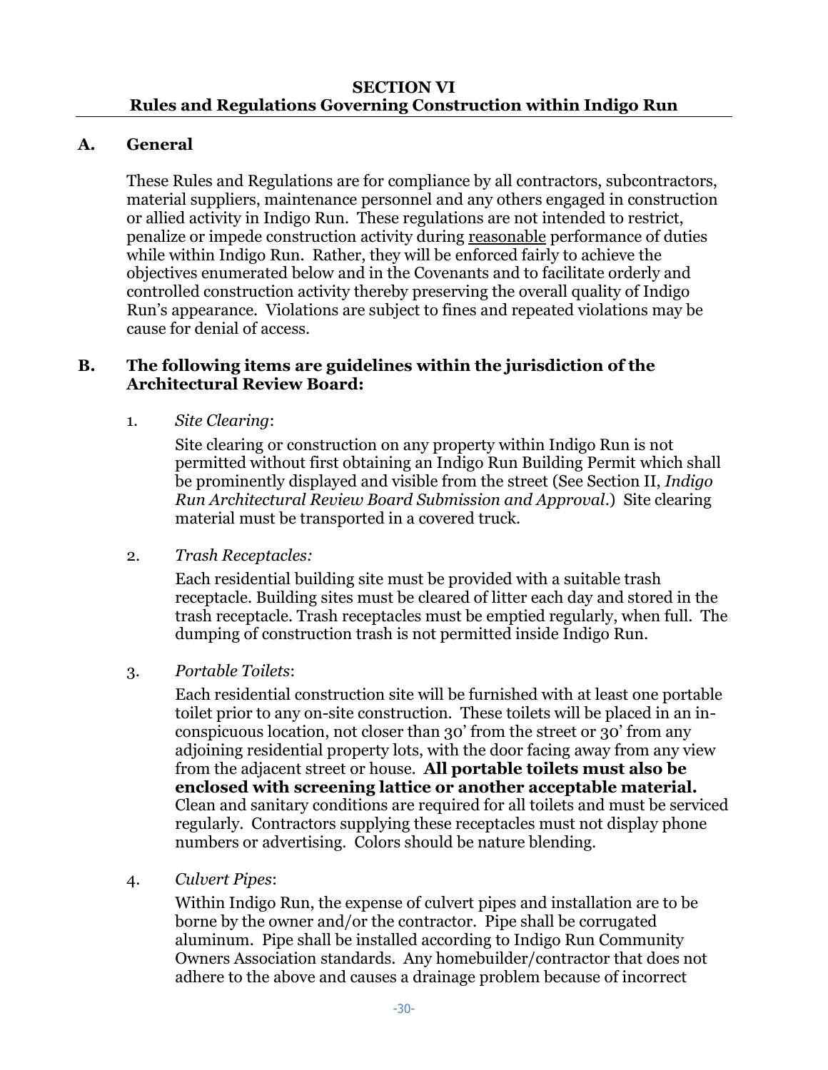## SECTION VI
## Rules and Regulations Governing Construction within Indigo Run

### A. General

These Rules and Regulations are for compliance by all contractors, subcontractors, material suppliers, maintenance personnel and any others engaged in construction or allied activity in Indigo Run. These regulations are not intended to restrict, penalize or impede construction activity during <u>reasonable</u> performance of duties while within Indigo Run. Rather, they will be enforced fairly to achieve the objectives enumerated below and in the Covenants and to facilitate orderly and controlled construction activity thereby preserving the overall quality of Indigo Run's appearance. Violations are subject to fines and repeated violations may be cause for denial of access.

### B. The following items are guidelines within the jurisdiction of the Architectural Review Board:

1. *Site Clearing*:

   Site clearing or construction on any property within Indigo Run is not permitted without first obtaining an Indigo Run Building Permit which shall be prominently displayed and visible from the street (See Section II, *Indigo Run Architectural Review Board Submission and Approval*.) Site clearing material must be transported in a covered truck.

2. *Trash Receptacles:*

   Each residential building site must be provided with a suitable trash receptacle. Building sites must be cleared of litter each day and stored in the trash receptacle. Trash receptacles must be emptied regularly, when full. The dumping of construction trash is not permitted inside Indigo Run.

3. *Portable Toilets*:

   Each residential construction site will be furnished with at least one portable toilet prior to any on-site construction. These toilets will be placed in an in-conspicuous location, not closer than 30' from the street or 30' from any adjoining residential property lots, with the door facing away from any view from the adjacent street or house. **All portable toilets must also be enclosed with screening lattice or another acceptable material.** Clean and sanitary conditions are required for all toilets and must be serviced regularly. Contractors supplying these receptacles must not display phone numbers or advertising. Colors should be nature blending.

4. *Culvert Pipes*:

   Within Indigo Run, the expense of culvert pipes and installation are to be borne by the owner and/or the contractor. Pipe shall be corrugated aluminum. Pipe shall be installed according to Indigo Run Community Owners Association standards. Any homebuilder/contractor that does not adhere to the above and causes a drainage problem because of incorrect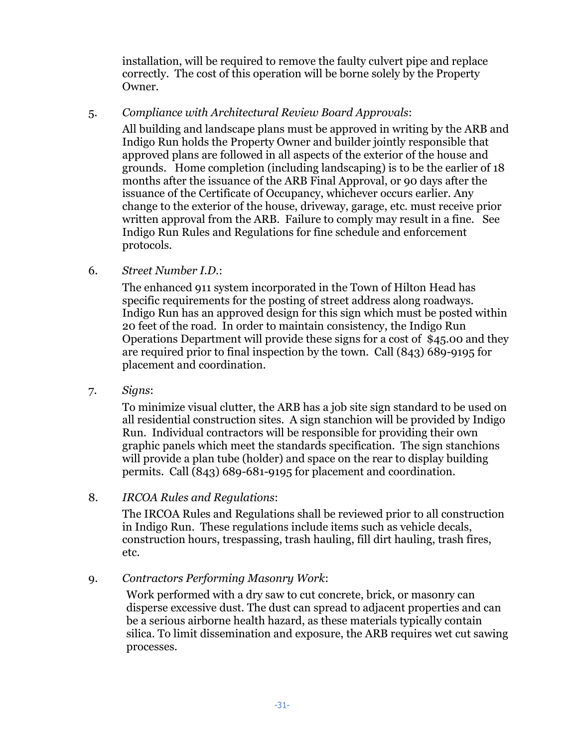installation, will be required to remove the faulty culvert pipe and replace correctly. The cost of this operation will be borne solely by the Property Owner.

5. *Compliance with Architectural Review Board Approvals*:

   All building and landscape plans must be approved in writing by the ARB and Indigo Run holds the Property Owner and builder jointly responsible that approved plans are followed in all aspects of the exterior of the house and grounds. Home completion (including landscaping) is to be the earlier of 18 months after the issuance of the ARB Final Approval, or 90 days after the issuance of the Certificate of Occupancy, whichever occurs earlier. Any change to the exterior of the house, driveway, garage, etc. must receive prior written approval from the ARB. Failure to comply may result in a fine. See Indigo Run Rules and Regulations for fine schedule and enforcement protocols.

6. *Street Number I.D.*:

   The enhanced 911 system incorporated in the Town of Hilton Head has specific requirements for the posting of street address along roadways. Indigo Run has an approved design for this sign which must be posted within 20 feet of the road. In order to maintain consistency, the Indigo Run Operations Department will provide these signs for a cost of $45.00 and they are required prior to final inspection by the town. Call (843) 689-9195 for placement and coordination.

7. *Signs*:

   To minimize visual clutter, the ARB has a job site sign standard to be used on all residential construction sites. A sign stanchion will be provided by Indigo Run. Individual contractors will be responsible for providing their own graphic panels which meet the standards specification. The sign stanchions will provide a plan tube (holder) and space on the rear to display building permits. Call (843) 689-681-9195 for placement and coordination.

8. *IRCOA Rules and Regulations*:

   The IRCOA Rules and Regulations shall be reviewed prior to all construction in Indigo Run. These regulations include items such as vehicle decals, construction hours, trespassing, trash hauling, fill dirt hauling, trash fires, etc.

9. *Contractors Performing Masonry Work*:

   Work performed with a dry saw to cut concrete, brick, or masonry can disperse excessive dust. The dust can spread to adjacent properties and can be a serious airborne health hazard, as these materials typically contain silica. To limit dissemination and exposure, the ARB requires wet cut sawing processes.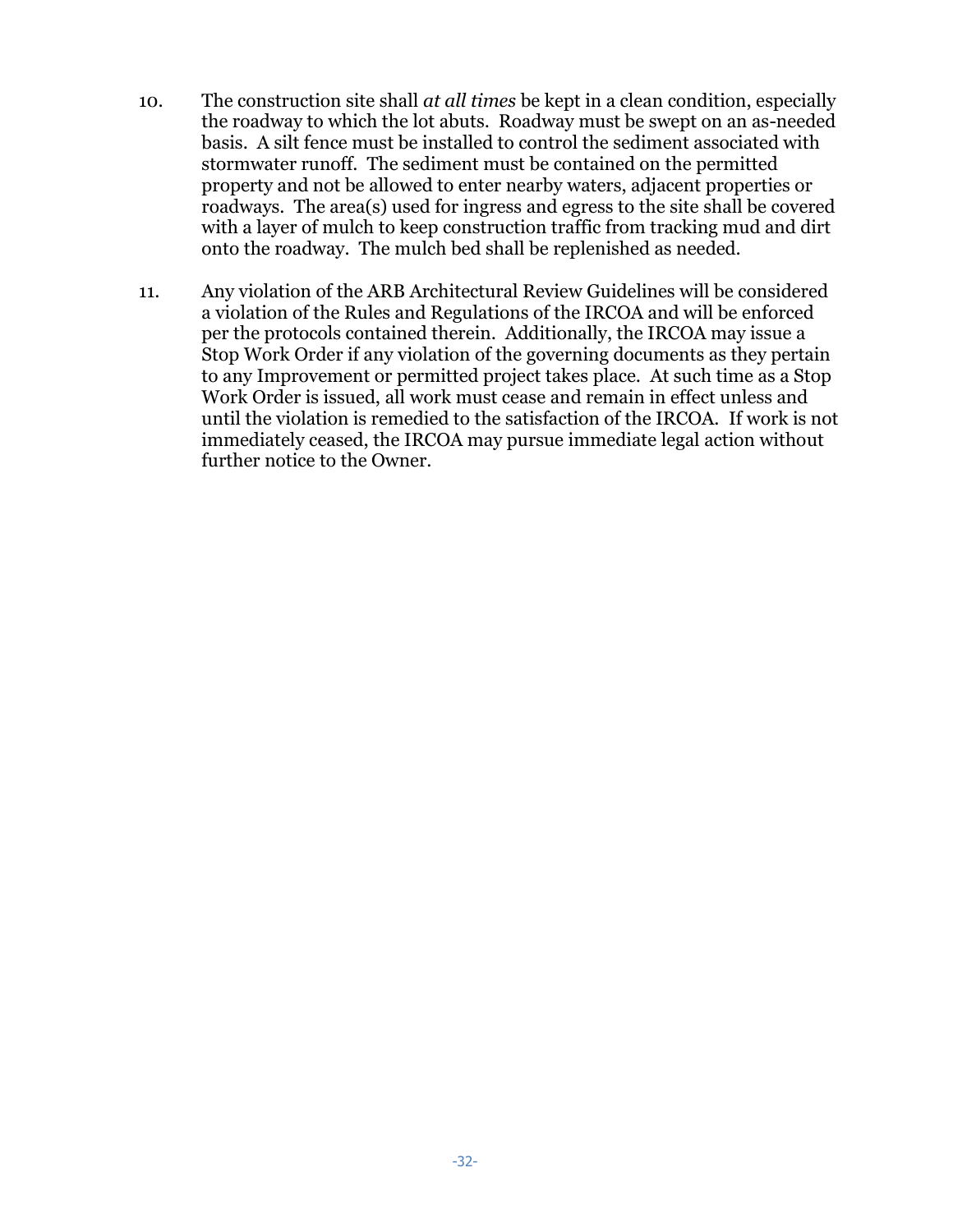10. The construction site shall *at all times* be kept in a clean condition, especially the roadway to which the lot abuts. Roadway must be swept on an as-needed basis. A silt fence must be installed to control the sediment associated with stormwater runoff. The sediment must be contained on the permitted property and not be allowed to enter nearby waters, adjacent properties or roadways. The area(s) used for ingress and egress to the site shall be covered with a layer of mulch to keep construction traffic from tracking mud and dirt onto the roadway. The mulch bed shall be replenished as needed.

11. Any violation of the ARB Architectural Review Guidelines will be considered a violation of the Rules and Regulations of the IRCOA and will be enforced per the protocols contained therein. Additionally, the IRCOA may issue a Stop Work Order if any violation of the governing documents as they pertain to any Improvement or permitted project takes place. At such time as a Stop Work Order is issued, all work must cease and remain in effect unless and until the violation is remedied to the satisfaction of the IRCOA. If work is not immediately ceased, the IRCOA may pursue immediate legal action without further notice to the Owner.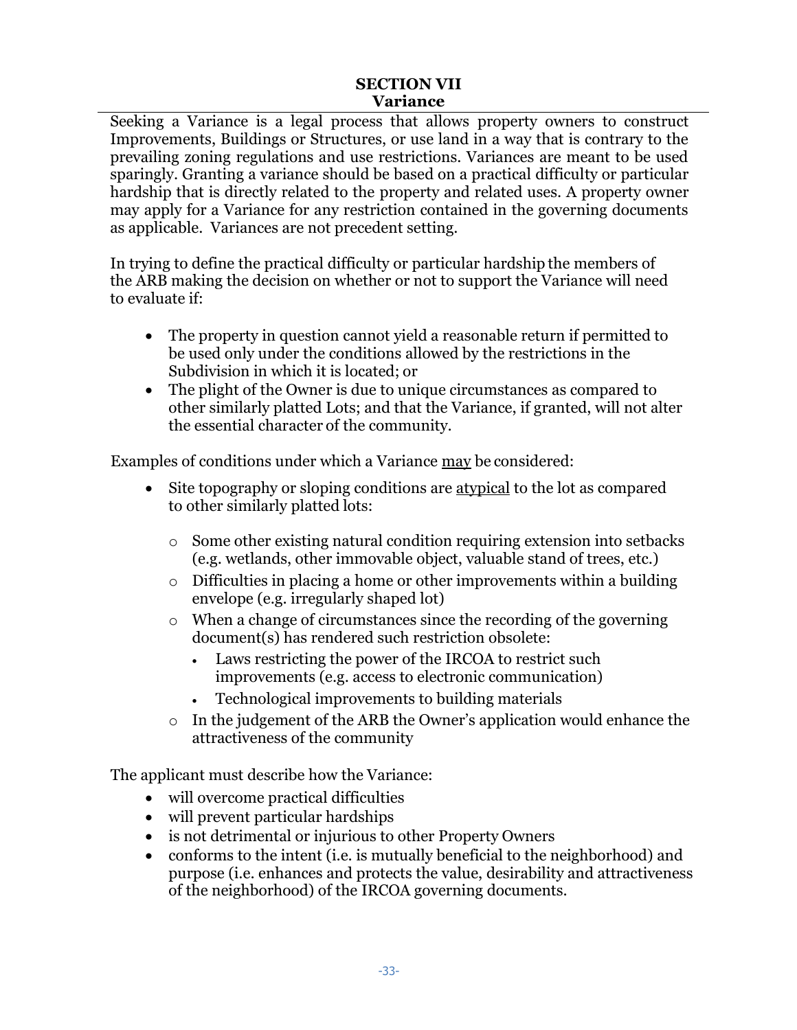## SECTION VII
## Variance

Seeking a Variance is a legal process that allows property owners to construct Improvements, Buildings or Structures, or use land in a way that is contrary to the prevailing zoning regulations and use restrictions. Variances are meant to be used sparingly. Granting a variance should be based on a practical difficulty or particular hardship that is directly related to the property and related uses. A property owner may apply for a Variance for any restriction contained in the governing documents as applicable. Variances are not precedent setting.

In trying to define the practical difficulty or particular hardship the members of the ARB making the decision on whether or not to support the Variance will need to evaluate if:

- The property in question cannot yield a reasonable return if permitted to be used only under the conditions allowed by the restrictions in the Subdivision in which it is located; or
- The plight of the Owner is due to unique circumstances as compared to other similarly platted Lots; and that the Variance, if granted, will not alter the essential character of the community.

Examples of conditions under which a Variance <u>may</u> be considered:

- Site topography or sloping conditions are <u>atypical</u> to the lot as compared to other similarly platted lots:
  - Some other existing natural condition requiring extension into setbacks (e.g. wetlands, other immovable object, valuable stand of trees, etc.)
  - Difficulties in placing a home or other improvements within a building envelope (e.g. irregularly shaped lot)
  - When a change of circumstances since the recording of the governing document(s) has rendered such restriction obsolete:
    - Laws restricting the power of the IRCOA to restrict such improvements (e.g. access to electronic communication)
    - Technological improvements to building materials
  - In the judgement of the ARB the Owner's application would enhance the attractiveness of the community

The applicant must describe how the Variance:

- will overcome practical difficulties
- will prevent particular hardships
- is not detrimental or injurious to other Property Owners
- conforms to the intent (i.e. is mutually beneficial to the neighborhood) and purpose (i.e. enhances and protects the value, desirability and attractiveness of the neighborhood) of the IRCOA governing documents.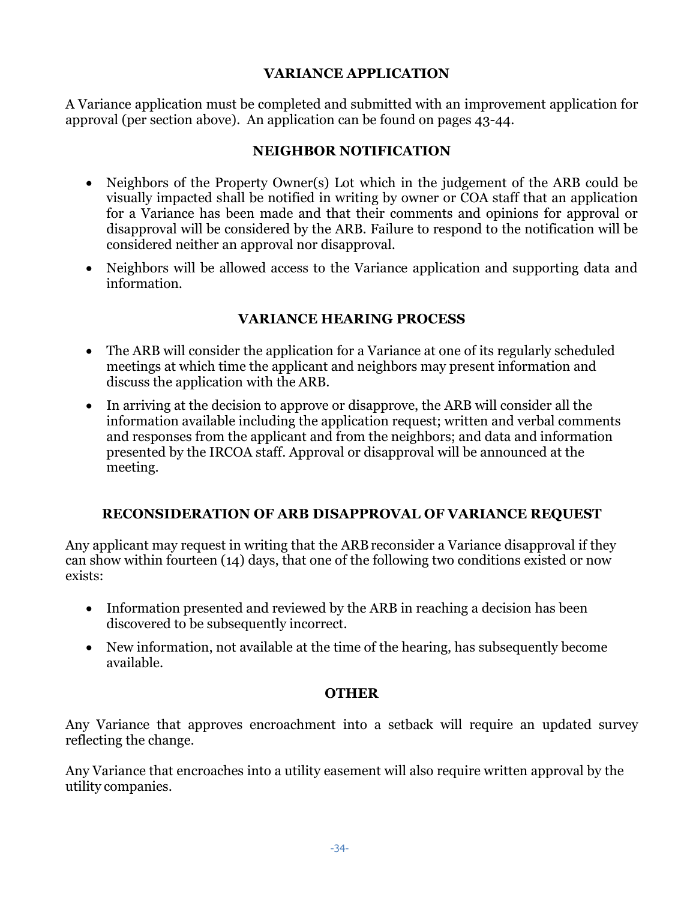## VARIANCE APPLICATION

A Variance application must be completed and submitted with an improvement application for approval (per section above). An application can be found on pages 43-44.

## NEIGHBOR NOTIFICATION

- Neighbors of the Property Owner(s) Lot which in the judgement of the ARB could be visually impacted shall be notified in writing by owner or COA staff that an application for a Variance has been made and that their comments and opinions for approval or disapproval will be considered by the ARB. Failure to respond to the notification will be considered neither an approval nor disapproval.
- Neighbors will be allowed access to the Variance application and supporting data and information.

## VARIANCE HEARING PROCESS

- The ARB will consider the application for a Variance at one of its regularly scheduled meetings at which time the applicant and neighbors may present information and discuss the application with the ARB.
- In arriving at the decision to approve or disapprove, the ARB will consider all the information available including the application request; written and verbal comments and responses from the applicant and from the neighbors; and data and information presented by the IRCOA staff. Approval or disapproval will be announced at the meeting.

## RECONSIDERATION OF ARB DISAPPROVAL OF VARIANCE REQUEST

Any applicant may request in writing that the ARB reconsider a Variance disapproval if they can show within fourteen (14) days, that one of the following two conditions existed or now exists:

- Information presented and reviewed by the ARB in reaching a decision has been discovered to be subsequently incorrect.
- New information, not available at the time of the hearing, has subsequently become available.

## OTHER

Any Variance that approves encroachment into a setback will require an updated survey reflecting the change.

Any Variance that encroaches into a utility easement will also require written approval by the utility companies.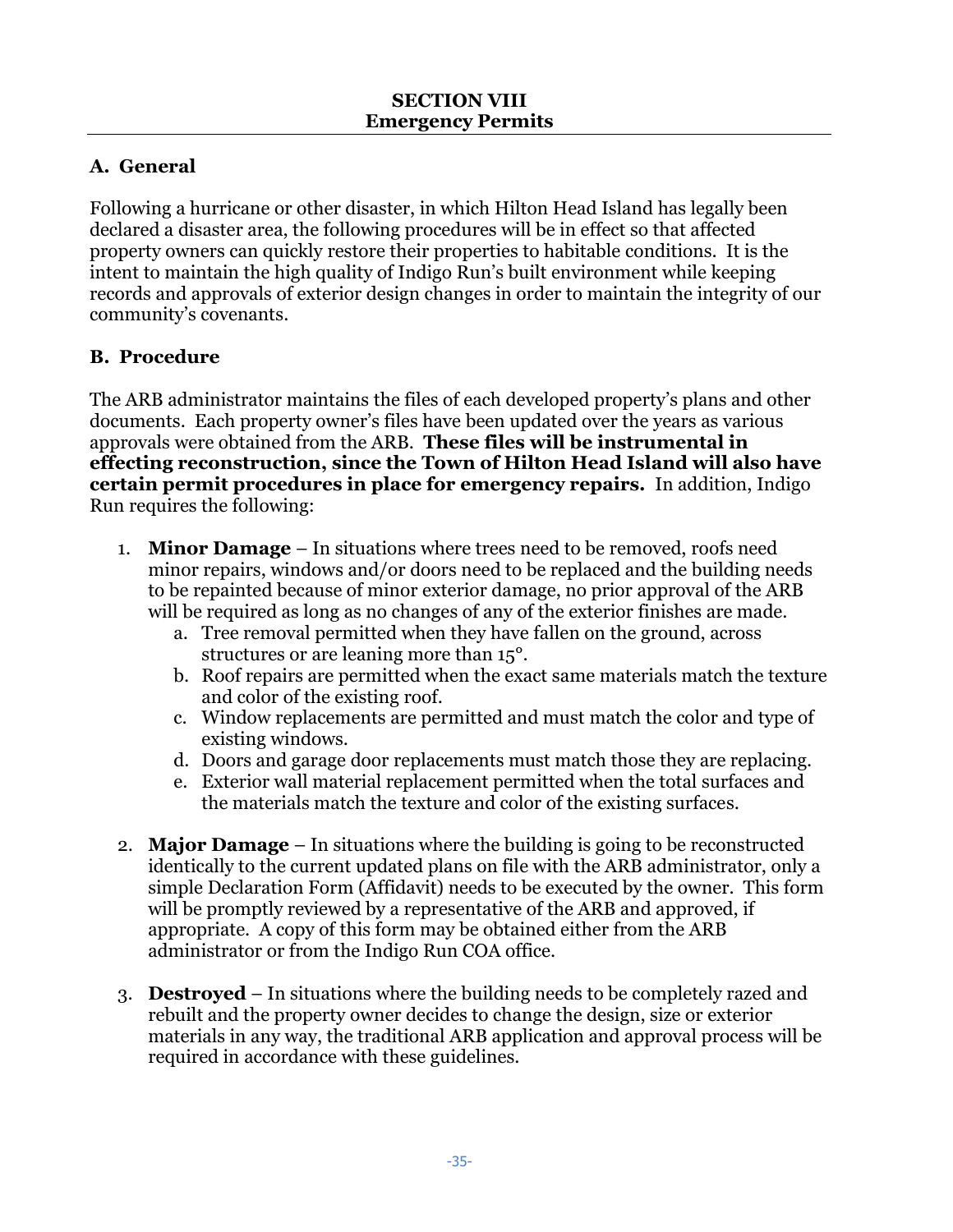# SECTION VIII
# Emergency Permits

## A. General

Following a hurricane or other disaster, in which Hilton Head Island has legally been declared a disaster area, the following procedures will be in effect so that affected property owners can quickly restore their properties to habitable conditions. It is the intent to maintain the high quality of Indigo Run's built environment while keeping records and approvals of exterior design changes in order to maintain the integrity of our community's covenants.

## B. Procedure

The ARB administrator maintains the files of each developed property's plans and other documents. Each property owner's files have been updated over the years as various approvals were obtained from the ARB. **These files will be instrumental in effecting reconstruction, since the Town of Hilton Head Island will also have certain permit procedures in place for emergency repairs.** In addition, Indigo Run requires the following:

1. **Minor Damage** – In situations where trees need to be removed, roofs need minor repairs, windows and/or doors need to be replaced and the building needs to be repainted because of minor exterior damage, no prior approval of the ARB will be required as long as no changes of any of the exterior finishes are made.
   a. Tree removal permitted when they have fallen on the ground, across structures or are leaning more than 15°.
   b. Roof repairs are permitted when the exact same materials match the texture and color of the existing roof.
   c. Window replacements are permitted and must match the color and type of existing windows.
   d. Doors and garage door replacements must match those they are replacing.
   e. Exterior wall material replacement permitted when the total surfaces and the materials match the texture and color of the existing surfaces.

2. **Major Damage** – In situations where the building is going to be reconstructed identically to the current updated plans on file with the ARB administrator, only a simple Declaration Form (Affidavit) needs to be executed by the owner. This form will be promptly reviewed by a representative of the ARB and approved, if appropriate. A copy of this form may be obtained either from the ARB administrator or from the Indigo Run COA office.

3. **Destroyed** – In situations where the building needs to be completely razed and rebuilt and the property owner decides to change the design, size or exterior materials in any way, the traditional ARB application and approval process will be required in accordance with these guidelines.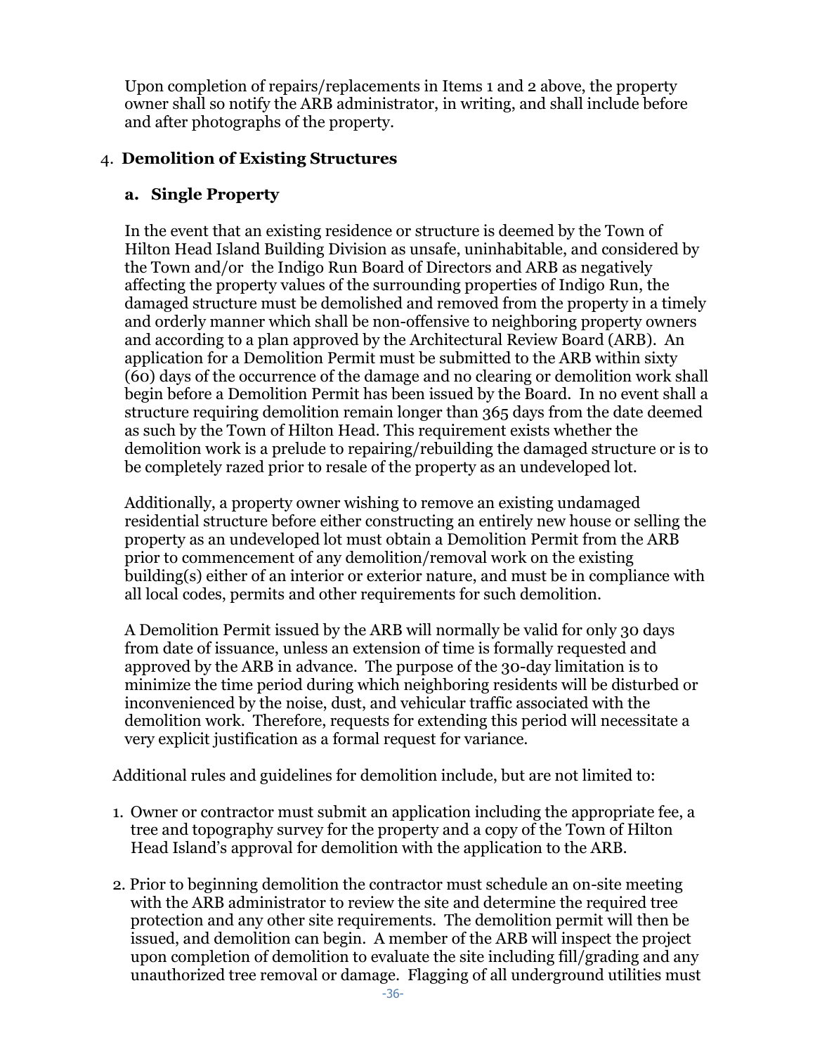Upon completion of repairs/replacements in Items 1 and 2 above, the property owner shall so notify the ARB administrator, in writing, and shall include before and after photographs of the property.

4. **Demolition of Existing Structures**

   **a. Single Property**

   In the event that an existing residence or structure is deemed by the Town of Hilton Head Island Building Division as unsafe, uninhabitable, and considered by the Town and/or the Indigo Run Board of Directors and ARB as negatively affecting the property values of the surrounding properties of Indigo Run, the damaged structure must be demolished and removed from the property in a timely and orderly manner which shall be non-offensive to neighboring property owners and according to a plan approved by the Architectural Review Board (ARB). An application for a Demolition Permit must be submitted to the ARB within sixty (60) days of the occurrence of the damage and no clearing or demolition work shall begin before a Demolition Permit has been issued by the Board. In no event shall a structure requiring demolition remain longer than 365 days from the date deemed as such by the Town of Hilton Head. This requirement exists whether the demolition work is a prelude to repairing/rebuilding the damaged structure or is to be completely razed prior to resale of the property as an undeveloped lot.

   Additionally, a property owner wishing to remove an existing undamaged residential structure before either constructing an entirely new house or selling the property as an undeveloped lot must obtain a Demolition Permit from the ARB prior to commencement of any demolition/removal work on the existing building(s) either of an interior or exterior nature, and must be in compliance with all local codes, permits and other requirements for such demolition.

   A Demolition Permit issued by the ARB will normally be valid for only 30 days from date of issuance, unless an extension of time is formally requested and approved by the ARB in advance. The purpose of the 30-day limitation is to minimize the time period during which neighboring residents will be disturbed or inconvenienced by the noise, dust, and vehicular traffic associated with the demolition work. Therefore, requests for extending this period will necessitate a very explicit justification as a formal request for variance.

Additional rules and guidelines for demolition include, but are not limited to:

1. Owner or contractor must submit an application including the appropriate fee, a tree and topography survey for the property and a copy of the Town of Hilton Head Island's approval for demolition with the application to the ARB.

2. Prior to beginning demolition the contractor must schedule an on-site meeting with the ARB administrator to review the site and determine the required tree protection and any other site requirements. The demolition permit will then be issued, and demolition can begin. A member of the ARB will inspect the project upon completion of demolition to evaluate the site including fill/grading and any unauthorized tree removal or damage. Flagging of all underground utilities must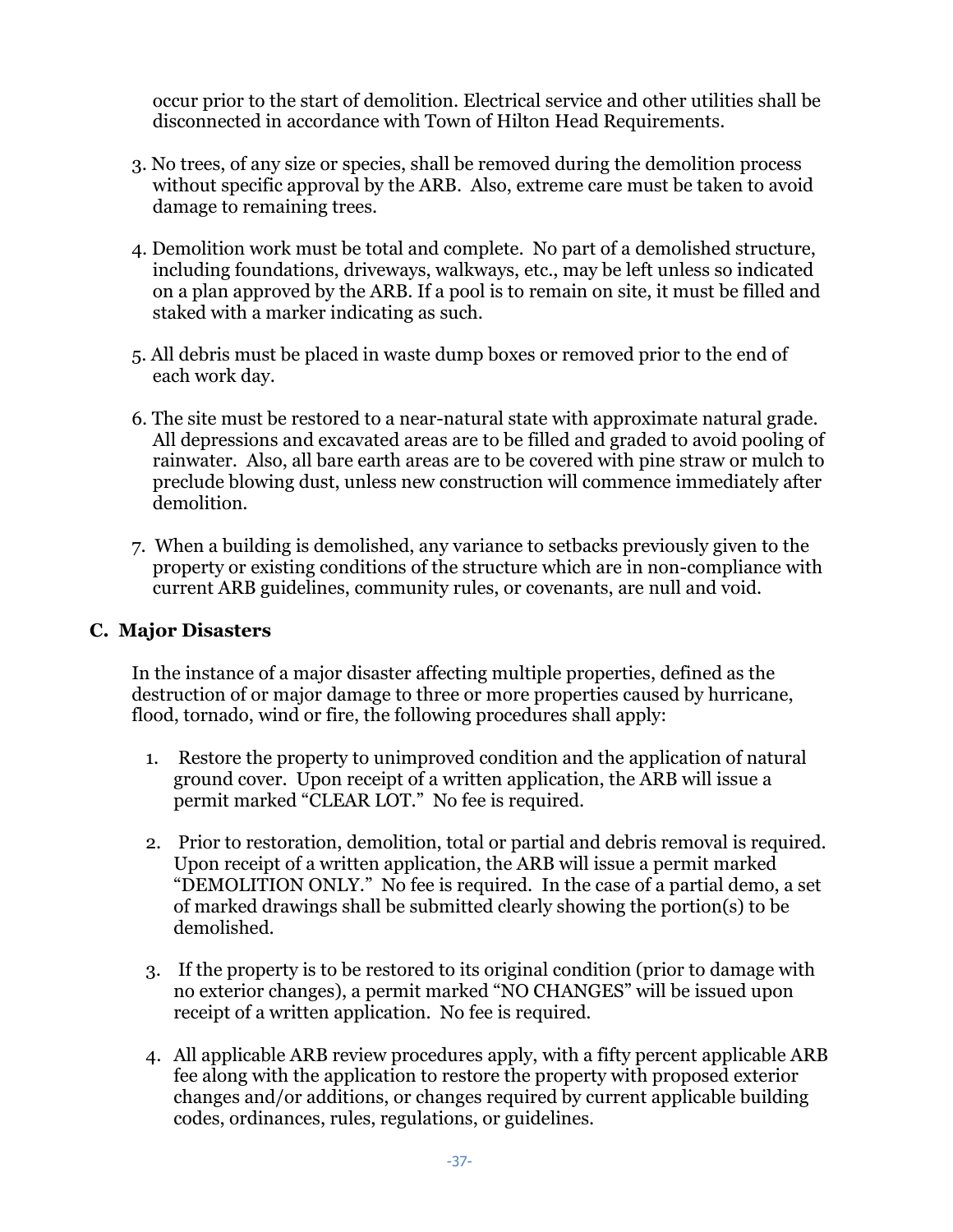occur prior to the start of demolition. Electrical service and other utilities shall be disconnected in accordance with Town of Hilton Head Requirements.

3. No trees, of any size or species, shall be removed during the demolition process without specific approval by the ARB. Also, extreme care must be taken to avoid damage to remaining trees.

4. Demolition work must be total and complete. No part of a demolished structure, including foundations, driveways, walkways, etc., may be left unless so indicated on a plan approved by the ARB. If a pool is to remain on site, it must be filled and staked with a marker indicating as such.

5. All debris must be placed in waste dump boxes or removed prior to the end of each work day.

6. The site must be restored to a near-natural state with approximate natural grade. All depressions and excavated areas are to be filled and graded to avoid pooling of rainwater. Also, all bare earth areas are to be covered with pine straw or mulch to preclude blowing dust, unless new construction will commence immediately after demolition.

7. When a building is demolished, any variance to setbacks previously given to the property or existing conditions of the structure which are in non-compliance with current ARB guidelines, community rules, or covenants, are null and void.

## C. Major Disasters

In the instance of a major disaster affecting multiple properties, defined as the destruction of or major damage to three or more properties caused by hurricane, flood, tornado, wind or fire, the following procedures shall apply:

1. Restore the property to unimproved condition and the application of natural ground cover. Upon receipt of a written application, the ARB will issue a permit marked "CLEAR LOT." No fee is required.

2. Prior to restoration, demolition, total or partial and debris removal is required. Upon receipt of a written application, the ARB will issue a permit marked "DEMOLITION ONLY." No fee is required. In the case of a partial demo, a set of marked drawings shall be submitted clearly showing the portion(s) to be demolished.

3. If the property is to be restored to its original condition (prior to damage with no exterior changes), a permit marked "NO CHANGES" will be issued upon receipt of a written application. No fee is required.

4. All applicable ARB review procedures apply, with a fifty percent applicable ARB fee along with the application to restore the property with proposed exterior changes and/or additions, or changes required by current applicable building codes, ordinances, rules, regulations, or guidelines.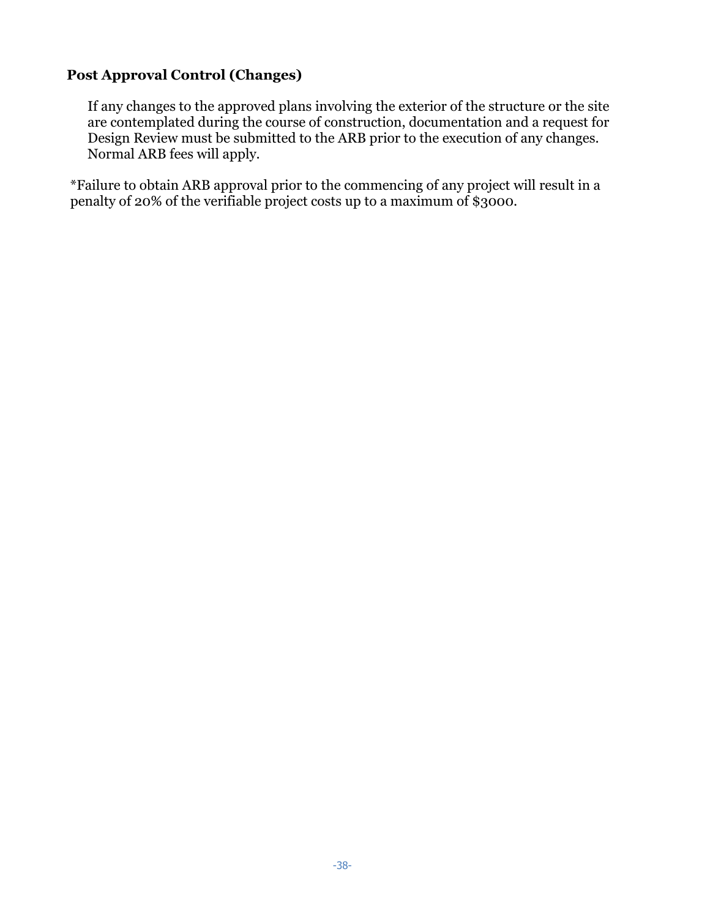### Post Approval Control (Changes)

If any changes to the approved plans involving the exterior of the structure or the site are contemplated during the course of construction, documentation and a request for Design Review must be submitted to the ARB prior to the execution of any changes. Normal ARB fees will apply.

*Failure to obtain ARB approval prior to the commencing of any project will result in a penalty of 20% of the verifiable project costs up to a maximum of $3000.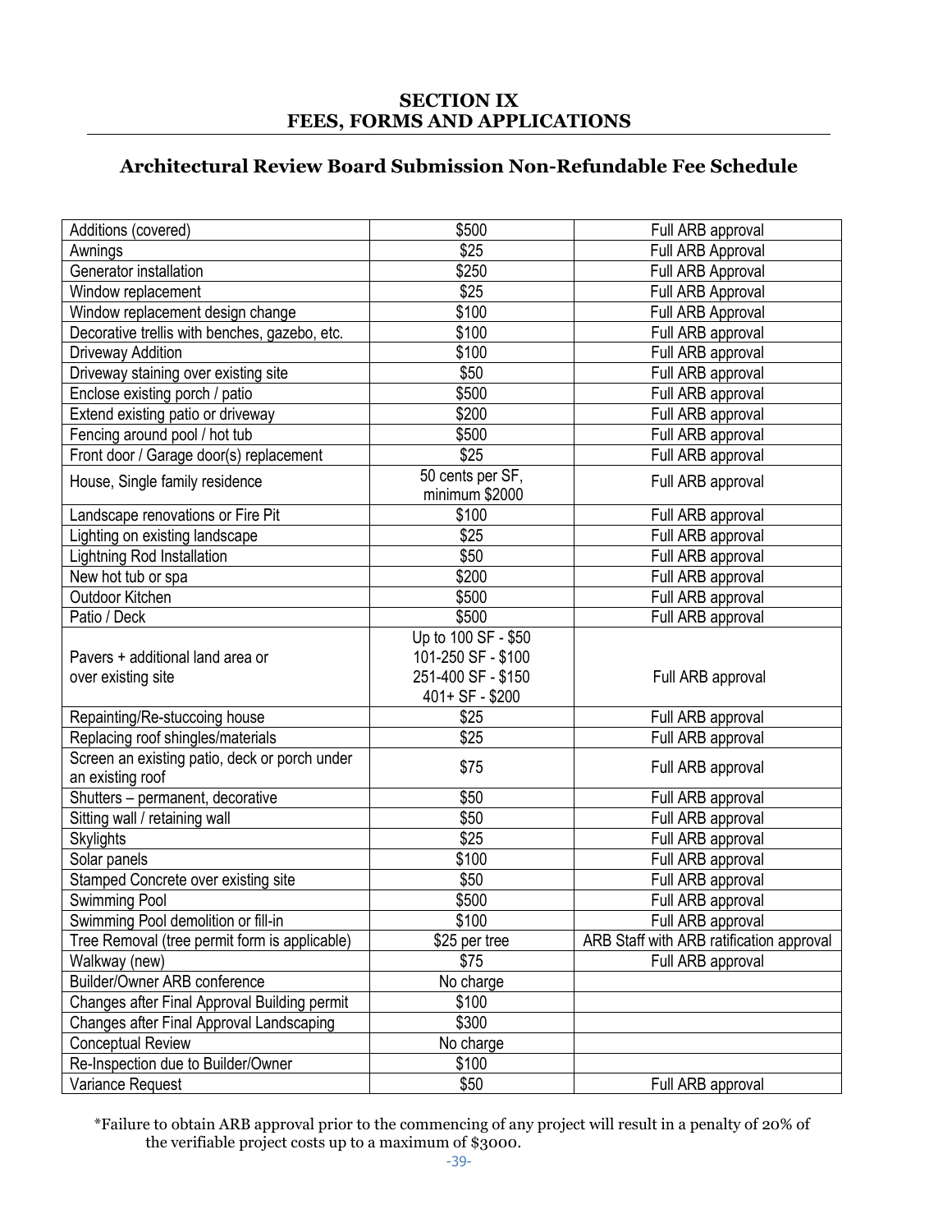## SECTION IX
## FEES, FORMS AND APPLICATIONS

### Architectural Review Board Submission Non-Refundable Fee Schedule

| | | |
|---|---|---|
| Additions (covered) | $500 | Full ARB approval |
| Awnings | $25 | Full ARB Approval |
| Generator installation | $250 | Full ARB Approval |
| Window replacement | $25 | Full ARB Approval |
| Window replacement design change | $100 | Full ARB Approval |
| Decorative trellis with benches, gazebo, etc. | $100 | Full ARB approval |
| Driveway Addition | $100 | Full ARB approval |
| Driveway staining over existing site | $50 | Full ARB approval |
| Enclose existing porch / patio | $500 | Full ARB approval |
| Extend existing patio or driveway | $200 | Full ARB approval |
| Fencing around pool / hot tub | $500 | Full ARB approval |
| Front door / Garage door(s) replacement | $25 | Full ARB approval |
| House, Single family residence | 50 cents per SF, minimum $2000 | Full ARB approval |
| Landscape renovations or Fire Pit | $100 | Full ARB approval |
| Lighting on existing landscape | $25 | Full ARB approval |
| Lightning Rod Installation | $50 | Full ARB approval |
| New hot tub or spa | $200 | Full ARB approval |
| Outdoor Kitchen | $500 | Full ARB approval |
| Patio / Deck | $500 | Full ARB approval |
| Pavers + additional land area or over existing site | Up to 100 SF - $50<br>101-250 SF - $100<br>251-400 SF - $150<br>401+ SF - $200 | Full ARB approval |
| Repainting/Re-stuccoing house | $25 | Full ARB approval |
| Replacing roof shingles/materials | $25 | Full ARB approval |
| Screen an existing patio, deck or porch under an existing roof | $75 | Full ARB approval |
| Shutters – permanent, decorative | $50 | Full ARB approval |
| Sitting wall / retaining wall | $50 | Full ARB approval |
| Skylights | $25 | Full ARB approval |
| Solar panels | $100 | Full ARB approval |
| Stamped Concrete over existing site | $50 | Full ARB approval |
| Swimming Pool | $500 | Full ARB approval |
| Swimming Pool demolition or fill-in | $100 | Full ARB approval |
| Tree Removal (tree permit form is applicable) | $25 per tree | ARB Staff with ARB ratification approval |
| Walkway (new) | $75 | Full ARB approval |
| Builder/Owner ARB conference | No charge | |
| Changes after Final Approval Building permit | $100 | |
| Changes after Final Approval Landscaping | $300 | |
| Conceptual Review | No charge | |
| Re-Inspection due to Builder/Owner | $100 | |
| Variance Request | $50 | Full ARB approval |

*Failure to obtain ARB approval prior to the commencing of any project will result in a penalty of 20% of the verifiable project costs up to a maximum of $3000.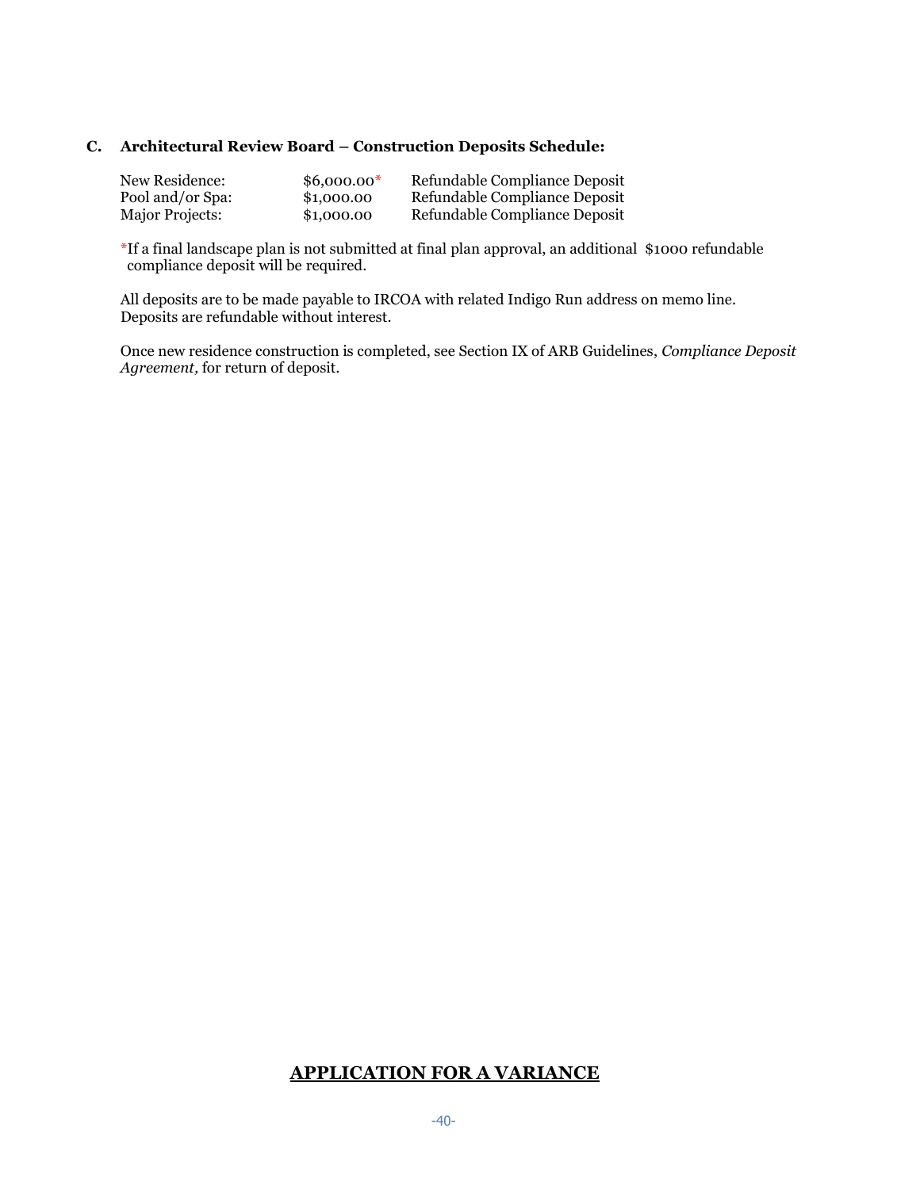### C. Architectural Review Board – Construction Deposits Schedule:

| | | |
|---|---|---|
| New Residence: | $6,000.00* | Refundable Compliance Deposit |
| Pool and/or Spa: | $1,000.00 | Refundable Compliance Deposit |
| Major Projects: | $1,000.00 | Refundable Compliance Deposit |

*If a final landscape plan is not submitted at final plan approval, an additional $1000 refundable compliance deposit will be required.

All deposits are to be made payable to IRCOA with related Indigo Run address on memo line. Deposits are refundable without interest.

Once new residence construction is completed, see Section IX of ARB Guidelines, *Compliance Deposit Agreement,* for return of deposit.

## APPLICATION FOR A VARIANCE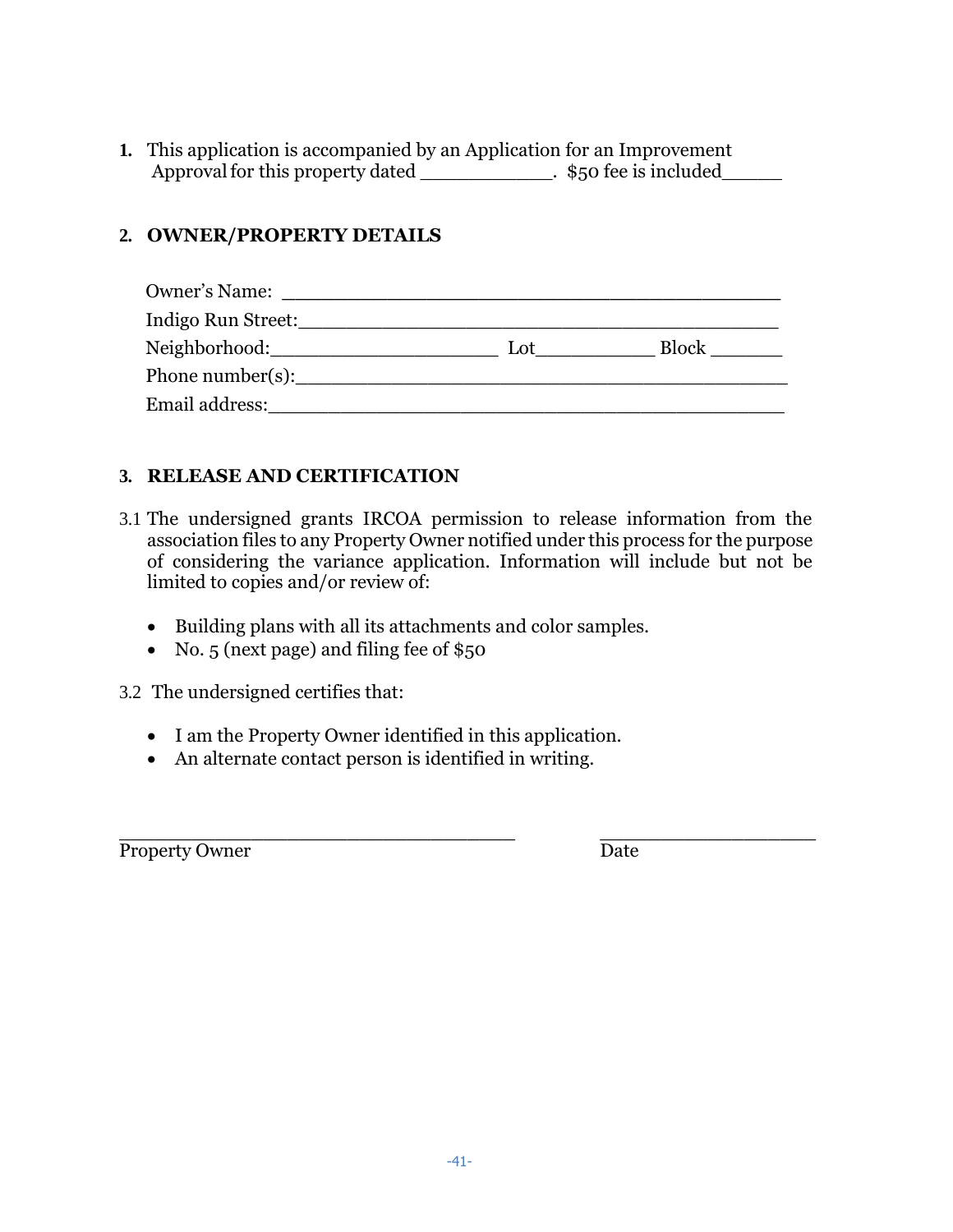1. This application is accompanied by an Application for an Improvement Approval for this property dated ____________.  $50 fee is included______

2. **OWNER/PROPERTY DETAILS**

Owner's Name: ____________________________________________

Indigo Run Street:___________________________________________

Neighborhood:_____________________ Lot___________ Block _______

Phone number(s):____________________________________________

Email address:______________________________________________

3. **RELEASE AND CERTIFICATION**

3.1 The undersigned grants IRCOA permission to release information from the association files to any Property Owner notified under this process for the purpose of considering the variance application. Information will include but not be limited to copies and/or review of:

- Building plans with all its attachments and color samples.
- No. 5 (next page) and filing fee of $50

3.2 The undersigned certifies that:

- I am the Property Owner identified in this application.
- An alternate contact person is identified in writing.

____________________________________ ____________________

Property Owner Date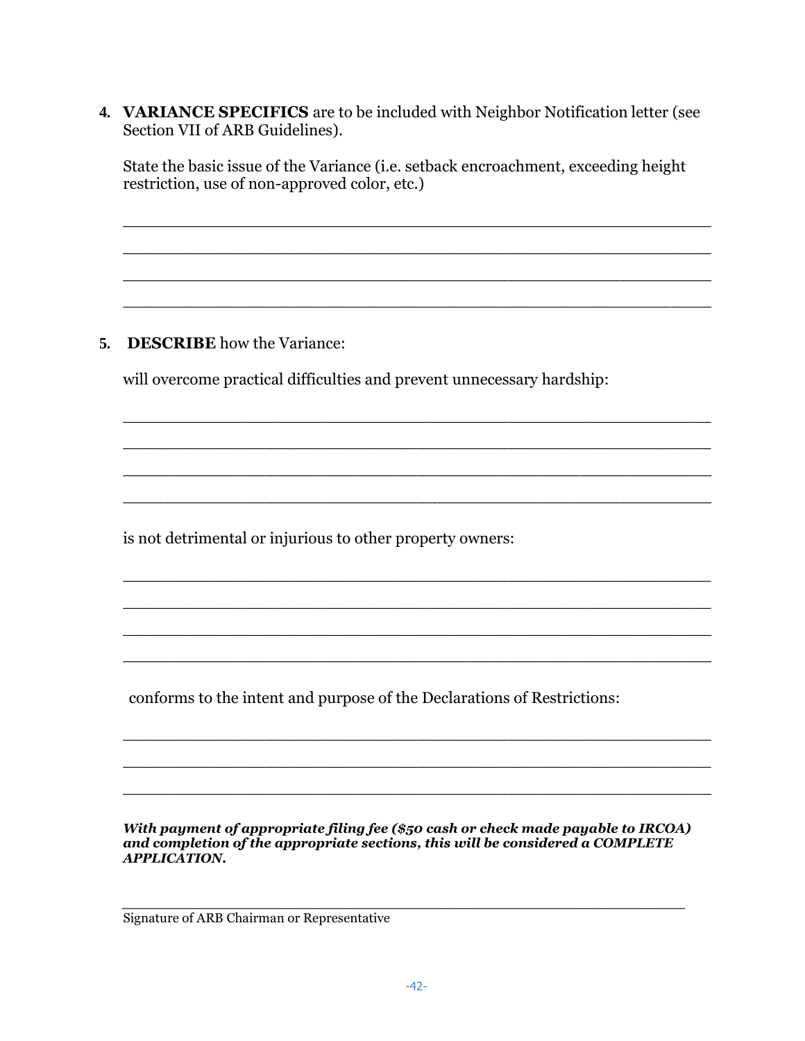4. **VARIANCE SPECIFICS** are to be included with Neighbor Notification letter (see Section VII of ARB Guidelines).

   State the basic issue of the Variance (i.e. setback encroachment, exceeding height restriction, use of non-approved color, etc.)

   ______________________________________________________________

   ______________________________________________________________

   ______________________________________________________________

   ______________________________________________________________

5. **DESCRIBE** how the Variance:

   will overcome practical difficulties and prevent unnecessary hardship:

   ______________________________________________________________

   ______________________________________________________________

   ______________________________________________________________

   ______________________________________________________________

   is not detrimental or injurious to other property owners:

   ______________________________________________________________

   ______________________________________________________________

   ______________________________________________________________

   ______________________________________________________________

   conforms to the intent and purpose of the Declarations of Restrictions:

   ______________________________________________________________

   ______________________________________________________________

   ______________________________________________________________

***With payment of appropriate filing fee ($50 cash or check made payable to IRCOA) and completion of the appropriate sections, this will be considered a COMPLETE APPLICATION.***

______________________________________________________________

Signature of ARB Chairman or Representative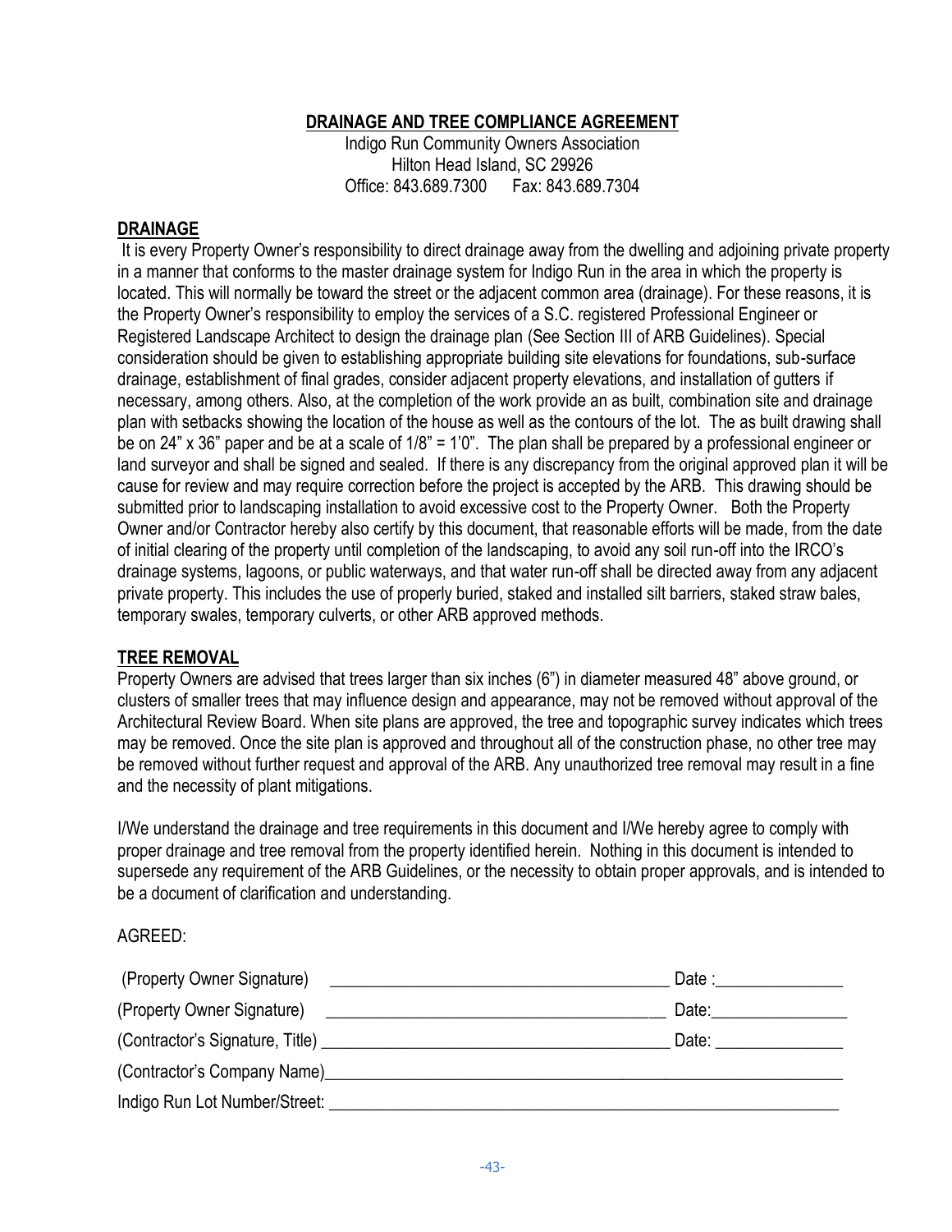## DRAINAGE AND TREE COMPLIANCE AGREEMENT

Indigo Run Community Owners Association
Hilton Head Island, SC 29926
Office: 843.689.7300 Fax: 843.689.7304

### DRAINAGE

It is every Property Owner's responsibility to direct drainage away from the dwelling and adjoining private property in a manner that conforms to the master drainage system for Indigo Run in the area in which the property is located. This will normally be toward the street or the adjacent common area (drainage). For these reasons, it is the Property Owner's responsibility to employ the services of a S.C. registered Professional Engineer or Registered Landscape Architect to design the drainage plan (See Section III of ARB Guidelines). Special consideration should be given to establishing appropriate building site elevations for foundations, sub-surface drainage, establishment of final grades, consider adjacent property elevations, and installation of gutters if necessary, among others. Also, at the completion of the work provide an as built, combination site and drainage plan with setbacks showing the location of the house as well as the contours of the lot. The as built drawing shall be on 24" x 36" paper and be at a scale of 1/8" = 1'0". The plan shall be prepared by a professional engineer or land surveyor and shall be signed and sealed. If there is any discrepancy from the original approved plan it will be cause for review and may require correction before the project is accepted by the ARB. This drawing should be submitted prior to landscaping installation to avoid excessive cost to the Property Owner. Both the Property Owner and/or Contractor hereby also certify by this document, that reasonable efforts will be made, from the date of initial clearing of the property until completion of the landscaping, to avoid any soil run-off into the IRCO's drainage systems, lagoons, or public waterways, and that water run-off shall be directed away from any adjacent private property. This includes the use of properly buried, staked and installed silt barriers, staked straw bales, temporary swales, temporary culverts, or other ARB approved methods.

### TREE REMOVAL

Property Owners are advised that trees larger than six inches (6") in diameter measured 48" above ground, or clusters of smaller trees that may influence design and appearance, may not be removed without approval of the Architectural Review Board. When site plans are approved, the tree and topographic survey indicates which trees may be removed. Once the site plan is approved and throughout all of the construction phase, no other tree may be removed without further request and approval of the ARB. Any unauthorized tree removal may result in a fine and the necessity of plant mitigations.

I/We understand the drainage and tree requirements in this document and I/We hereby agree to comply with proper drainage and tree removal from the property identified herein. Nothing in this document is intended to supersede any requirement of the ARB Guidelines, or the necessity to obtain proper approvals, and is intended to be a document of clarification and understanding.

AGREED:

(Property Owner Signature) ________________________________________ Date :_______________

(Property Owner Signature) ________________________________________ Date:________________

(Contractor's Signature, Title) ________________________________________ Date: _______________

(Contractor's Company Name)________________________________________________________________

Indigo Run Lot Number/Street: ______________________________________________________________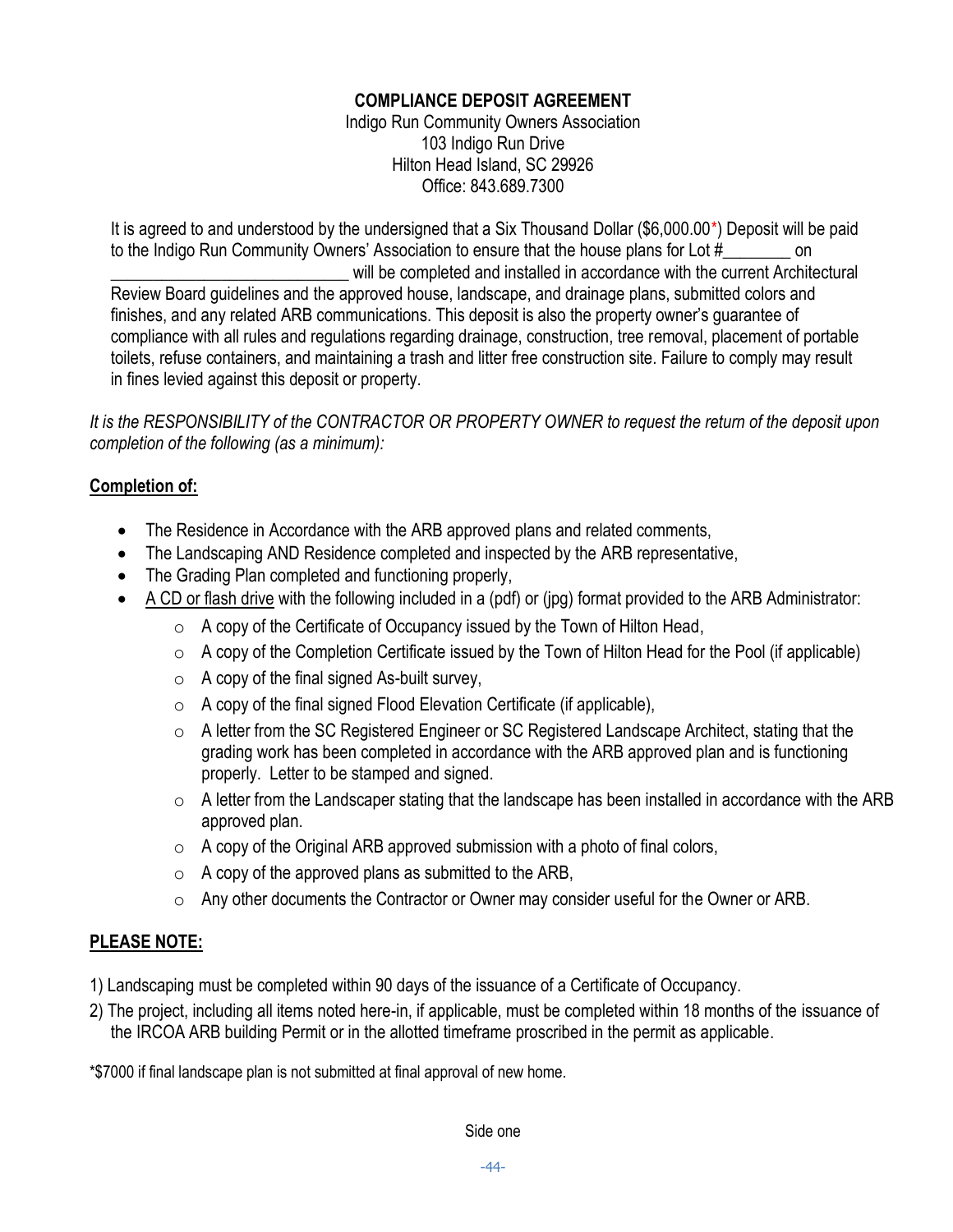## COMPLIANCE DEPOSIT AGREEMENT

Indigo Run Community Owners Association
103 Indigo Run Drive
Hilton Head Island, SC 29926
Office: 843.689.7300

It is agreed to and understood by the undersigned that a Six Thousand Dollar ($6,000.00*) Deposit will be paid to the Indigo Run Community Owners' Association to ensure that the house plans for Lot #________ on ____________________________ will be completed and installed in accordance with the current Architectural Review Board guidelines and the approved house, landscape, and drainage plans, submitted colors and finishes, and any related ARB communications. This deposit is also the property owner's guarantee of compliance with all rules and regulations regarding drainage, construction, tree removal, placement of portable toilets, refuse containers, and maintaining a trash and litter free construction site. Failure to comply may result in fines levied against this deposit or property.

*It is the RESPONSIBILITY of the CONTRACTOR OR PROPERTY OWNER to request the return of the deposit upon completion of the following (as a minimum):*

**Completion of:**

- The Residence in Accordance with the ARB approved plans and related comments,
- The Landscaping AND Residence completed and inspected by the ARB representative,
- The Grading Plan completed and functioning properly,
- A CD or flash drive with the following included in a (pdf) or (jpg) format provided to the ARB Administrator:
  - A copy of the Certificate of Occupancy issued by the Town of Hilton Head,
  - A copy of the Completion Certificate issued by the Town of Hilton Head for the Pool (if applicable)
  - A copy of the final signed As-built survey,
  - A copy of the final signed Flood Elevation Certificate (if applicable),
  - A letter from the SC Registered Engineer or SC Registered Landscape Architect, stating that the grading work has been completed in accordance with the ARB approved plan and is functioning properly. Letter to be stamped and signed.
  - A letter from the Landscaper stating that the landscape has been installed in accordance with the ARB approved plan.
  - A copy of the Original ARB approved submission with a photo of final colors,
  - A copy of the approved plans as submitted to the ARB,
  - Any other documents the Contractor or Owner may consider useful for the Owner or ARB.

**PLEASE NOTE:**

1) Landscaping must be completed within 90 days of the issuance of a Certificate of Occupancy.
2) The project, including all items noted here-in, if applicable, must be completed within 18 months of the issuance of the IRCOA ARB building Permit or in the allotted timeframe proscribed in the permit as applicable.

*$7000 if final landscape plan is not submitted at final approval of new home.

Side one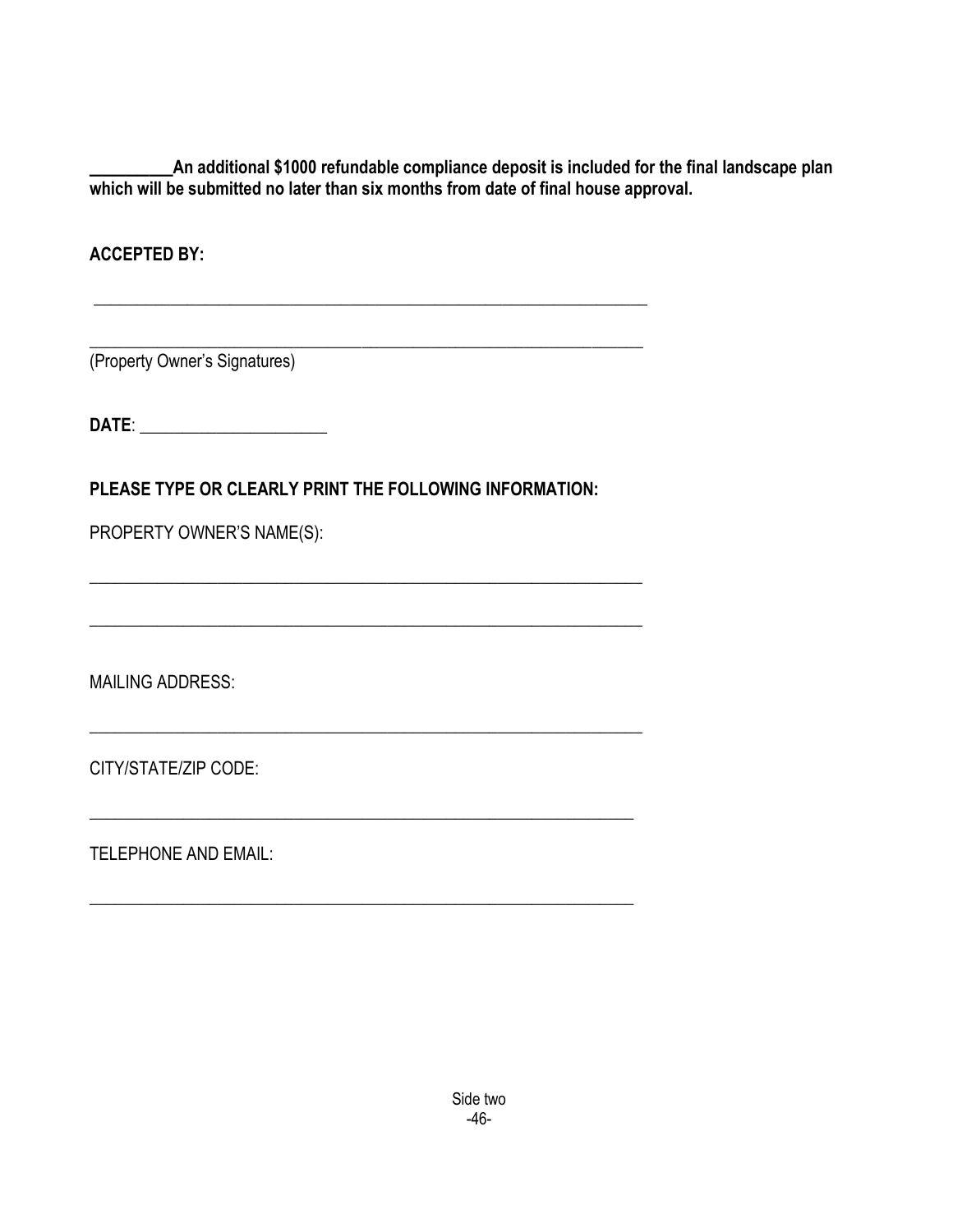**__________An additional $1000 refundable compliance deposit is included for the final landscape plan which will be submitted no later than six months from date of final house approval.**

**ACCEPTED BY:**

______________________________________________________________________

______________________________________________________________________

(Property Owner's Signatures)

**DATE**: ______________________

**PLEASE TYPE OR CLEARLY PRINT THE FOLLOWING INFORMATION:**

PROPERTY OWNER'S NAME(S):

______________________________________________________________________

______________________________________________________________________

MAILING ADDRESS:

______________________________________________________________________

CITY/STATE/ZIP CODE:

______________________________________________________________________

TELEPHONE AND EMAIL:

______________________________________________________________________

Side two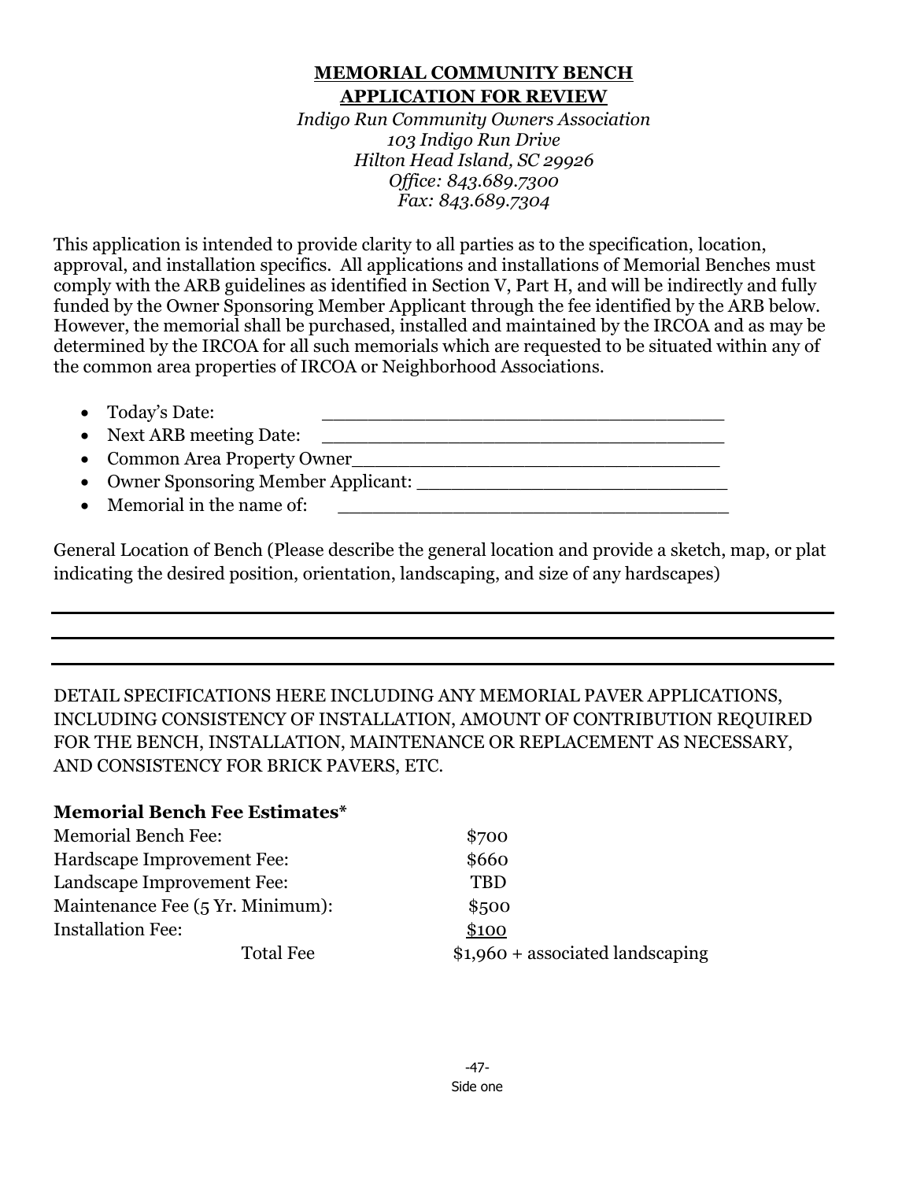**MEMORIAL COMMUNITY BENCH**
**APPLICATION FOR REVIEW**

*Indigo Run Community Owners Association*
*103 Indigo Run Drive*
*Hilton Head Island, SC 29926*
*Office: 843.689.7300*
*Fax: 843.689.7304*

This application is intended to provide clarity to all parties as to the specification, location, approval, and installation specifics. All applications and installations of Memorial Benches must comply with the ARB guidelines as identified in Section V, Part H, and will be indirectly and fully funded by the Owner Sponsoring Member Applicant through the fee identified by the ARB below. However, the memorial shall be purchased, installed and maintained by the IRCOA and as may be determined by the IRCOA for all such memorials which are requested to be situated within any of the common area properties of IRCOA or Neighborhood Associations.

- Today's Date: ___________________________________
- Next ARB meeting Date: ___________________________________
- Common Area Property Owner___________________________________
- Owner Sponsoring Member Applicant: ___________________________
- Memorial in the name of: ___________________________________

General Location of Bench (Please describe the general location and provide a sketch, map, or plat indicating the desired position, orientation, landscaping, and size of any hardscapes)

---

---

---

DETAIL SPECIFICATIONS HERE INCLUDING ANY MEMORIAL PAVER APPLICATIONS, INCLUDING CONSISTENCY OF INSTALLATION, AMOUNT OF CONTRIBUTION REQUIRED FOR THE BENCH, INSTALLATION, MAINTENANCE OR REPLACEMENT AS NECESSARY, AND CONSISTENCY FOR BRICK PAVERS, ETC.

**Memorial Bench Fee Estimates***

| | |
|---|---|
| Memorial Bench Fee: | \$700 |
| Hardscape Improvement Fee: | \$660 |
| Landscape Improvement Fee: | TBD |
| Maintenance Fee (5 Yr. Minimum): | \$500 |
| Installation Fee: | \$100 |
| Total Fee | \$1,960 + associated landscaping |

Side one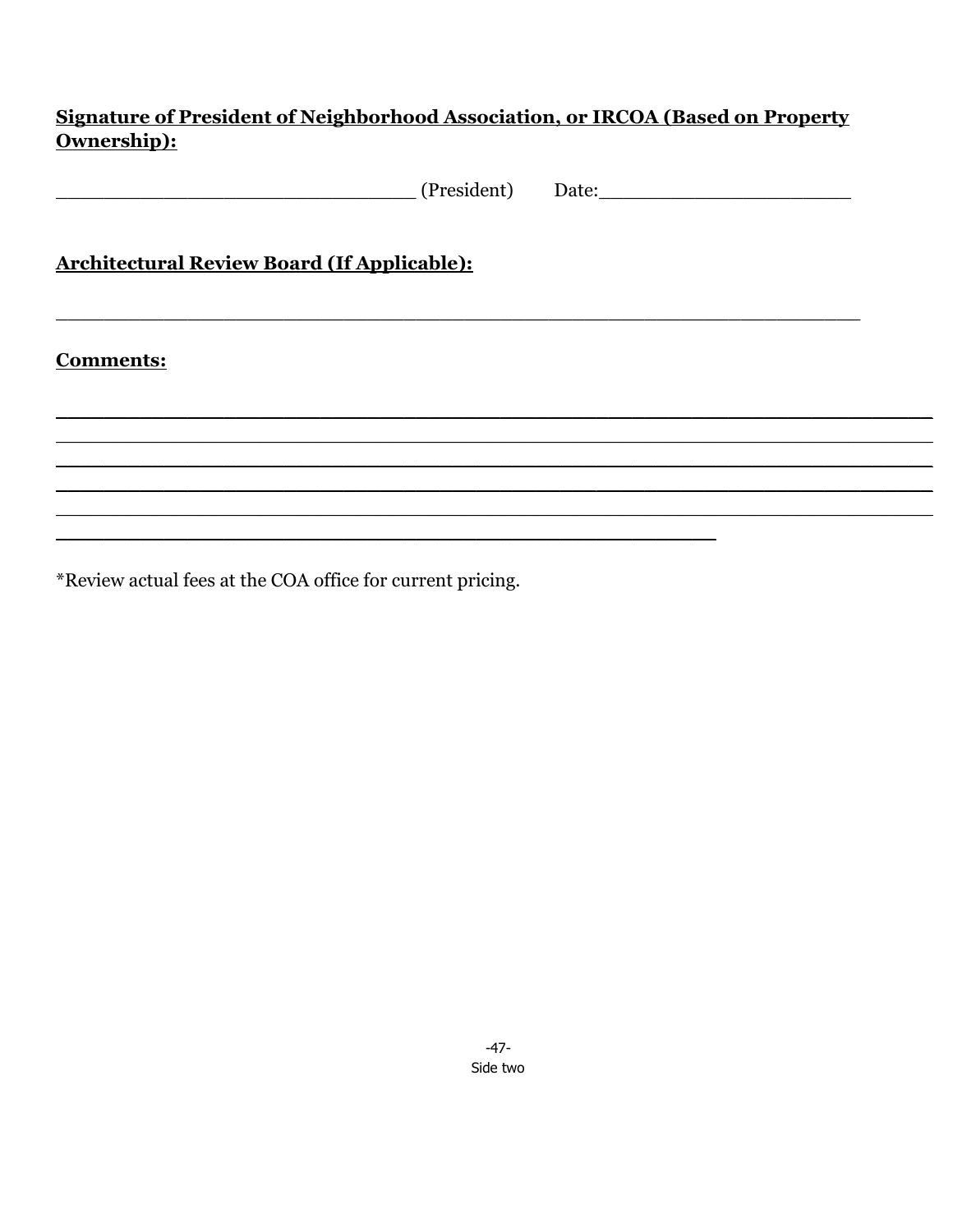**Signature of President of Neighborhood Association, or IRCOA (Based on Property Ownership):**

______________________________ (President)    Date:_____________________

**Architectural Review Board (If Applicable):**

____________________________________________________________________

**Comments:**

____________________________________________________________________
____________________________________________________________________
____________________________________________________________________
____________________________________________________________________
____________________________________________________________________
________________________________________________________

*Review actual fees at the COA office for current pricing.

Side two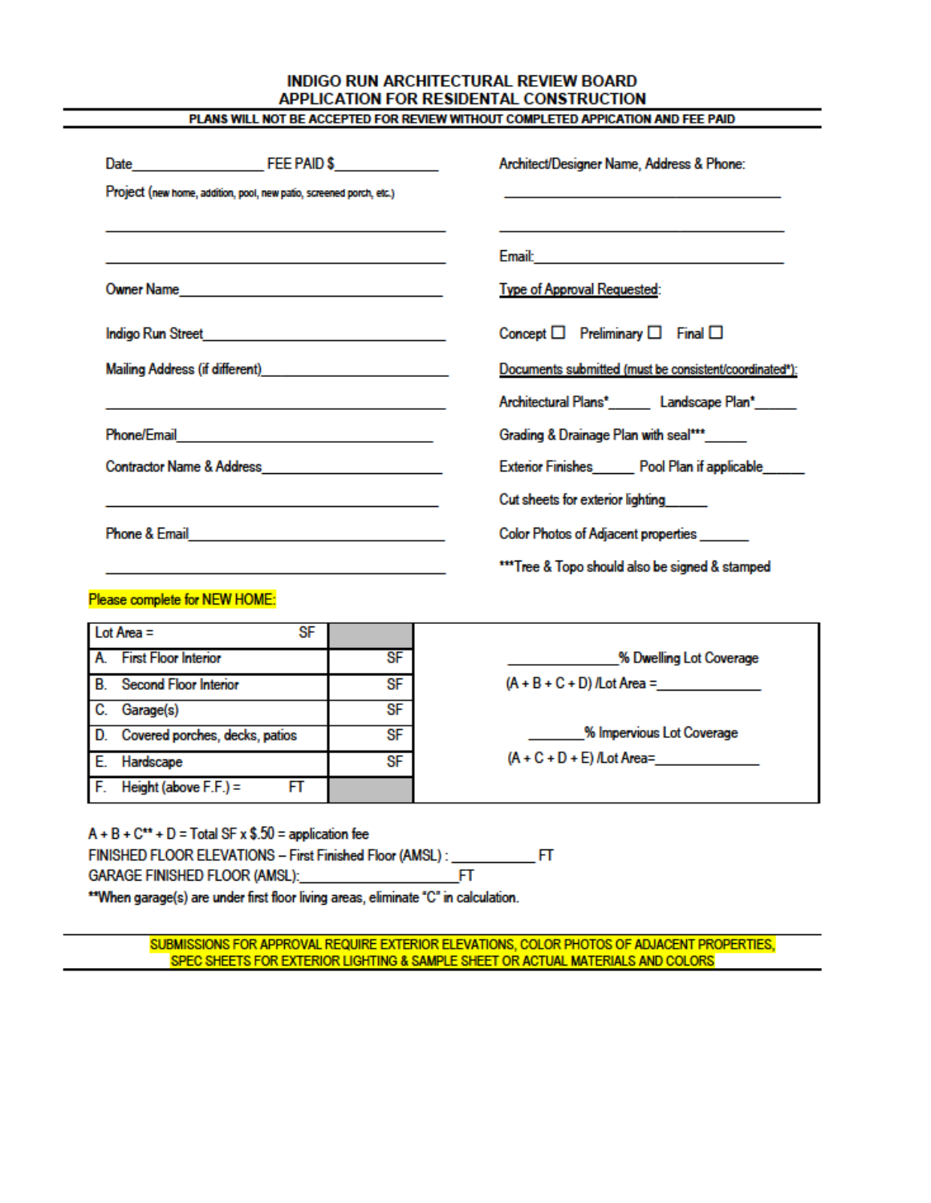# INDIGO RUN ARCHITECTURAL REVIEW BOARD
# APPLICATION FOR RESIDENTAL CONSTRUCTION

**PLANS WILL NOT BE ACCEPTED FOR REVIEW WITHOUT COMPLETED APPICATION AND FEE PAID**

Date_________________ FEE PAID $______________

Project (new home, addition, pool, new patio, screened porch, etc.)

_____________________________________________

_____________________________________________

Owner Name___________________________________

Indigo Run Street_______________________________

Mailing Address (if different)_____________________

_____________________________________________

Phone/Email___________________________________

Contractor Name & Address_______________________

_____________________________________________

Phone & Email_________________________________

_____________________________________________

Architect/Designer Name, Address & Phone:

_____________________________________________

_____________________________________________

Email:________________________________________

Type of Approval Requested:

Concept ☐ Preliminary ☐ Final ☐

Documents submitted (must be consistent/coordinated*):

Architectural Plans*______ Landscape Plan*______

Grading & Drainage Plan with seal***______

Exterior Finishes______ Pool Plan if applicable______

Cut sheets for exterior lighting______

Color Photos of Adjacent properties _______

***Tree & Topo should also be signed & stamped

Please complete for NEW HOME:

| Lot Area = SF | | |
|---|---|---|
| A. First Floor Interior | SF | _____________% Dwelling Lot Coverage |
| B. Second Floor Interior | SF | (A + B + C + D) /Lot Area =____________ |
| C. Garage(s) | SF | |
| D. Covered porches, decks, patios | SF | ________% Impervious Lot Coverage |
| E. Hardscape | SF | (A + C + D + E) /Lot Area=____________ |
| F. Height (above F.F.) = FT | | |

A + B + C** + D = Total SF x $.50 = application fee

FINISHED FLOOR ELEVATIONS – First Finished Floor (AMSL) : ___________ FT

GARAGE FINISHED FLOOR (AMSL):________________________FT

**When garage(s) are under first floor living areas, eliminate "C" in calculation.

SUBMISSIONS FOR APPROVAL REQUIRE EXTERIOR ELEVATIONS, COLOR PHOTOS OF ADJACENT PROPERTIES, SPEC SHEETS FOR EXTERIOR LIGHTING & SAMPLE SHEET OR ACTUAL MATERIALS AND COLORS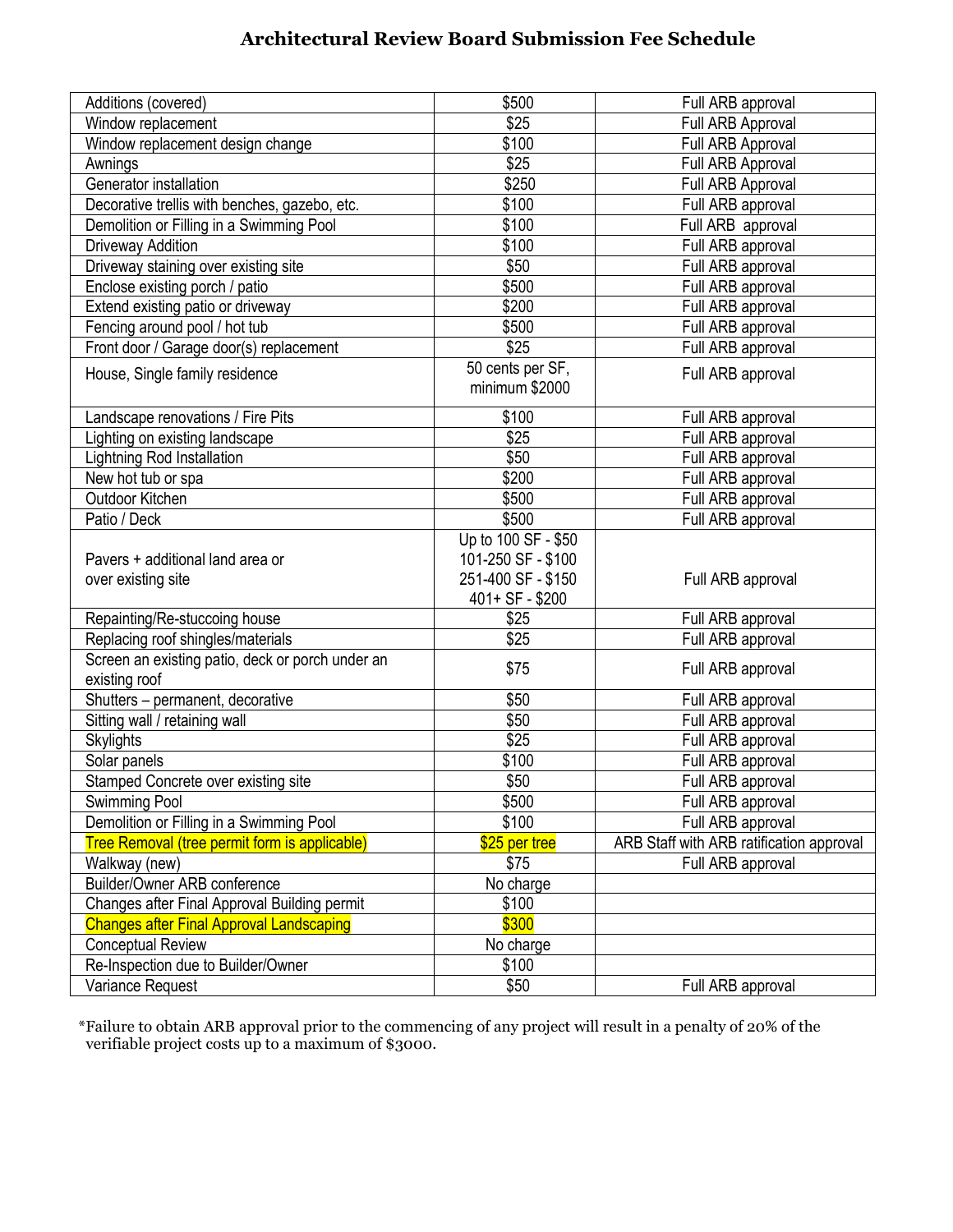# Architectural Review Board Submission Fee Schedule

| | | |
|---|---|---|
| Additions (covered) | $500 | Full ARB approval |
| Window replacement | $25 | Full ARB Approval |
| Window replacement design change | $100 | Full ARB Approval |
| Awnings | $25 | Full ARB Approval |
| Generator installation | $250 | Full ARB Approval |
| Decorative trellis with benches, gazebo, etc. | $100 | Full ARB approval |
| Demolition or Filling in a Swimming Pool | $100 | Full ARB approval |
| Driveway Addition | $100 | Full ARB approval |
| Driveway staining over existing site | $50 | Full ARB approval |
| Enclose existing porch / patio | $500 | Full ARB approval |
| Extend existing patio or driveway | $200 | Full ARB approval |
| Fencing around pool / hot tub | $500 | Full ARB approval |
| Front door / Garage door(s) replacement | $25 | Full ARB approval |
| House, Single family residence | 50 cents per SF, minimum $2000 | Full ARB approval |
| Landscape renovations / Fire Pits | $100 | Full ARB approval |
| Lighting on existing landscape | $25 | Full ARB approval |
| Lightning Rod Installation | $50 | Full ARB approval |
| New hot tub or spa | $200 | Full ARB approval |
| Outdoor Kitchen | $500 | Full ARB approval |
| Patio / Deck | $500 | Full ARB approval |
| Pavers + additional land area or over existing site | Up to 100 SF - $50<br>101-250 SF - $100<br>251-400 SF - $150<br>401+ SF - $200 | Full ARB approval |
| Repainting/Re-stuccoing house | $25 | Full ARB approval |
| Replacing roof shingles/materials | $25 | Full ARB approval |
| Screen an existing patio, deck or porch under an existing roof | $75 | Full ARB approval |
| Shutters – permanent, decorative | $50 | Full ARB approval |
| Sitting wall / retaining wall | $50 | Full ARB approval |
| Skylights | $25 | Full ARB approval |
| Solar panels | $100 | Full ARB approval |
| Stamped Concrete over existing site | $50 | Full ARB approval |
| Swimming Pool | $500 | Full ARB approval |
| Demolition or Filling in a Swimming Pool | $100 | Full ARB approval |
| Tree Removal (tree permit form is applicable) | $25 per tree | ARB Staff with ARB ratification approval |
| Walkway (new) | $75 | Full ARB approval |
| Builder/Owner ARB conference | No charge | |
| Changes after Final Approval Building permit | $100 | |
| Changes after Final Approval Landscaping | $300 | |
| Conceptual Review | No charge | |
| Re-Inspection due to Builder/Owner | $100 | |
| Variance Request | $50 | Full ARB approval |

*Failure to obtain ARB approval prior to the commencing of any project will result in a penalty of 20% of the verifiable project costs up to a maximum of $3000.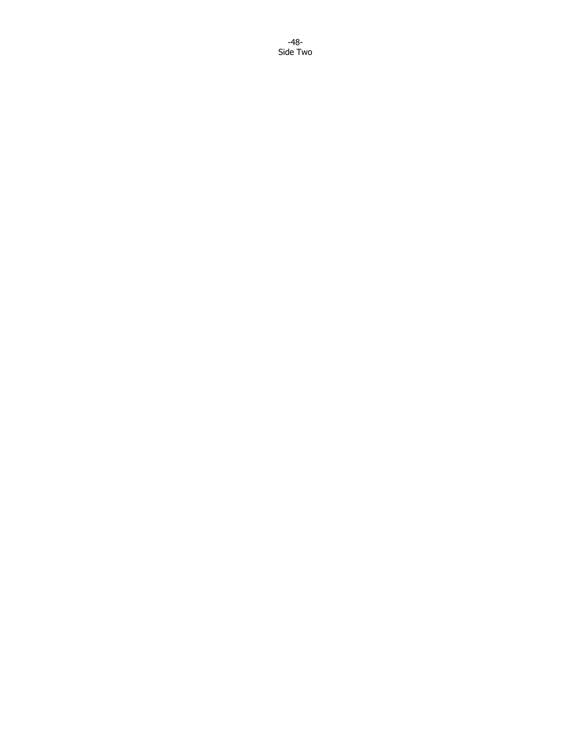Side Two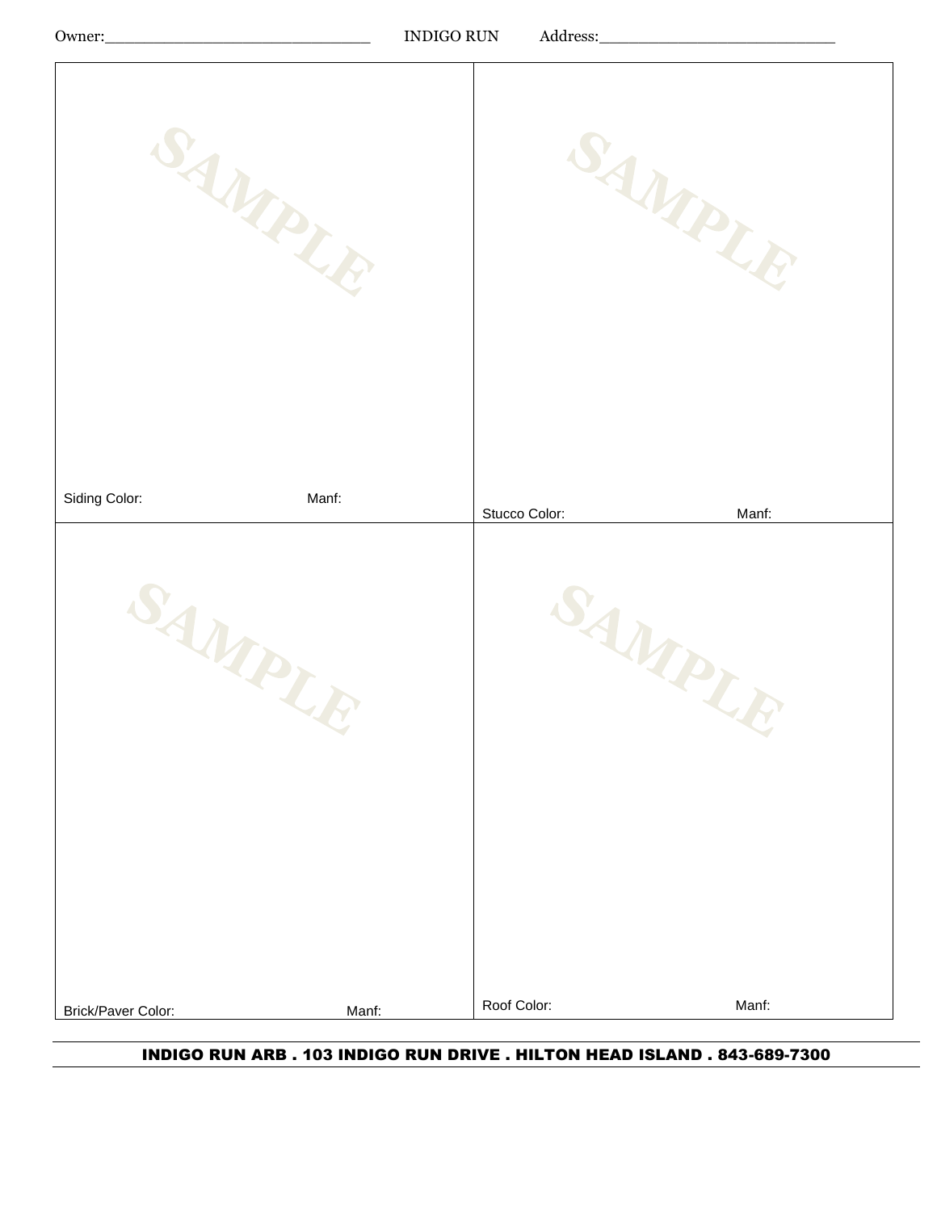Owner:_____________________________ INDIGO RUN Address:__________________________

| | |
|---|---|
| SAMPLE<br><br>Siding Color: Manf: | SAMPLE<br><br>Stucco Color: Manf: |
| SAMPLE<br><br>Brick/Paver Color: Manf: | SAMPLE<br><br>Roof Color: Manf: |

**INDIGO RUN ARB . 103 INDIGO RUN DRIVE . HILTON HEAD ISLAND . 843-689-7300**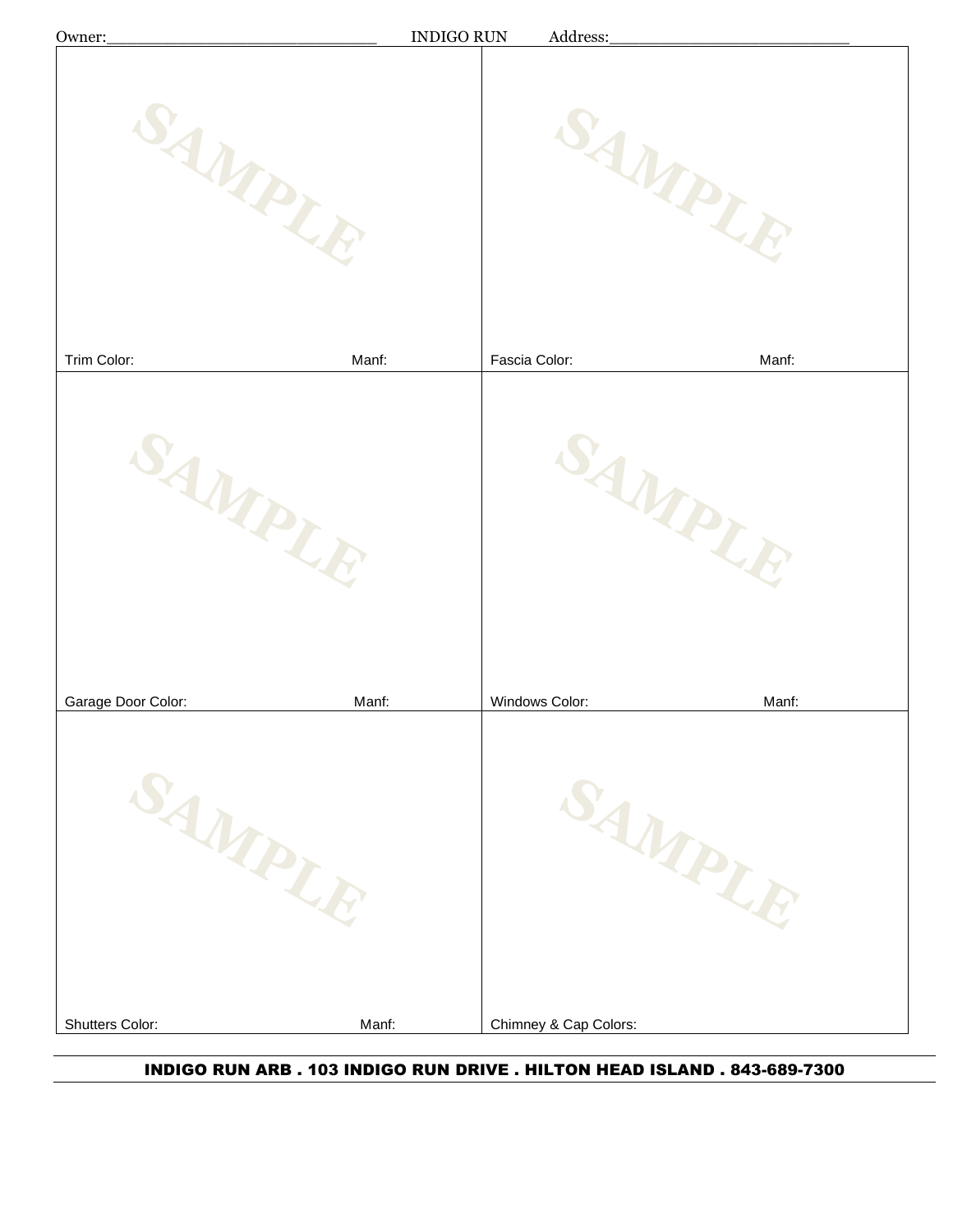Owner:______________________________ INDIGO RUN Address:___________________________

| | |
|---|---|
| SAMPLE | SAMPLE |
| Trim Color: Manf: | Fascia Color: Manf: |
| SAMPLE | SAMPLE |
| Garage Door Color: Manf: | Windows Color: Manf: |
| SAMPLE | SAMPLE |
| Shutters Color: Manf: | Chimney & Cap Colors: |

**INDIGO RUN ARB . 103 INDIGO RUN DRIVE . HILTON HEAD ISLAND . 843-689-7300**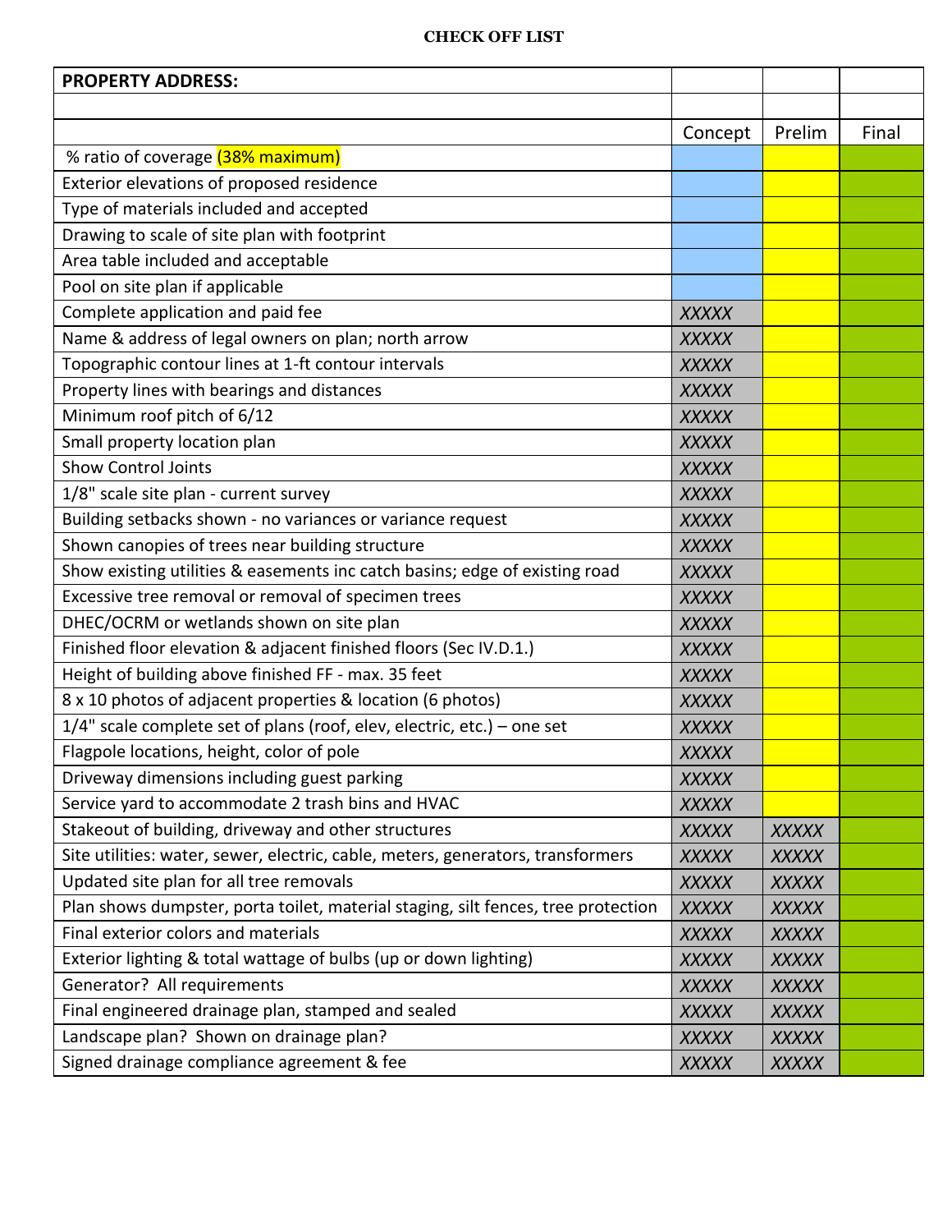**CHECK OFF LIST**

| PROPERTY ADDRESS: | | | |
|---|---|---|---|
| | | | |
| | Concept | Prelim | Final |
| % ratio of coverage (38% maximum) | | | |
| Exterior elevations of proposed residence | | | |
| Type of materials included and accepted | | | |
| Drawing to scale of site plan with footprint | | | |
| Area table included and acceptable | | | |
| Pool on site plan if applicable | | | |
| Complete application and paid fee | *XXXXX* | | |
| Name & address of legal owners on plan; north arrow | *XXXXX* | | |
| Topographic contour lines at 1-ft contour intervals | *XXXXX* | | |
| Property lines with bearings and distances | *XXXXX* | | |
| Minimum roof pitch of 6/12 | *XXXXX* | | |
| Small property location plan | *XXXXX* | | |
| Show Control Joints | *XXXXX* | | |
| 1/8" scale site plan - current survey | *XXXXX* | | |
| Building setbacks shown - no variances or variance request | *XXXXX* | | |
| Shown canopies of trees near building structure | *XXXXX* | | |
| Show existing utilities & easements inc catch basins; edge of existing road | *XXXXX* | | |
| Excessive tree removal or removal of specimen trees | *XXXXX* | | |
| DHEC/OCRM or wetlands shown on site plan | *XXXXX* | | |
| Finished floor elevation & adjacent finished floors (Sec IV.D.1.) | *XXXXX* | | |
| Height of building above finished FF - max. 35 feet | *XXXXX* | | |
| 8 x 10 photos of adjacent properties & location (6 photos) | *XXXXX* | | |
| 1/4" scale complete set of plans (roof, elev, electric, etc.) – one set | *XXXXX* | | |
| Flagpole locations, height, color of pole | *XXXXX* | | |
| Driveway dimensions including guest parking | *XXXXX* | | |
| Service yard to accommodate 2 trash bins and HVAC | *XXXXX* | | |
| Stakeout of building, driveway and other structures | *XXXXX* | *XXXXX* | |
| Site utilities: water, sewer, electric, cable, meters, generators, transformers | *XXXXX* | *XXXXX* | |
| Updated site plan for all tree removals | *XXXXX* | *XXXXX* | |
| Plan shows dumpster, porta toilet, material staging, silt fences, tree protection | *XXXXX* | *XXXXX* | |
| Final exterior colors and materials | *XXXXX* | *XXXXX* | |
| Exterior lighting & total wattage of bulbs (up or down lighting) | *XXXXX* | *XXXXX* | |
| Generator? All requirements | *XXXXX* | *XXXXX* | |
| Final engineered drainage plan, stamped and sealed | *XXXXX* | *XXXXX* | |
| Landscape plan? Shown on drainage plan? | *XXXXX* | *XXXXX* | |
| Signed drainage compliance agreement & fee | *XXXXX* | *XXXXX* | |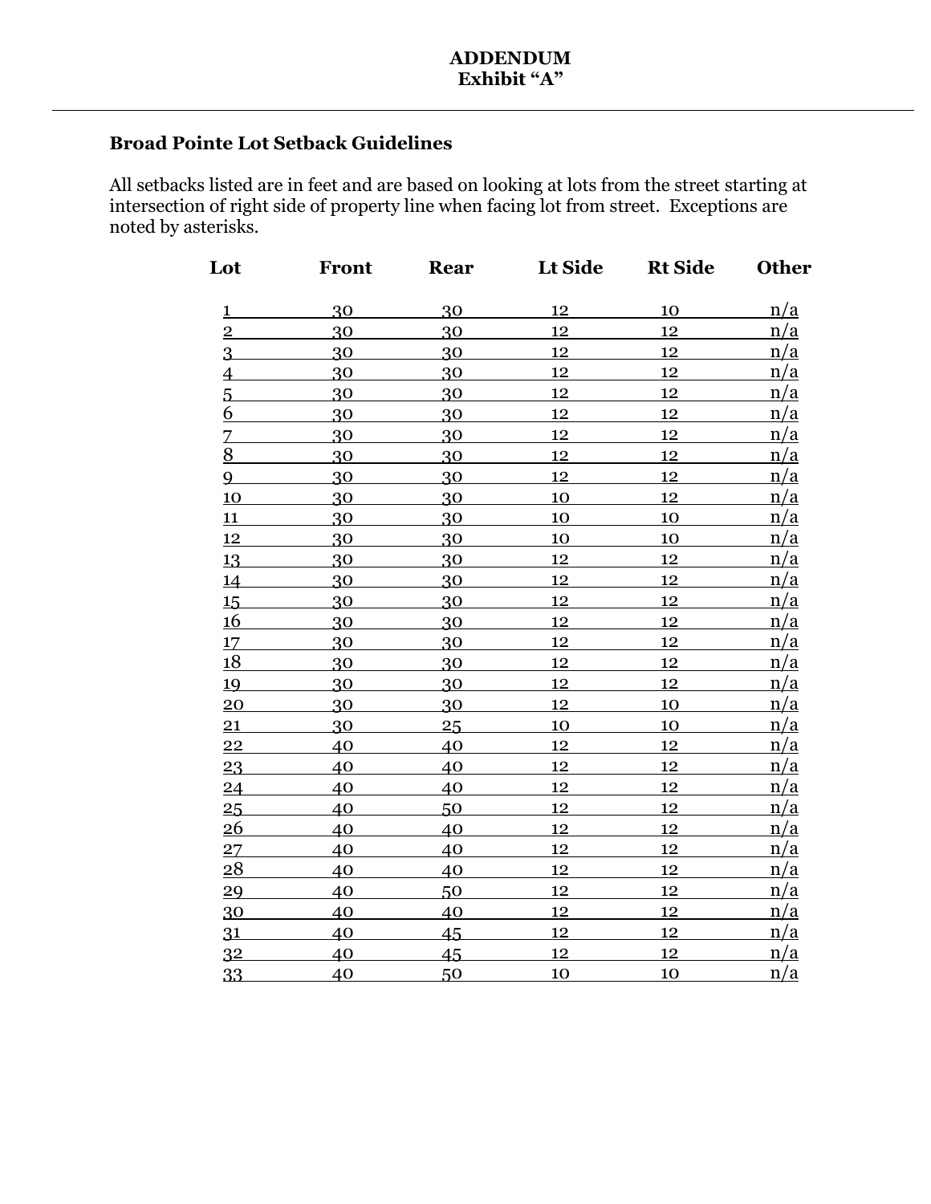**ADDENDUM**
**Exhibit "A"**

---

**Broad Pointe Lot Setback Guidelines**

All setbacks listed are in feet and are based on looking at lots from the street starting at intersection of right side of property line when facing lot from street. Exceptions are noted by asterisks.

| Lot | Front | Rear | Lt Side | Rt Side | Other |
|---|---|---|---|---|---|
| 1 | 30 | 30 | 12 | 10 | n/a |
| 2 | 30 | 30 | 12 | 12 | n/a |
| 3 | 30 | 30 | 12 | 12 | n/a |
| 4 | 30 | 30 | 12 | 12 | n/a |
| 5 | 30 | 30 | 12 | 12 | n/a |
| 6 | 30 | 30 | 12 | 12 | n/a |
| 7 | 30 | 30 | 12 | 12 | n/a |
| 8 | 30 | 30 | 12 | 12 | n/a |
| 9 | 30 | 30 | 12 | 12 | n/a |
| 10 | 30 | 30 | 10 | 12 | n/a |
| 11 | 30 | 30 | 10 | 10 | n/a |
| 12 | 30 | 30 | 10 | 10 | n/a |
| 13 | 30 | 30 | 12 | 12 | n/a |
| 14 | 30 | 30 | 12 | 12 | n/a |
| 15 | 30 | 30 | 12 | 12 | n/a |
| 16 | 30 | 30 | 12 | 12 | n/a |
| 17 | 30 | 30 | 12 | 12 | n/a |
| 18 | 30 | 30 | 12 | 12 | n/a |
| 19 | 30 | 30 | 12 | 12 | n/a |
| 20 | 30 | 30 | 12 | 10 | n/a |
| 21 | 30 | 25 | 10 | 10 | n/a |
| 22 | 40 | 40 | 12 | 12 | n/a |
| 23 | 40 | 40 | 12 | 12 | n/a |
| 24 | 40 | 40 | 12 | 12 | n/a |
| 25 | 40 | 50 | 12 | 12 | n/a |
| 26 | 40 | 40 | 12 | 12 | n/a |
| 27 | 40 | 40 | 12 | 12 | n/a |
| 28 | 40 | 40 | 12 | 12 | n/a |
| 29 | 40 | 50 | 12 | 12 | n/a |
| 30 | 40 | 40 | 12 | 12 | n/a |
| 31 | 40 | 45 | 12 | 12 | n/a |
| 32 | 40 | 45 | 12 | 12 | n/a |
| 33 | 40 | 50 | 10 | 10 | n/a |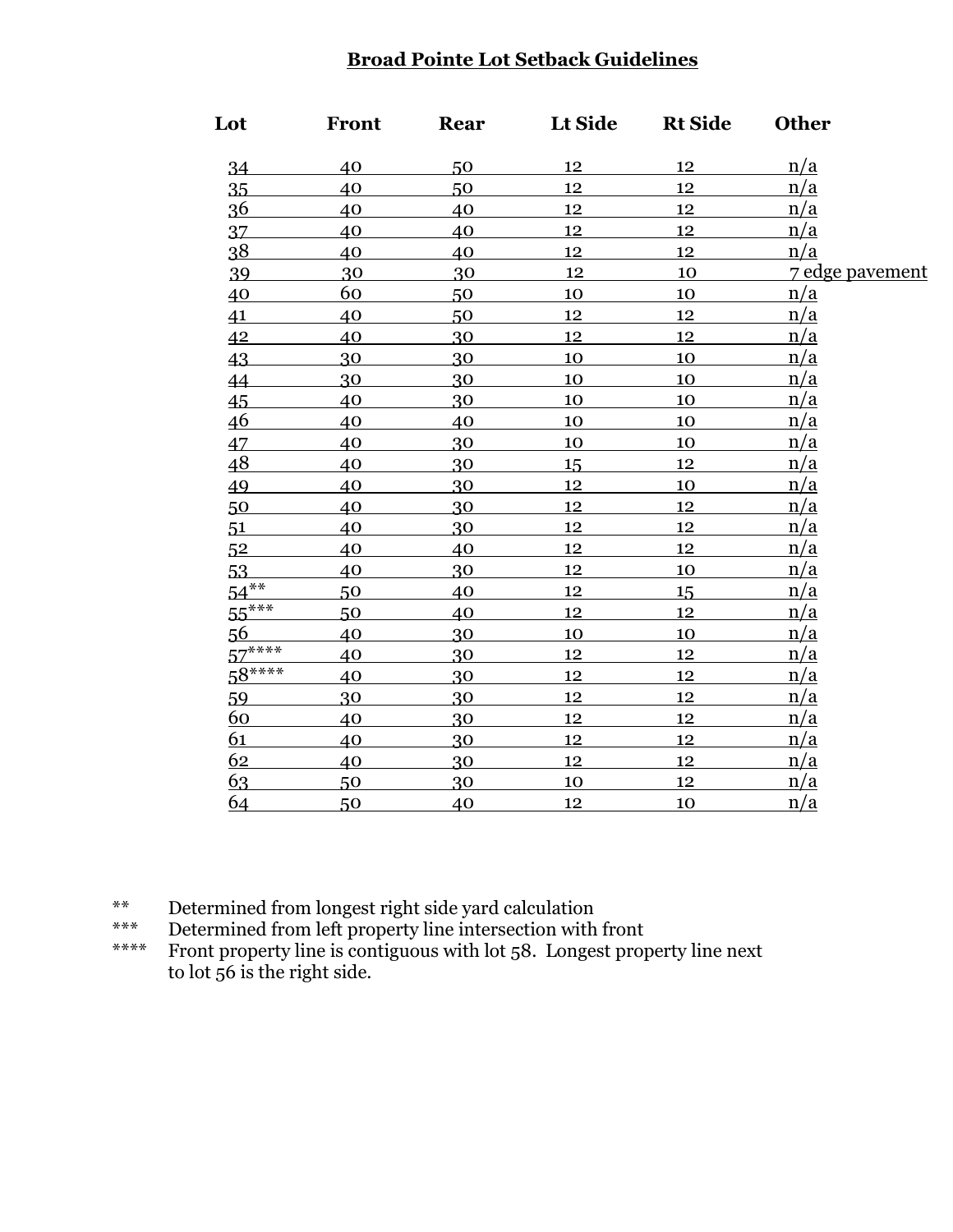# Broad Pointe Lot Setback Guidelines

| Lot | Front | Rear | Lt Side | Rt Side | Other |
|---|---|---|---|---|---|
| 34 | 40 | 50 | 12 | 12 | n/a |
| 35 | 40 | 50 | 12 | 12 | n/a |
| 36 | 40 | 40 | 12 | 12 | n/a |
| 37 | 40 | 40 | 12 | 12 | n/a |
| 38 | 40 | 40 | 12 | 12 | n/a |
| 39 | 30 | 30 | 12 | 10 | 7 edge pavement |
| 40 | 60 | 50 | 10 | 10 | n/a |
| 41 | 40 | 50 | 12 | 12 | n/a |
| 42 | 40 | 30 | 12 | 12 | n/a |
| 43 | 30 | 30 | 10 | 10 | n/a |
| 44 | 30 | 30 | 10 | 10 | n/a |
| 45 | 40 | 30 | 10 | 10 | n/a |
| 46 | 40 | 40 | 10 | 10 | n/a |
| 47 | 40 | 30 | 10 | 10 | n/a |
| 48 | 40 | 30 | 15 | 12 | n/a |
| 49 | 40 | 30 | 12 | 10 | n/a |
| 50 | 40 | 30 | 12 | 12 | n/a |
| 51 | 40 | 30 | 12 | 12 | n/a |
| 52 | 40 | 40 | 12 | 12 | n/a |
| 53 | 40 | 30 | 12 | 10 | n/a |
| 54** | 50 | 40 | 12 | 15 | n/a |
| 55*** | 50 | 40 | 12 | 12 | n/a |
| 56 | 40 | 30 | 10 | 10 | n/a |
| 57**** | 40 | 30 | 12 | 12 | n/a |
| 58**** | 40 | 30 | 12 | 12 | n/a |
| 59 | 30 | 30 | 12 | 12 | n/a |
| 60 | 40 | 30 | 12 | 12 | n/a |
| 61 | 40 | 30 | 12 | 12 | n/a |
| 62 | 40 | 30 | 12 | 12 | n/a |
| 63 | 50 | 30 | 10 | 12 | n/a |
| 64 | 50 | 40 | 12 | 10 | n/a |

** Determined from longest right side yard calculation

*** Determined from left property line intersection with front

**** Front property line is contiguous with lot 58. Longest property line next to lot 56 is the right side.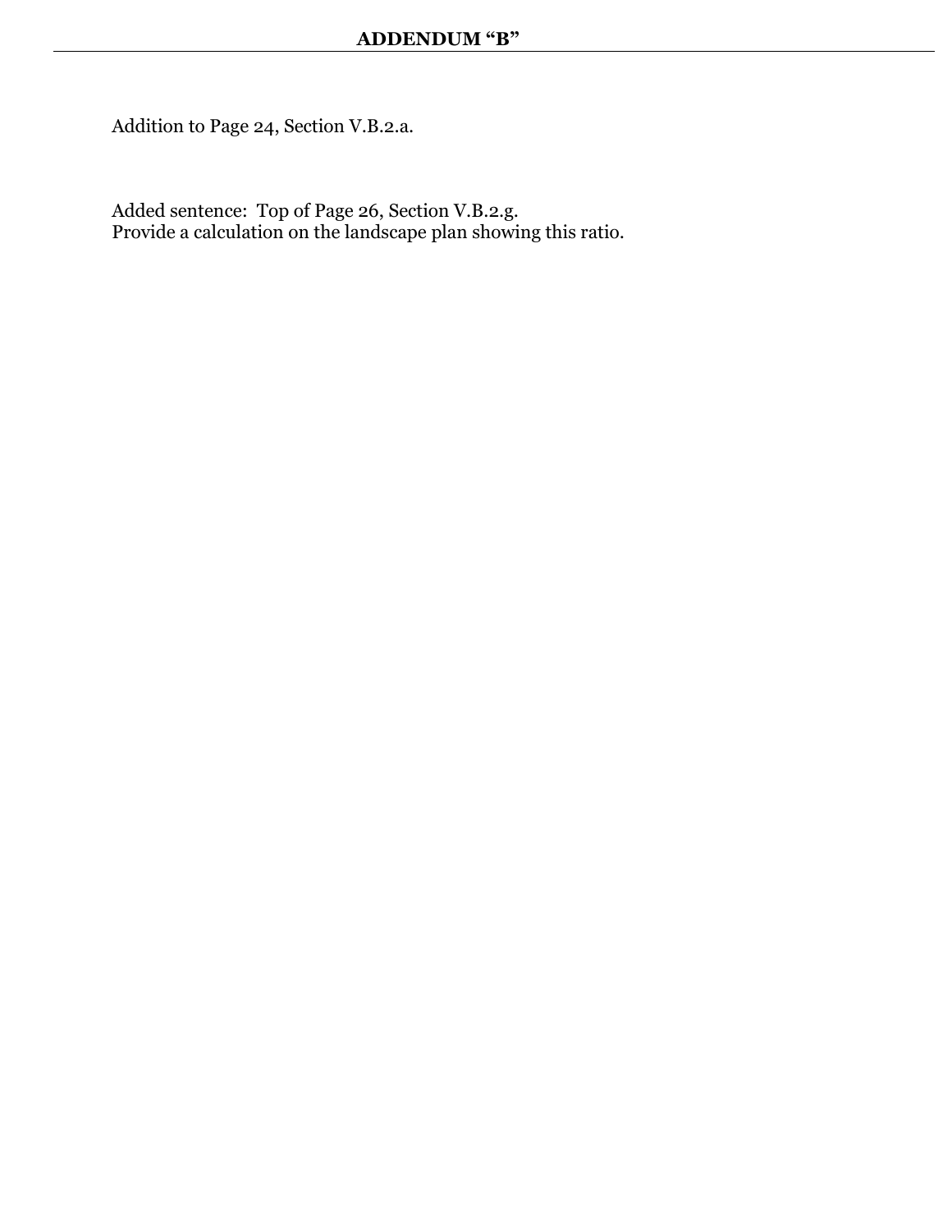# ADDENDUM "B"

Addition to Page 24, Section V.B.2.a.

Added sentence: Top of Page 26, Section V.B.2.g.
Provide a calculation on the landscape plan showing this ratio.